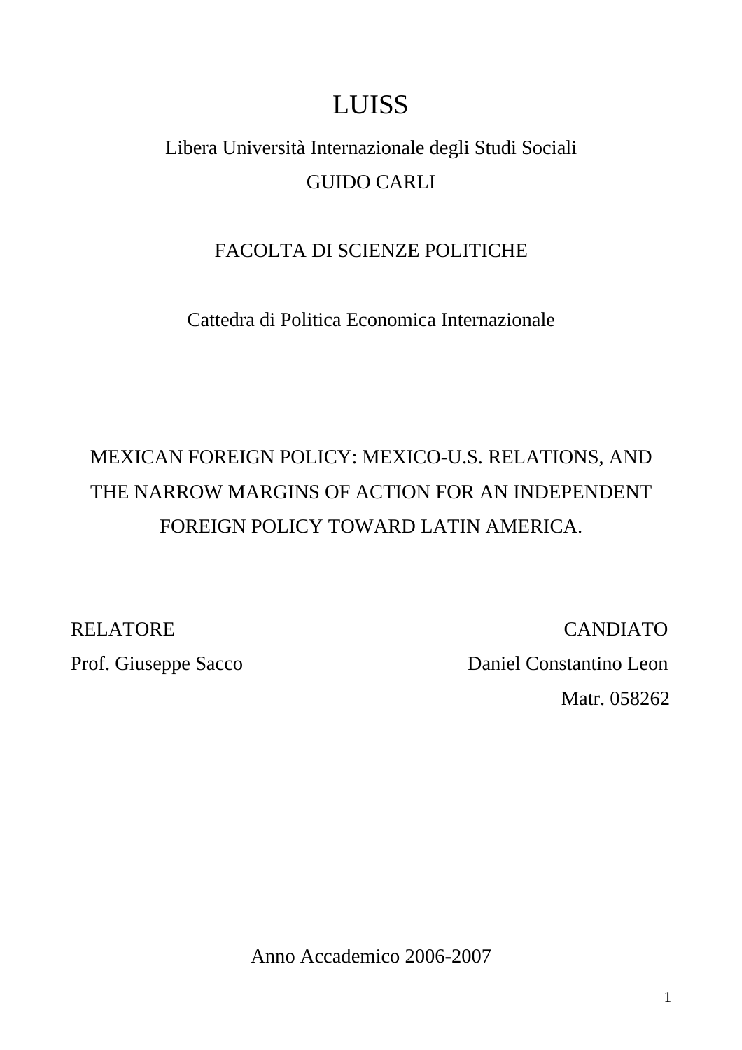# LUISS

Libera Università Internazionale degli Studi Sociali

GUIDO CARLI

FACOLTA DI SCIENZE POLITICHE

Cattedra di Politica Economica Internazionale

## MEXICAN FOREIGN POLICY: MEXICO-U.S. RELATIONS, AND THE NARROW MARGINS OF ACTION FOR AN INDEPENDENT FOREIGN POLICY TOWARD LATIN AMERICA.

RELATORE
Prof. Giuseppe Sacco

CANDIATO
Daniel Constantino Leon
Matr. 058262

Anno Accademico 2006-2007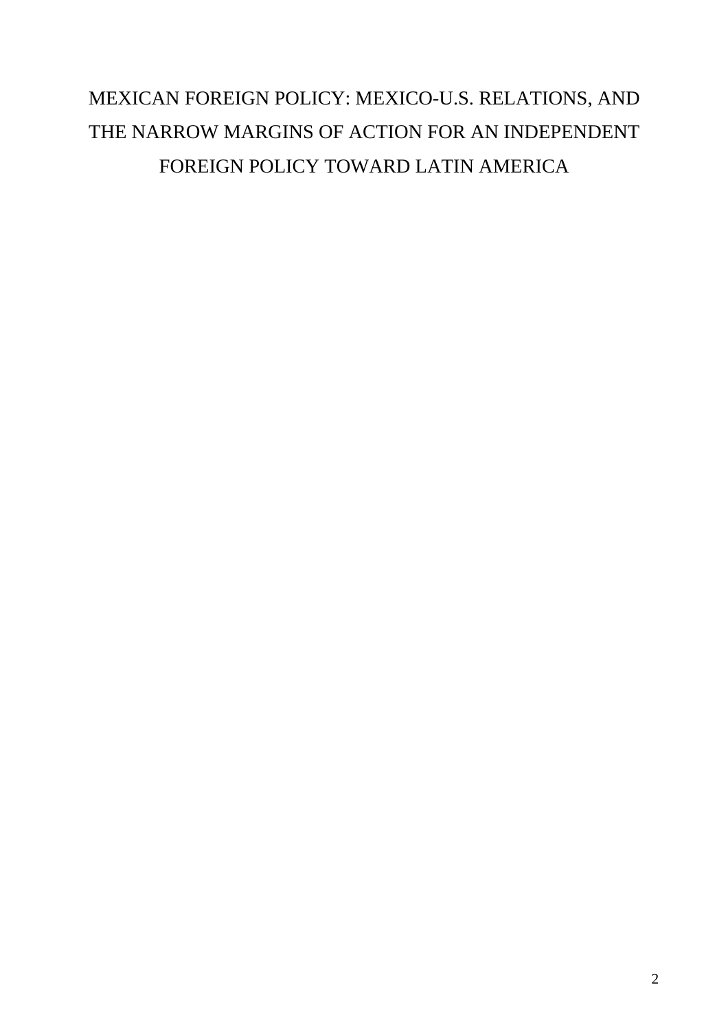# MEXICAN FOREIGN POLICY: MEXICO-U.S. RELATIONS, AND THE NARROW MARGINS OF ACTION FOR AN INDEPENDENT FOREIGN POLICY TOWARD LATIN AMERICA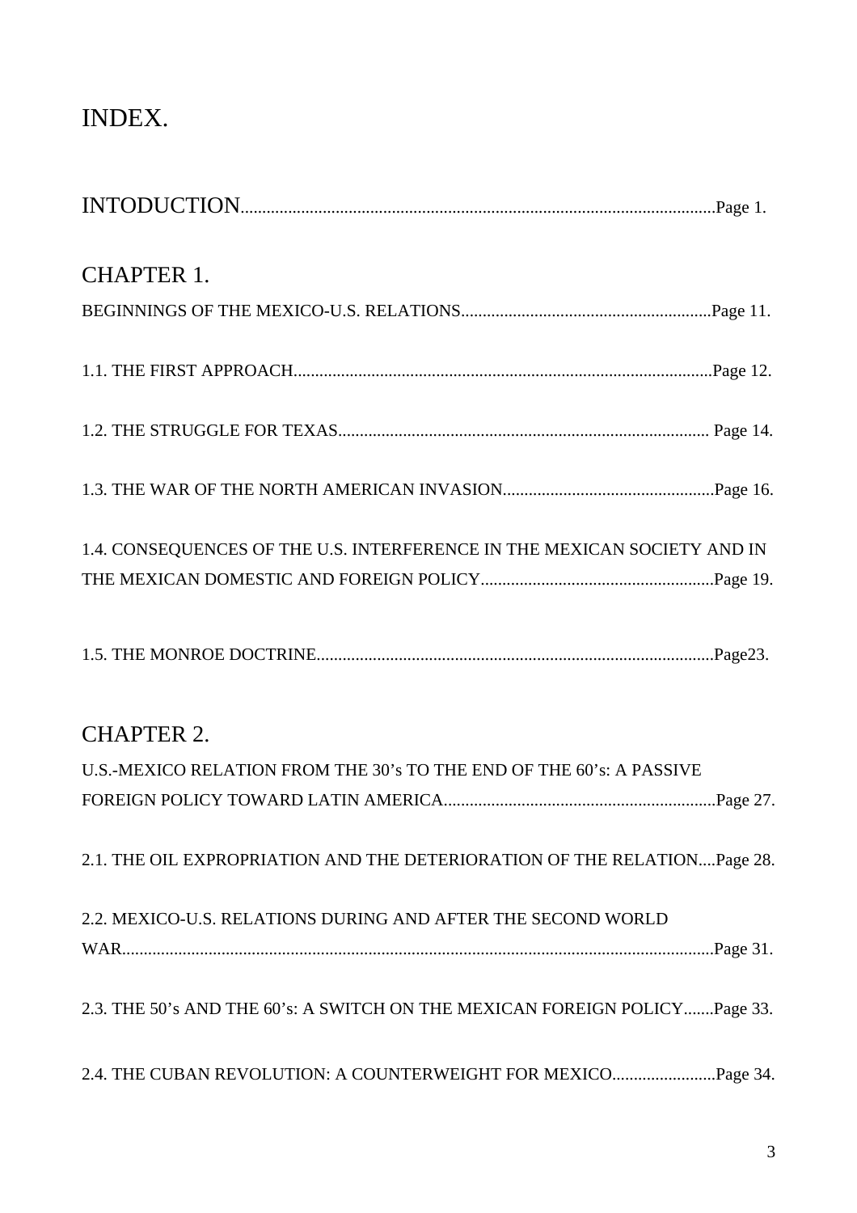# INDEX.

INTODUCTION..........................................................................................................Page 1.

## CHAPTER 1.

BEGINNINGS OF THE MEXICO-U.S. RELATIONS..........................................................Page 11.

1.1. THE FIRST APPROACH.................................................................................................Page 12.

1.2. THE STRUGGLE FOR TEXAS...................................................................................... Page 14.

1.3. THE WAR OF THE NORTH AMERICAN INVASION.................................................Page 16.

1.4. CONSEQUENCES OF THE U.S. INTERFERENCE IN THE MEXICAN SOCIETY AND IN THE MEXICAN DOMESTIC AND FOREIGN POLICY......................................................Page 19.

1.5. THE MONROE DOCTRINE...........................................................................................Page23.

## CHAPTER 2.

U.S.-MEXICO RELATION FROM THE 30's TO THE END OF THE 60's: A PASSIVE FOREIGN POLICY TOWARD LATIN AMERICA...............................................................Page 27.

2.1. THE OIL EXPROPRIATION AND THE DETERIORATION OF THE RELATION....Page 28.

2.2. MEXICO-U.S. RELATIONS DURING AND AFTER THE SECOND WORLD WAR.........................................................................................................................................Page 31.

2.3. THE 50's AND THE 60's: A SWITCH ON THE MEXICAN FOREIGN POLICY.......Page 33.

2.4. THE CUBAN REVOLUTION: A COUNTERWEIGHT FOR MEXICO........................Page 34.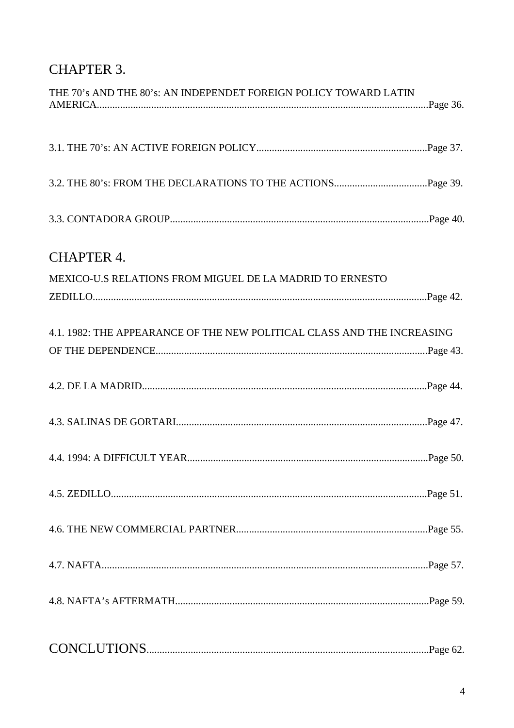## CHAPTER 3.

THE 70's AND THE 80's: AN INDEPENDET FOREIGN POLICY TOWARD LATIN AMERICA........................................................................................................Page 36.

3.1. THE 70's: AN ACTIVE FOREIGN POLICY..................................................................Page 37.

3.2. THE 80's: FROM THE DECLARATIONS TO THE ACTIONS....................................Page 39.

3.3. CONTADORA GROUP...................................................................................................Page 40.

## CHAPTER 4.

MEXICO-U.S RELATIONS FROM MIGUEL DE LA MADRID TO ERNESTO ZEDILLO.................................................................................................................Page 42.

4.1. 1982: THE APPEARANCE OF THE NEW POLITICAL CLASS AND THE INCREASING OF THE DEPENDENCE.........................................................................................Page 43.

4.2. DE LA MADRID.............................................................................................................Page 44.

4.3. SALINAS DE GORTARI................................................................................................Page 47.

4.4. 1994: A DIFFICULT YEAR............................................................................................Page 50.

4.5. ZEDILLO.........................................................................................................................Page 51.

4.6. THE NEW COMMERCIAL PARTNER..........................................................................Page 55.

4.7. NAFTA.............................................................................................................................Page 57.

4.8. NAFTA's AFTERMATH.................................................................................................Page 59.

## CONCLUTIONS............................................................................................................Page 62.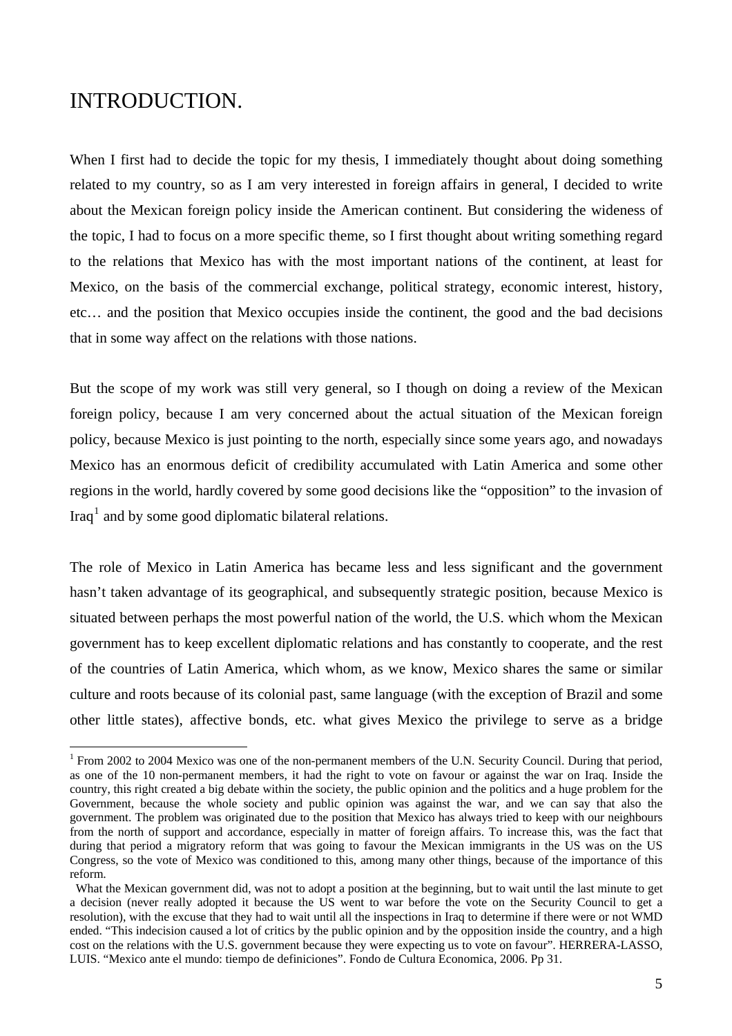# INTRODUCTION.

When I first had to decide the topic for my thesis, I immediately thought about doing something related to my country, so as I am very interested in foreign affairs in general, I decided to write about the Mexican foreign policy inside the American continent. But considering the wideness of the topic, I had to focus on a more specific theme, so I first thought about writing something regard to the relations that Mexico has with the most important nations of the continent, at least for Mexico, on the basis of the commercial exchange, political strategy, economic interest, history, etc… and the position that Mexico occupies inside the continent, the good and the bad decisions that in some way affect on the relations with those nations.

But the scope of my work was still very general, so I though on doing a review of the Mexican foreign policy, because I am very concerned about the actual situation of the Mexican foreign policy, because Mexico is just pointing to the north, especially since some years ago, and nowadays Mexico has an enormous deficit of credibility accumulated with Latin America and some other regions in the world, hardly covered by some good decisions like the "opposition" to the invasion of Iraq[1] and by some good diplomatic bilateral relations.

The role of Mexico in Latin America has became less and less significant and the government hasn't taken advantage of its geographical, and subsequently strategic position, because Mexico is situated between perhaps the most powerful nation of the world, the U.S. which whom the Mexican government has to keep excellent diplomatic relations and has constantly to cooperate, and the rest of the countries of Latin America, which whom, as we know, Mexico shares the same or similar culture and roots because of its colonial past, same language (with the exception of Brazil and some other little states), affective bonds, etc. what gives Mexico the privilege to serve as a bridge

---

[1] From 2002 to 2004 Mexico was one of the non-permanent members of the U.N. Security Council. During that period, as one of the 10 non-permanent members, it had the right to vote on favour or against the war on Iraq. Inside the country, this right created a big debate within the society, the public opinion and the politics and a huge problem for the Government, because the whole society and public opinion was against the war, and we can say that also the government. The problem was originated due to the position that Mexico has always tried to keep with our neighbours from the north of support and accordance, especially in matter of foreign affairs. To increase this, was the fact that during that period a migratory reform that was going to favour the Mexican immigrants in the US was on the US Congress, so the vote of Mexico was conditioned to this, among many other things, because of the importance of this reform.

What the Mexican government did, was not to adopt a position at the beginning, but to wait until the last minute to get a decision (never really adopted it because the US went to war before the vote on the Security Council to get a resolution), with the excuse that they had to wait until all the inspections in Iraq to determine if there were or not WMD ended. "This indecision caused a lot of critics by the public opinion and by the opposition inside the country, and a high cost on the relations with the U.S. government because they were expecting us to vote on favour". HERRERA-LASSO, LUIS. "Mexico ante el mundo: tiempo de definiciones". Fondo de Cultura Economica, 2006. Pp 31.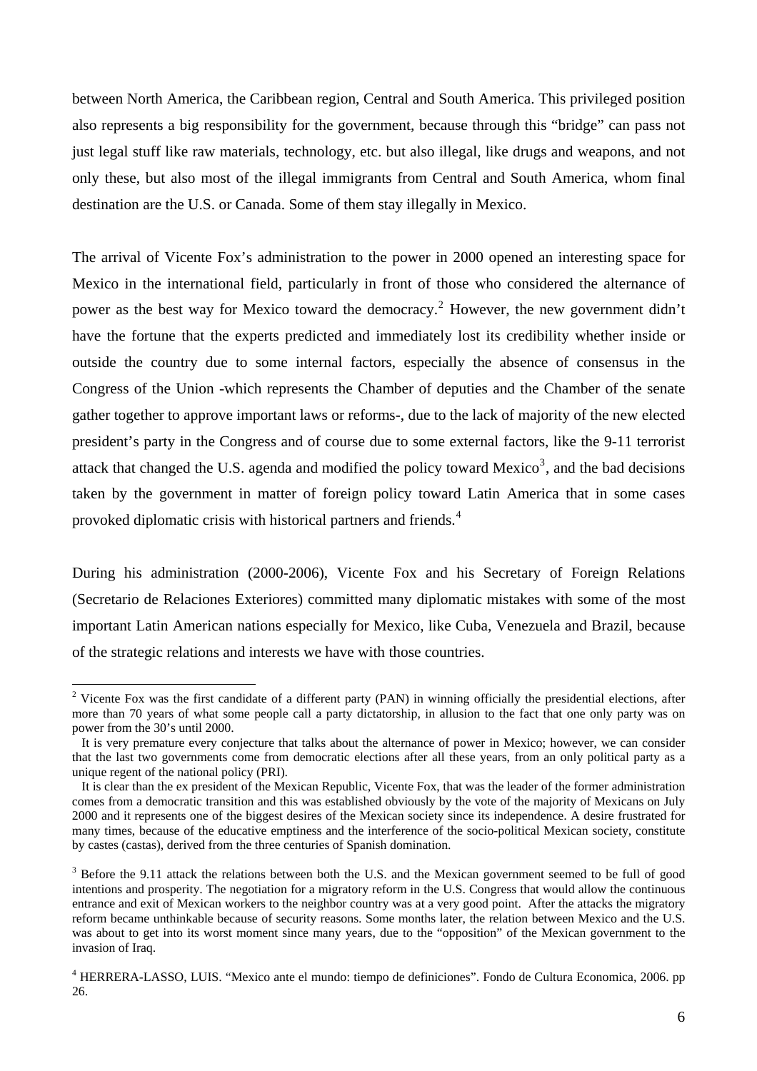between North America, the Caribbean region, Central and South America. This privileged position also represents a big responsibility for the government, because through this "bridge" can pass not just legal stuff like raw materials, technology, etc. but also illegal, like drugs and weapons, and not only these, but also most of the illegal immigrants from Central and South America, whom final destination are the U.S. or Canada. Some of them stay illegally in Mexico.

The arrival of Vicente Fox's administration to the power in 2000 opened an interesting space for Mexico in the international field, particularly in front of those who considered the alternance of power as the best way for Mexico toward the democracy.[2] However, the new government didn't have the fortune that the experts predicted and immediately lost its credibility whether inside or outside the country due to some internal factors, especially the absence of consensus in the Congress of the Union -which represents the Chamber of deputies and the Chamber of the senate gather together to approve important laws or reforms-, due to the lack of majority of the new elected president's party in the Congress and of course due to some external factors, like the 9-11 terrorist attack that changed the U.S. agenda and modified the policy toward Mexico[3], and the bad decisions taken by the government in matter of foreign policy toward Latin America that in some cases provoked diplomatic crisis with historical partners and friends.[4]

During his administration (2000-2006), Vicente Fox and his Secretary of Foreign Relations (Secretario de Relaciones Exteriores) committed many diplomatic mistakes with some of the most important Latin American nations especially for Mexico, like Cuba, Venezuela and Brazil, because of the strategic relations and interests we have with those countries.

---

[2] Vicente Fox was the first candidate of a different party (PAN) in winning officially the presidential elections, after more than 70 years of what some people call a party dictatorship, in allusion to the fact that one only party was on power from the 30's until 2000.

It is very premature every conjecture that talks about the alternance of power in Mexico; however, we can consider that the last two governments come from democratic elections after all these years, from an only political party as a unique regent of the national policy (PRI).

It is clear than the ex president of the Mexican Republic, Vicente Fox, that was the leader of the former administration comes from a democratic transition and this was established obviously by the vote of the majority of Mexicans on July 2000 and it represents one of the biggest desires of the Mexican society since its independence. A desire frustrated for many times, because of the educative emptiness and the interference of the socio-political Mexican society, constitute by castes (castas), derived from the three centuries of Spanish domination.

[3] Before the 9.11 attack the relations between both the U.S. and the Mexican government seemed to be full of good intentions and prosperity. The negotiation for a migratory reform in the U.S. Congress that would allow the continuous entrance and exit of Mexican workers to the neighbor country was at a very good point. After the attacks the migratory reform became unthinkable because of security reasons. Some months later, the relation between Mexico and the U.S. was about to get into its worst moment since many years, due to the "opposition" of the Mexican government to the invasion of Iraq.

[4] HERRERA-LASSO, LUIS. "Mexico ante el mundo: tiempo de definiciones". Fondo de Cultura Economica, 2006. pp 26.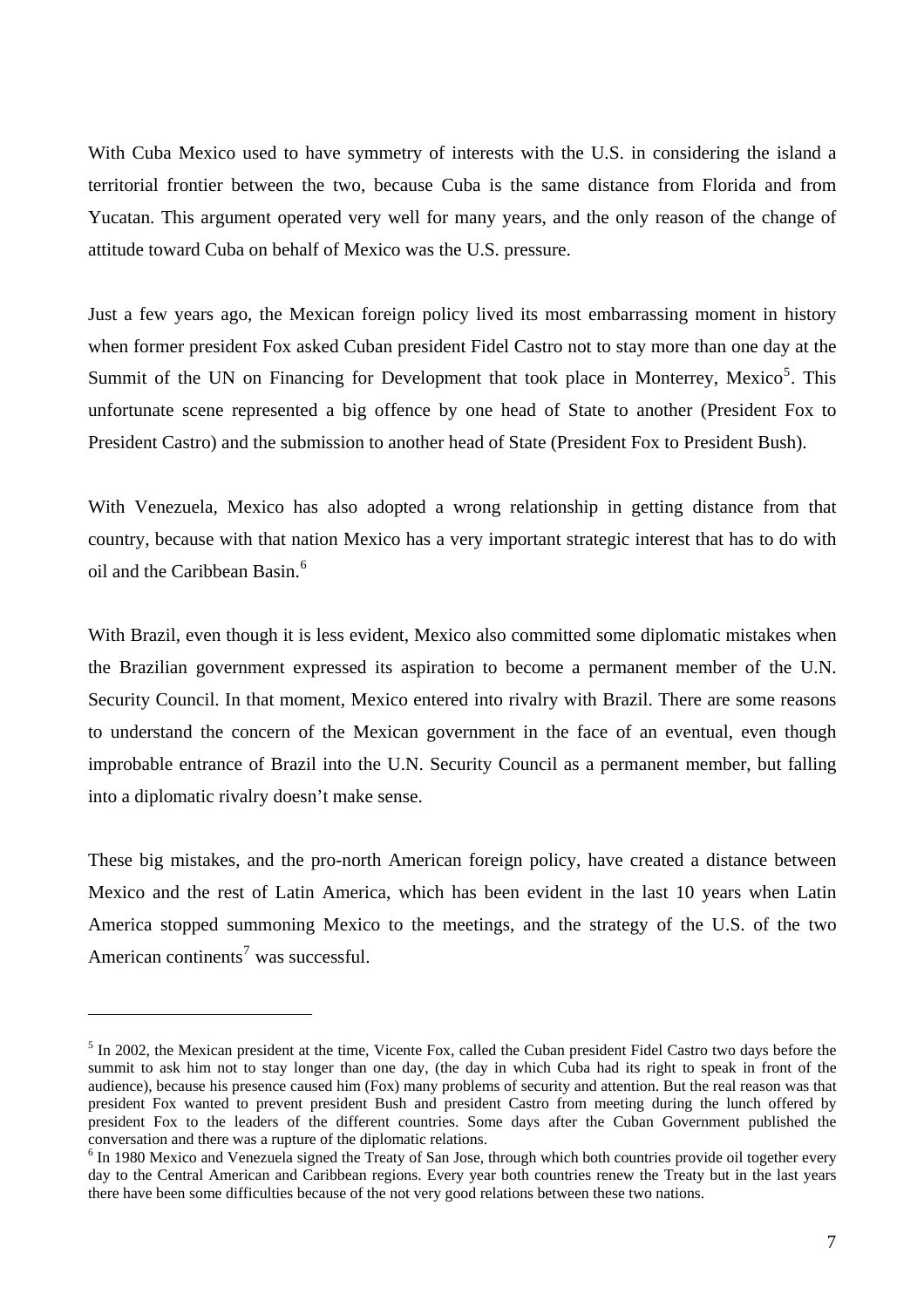With Cuba Mexico used to have symmetry of interests with the U.S. in considering the island a territorial frontier between the two, because Cuba is the same distance from Florida and from Yucatan. This argument operated very well for many years, and the only reason of the change of attitude toward Cuba on behalf of Mexico was the U.S. pressure.

Just a few years ago, the Mexican foreign policy lived its most embarrassing moment in history when former president Fox asked Cuban president Fidel Castro not to stay more than one day at the Summit of the UN on Financing for Development that took place in Monterrey, Mexico[5]. This unfortunate scene represented a big offence by one head of State to another (President Fox to President Castro) and the submission to another head of State (President Fox to President Bush).

With Venezuela, Mexico has also adopted a wrong relationship in getting distance from that country, because with that nation Mexico has a very important strategic interest that has to do with oil and the Caribbean Basin.[6]

With Brazil, even though it is less evident, Mexico also committed some diplomatic mistakes when the Brazilian government expressed its aspiration to become a permanent member of the U.N. Security Council. In that moment, Mexico entered into rivalry with Brazil. There are some reasons to understand the concern of the Mexican government in the face of an eventual, even though improbable entrance of Brazil into the U.N. Security Council as a permanent member, but falling into a diplomatic rivalry doesn't make sense.

These big mistakes, and the pro-north American foreign policy, have created a distance between Mexico and the rest of Latin America, which has been evident in the last 10 years when Latin America stopped summoning Mexico to the meetings, and the strategy of the U.S. of the two American continents[7] was successful.

---

[5] In 2002, the Mexican president at the time, Vicente Fox, called the Cuban president Fidel Castro two days before the summit to ask him not to stay longer than one day, (the day in which Cuba had its right to speak in front of the audience), because his presence caused him (Fox) many problems of security and attention. But the real reason was that president Fox wanted to prevent president Bush and president Castro from meeting during the lunch offered by president Fox to the leaders of the different countries. Some days after the Cuban Government published the conversation and there was a rupture of the diplomatic relations.

[6] In 1980 Mexico and Venezuela signed the Treaty of San Jose, through which both countries provide oil together every day to the Central American and Caribbean regions. Every year both countries renew the Treaty but in the last years there have been some difficulties because of the not very good relations between these two nations.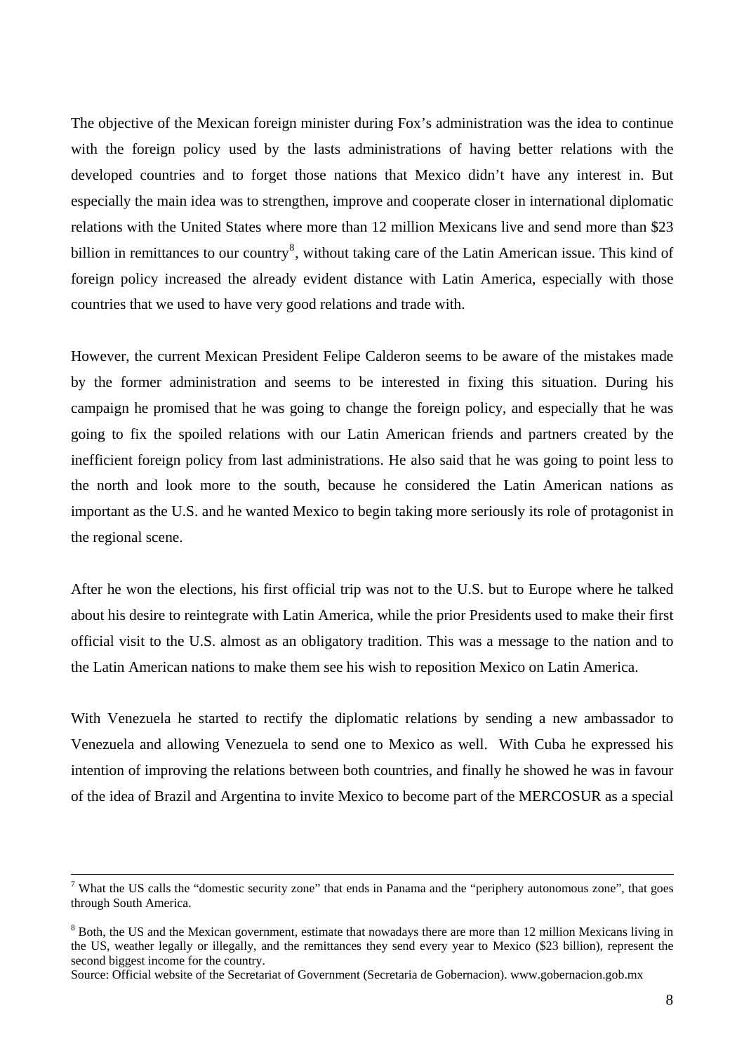The objective of the Mexican foreign minister during Fox's administration was the idea to continue with the foreign policy used by the lasts administrations of having better relations with the developed countries and to forget those nations that Mexico didn't have any interest in. But especially the main idea was to strengthen, improve and cooperate closer in international diplomatic relations with the United States where more than 12 million Mexicans live and send more than $23 billion in remittances to our country[8], without taking care of the Latin American issue. This kind of foreign policy increased the already evident distance with Latin America, especially with those countries that we used to have very good relations and trade with.

However, the current Mexican President Felipe Calderon seems to be aware of the mistakes made by the former administration and seems to be interested in fixing this situation. During his campaign he promised that he was going to change the foreign policy, and especially that he was going to fix the spoiled relations with our Latin American friends and partners created by the inefficient foreign policy from last administrations. He also said that he was going to point less to the north and look more to the south, because he considered the Latin American nations as important as the U.S. and he wanted Mexico to begin taking more seriously its role of protagonist in the regional scene.

After he won the elections, his first official trip was not to the U.S. but to Europe where he talked about his desire to reintegrate with Latin America, while the prior Presidents used to make their first official visit to the U.S. almost as an obligatory tradition. This was a message to the nation and to the Latin American nations to make them see his wish to reposition Mexico on Latin America.

With Venezuela he started to rectify the diplomatic relations by sending a new ambassador to Venezuela and allowing Venezuela to send one to Mexico as well. With Cuba he expressed his intention of improving the relations between both countries, and finally he showed he was in favour of the idea of Brazil and Argentina to invite Mexico to become part of the MERCOSUR as a special

---

[7] What the US calls the "domestic security zone" that ends in Panama and the "periphery autonomous zone", that goes through South America.

[8] Both, the US and the Mexican government, estimate that nowadays there are more than 12 million Mexicans living in the US, weather legally or illegally, and the remittances they send every year to Mexico ($23 billion), represent the second biggest income for the country.
Source: Official website of the Secretariat of Government (Secretaria de Gobernacion). www.gobernacion.gob.mx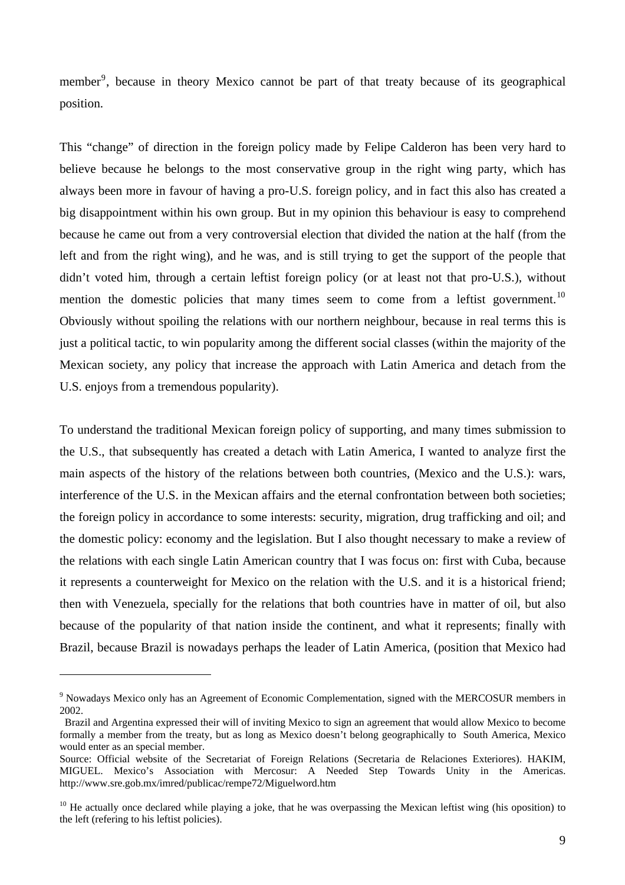member[9], because in theory Mexico cannot be part of that treaty because of its geographical position.

This "change" of direction in the foreign policy made by Felipe Calderon has been very hard to believe because he belongs to the most conservative group in the right wing party, which has always been more in favour of having a pro-U.S. foreign policy, and in fact this also has created a big disappointment within his own group. But in my opinion this behaviour is easy to comprehend because he came out from a very controversial election that divided the nation at the half (from the left and from the right wing), and he was, and is still trying to get the support of the people that didn't voted him, through a certain leftist foreign policy (or at least not that pro-U.S.), without mention the domestic policies that many times seem to come from a leftist government.[10] Obviously without spoiling the relations with our northern neighbour, because in real terms this is just a political tactic, to win popularity among the different social classes (within the majority of the Mexican society, any policy that increase the approach with Latin America and detach from the U.S. enjoys from a tremendous popularity).

To understand the traditional Mexican foreign policy of supporting, and many times submission to the U.S., that subsequently has created a detach with Latin America, I wanted to analyze first the main aspects of the history of the relations between both countries, (Mexico and the U.S.): wars, interference of the U.S. in the Mexican affairs and the eternal confrontation between both societies; the foreign policy in accordance to some interests: security, migration, drug trafficking and oil; and the domestic policy: economy and the legislation. But I also thought necessary to make a review of the relations with each single Latin American country that I was focus on: first with Cuba, because it represents a counterweight for Mexico on the relation with the U.S. and it is a historical friend; then with Venezuela, specially for the relations that both countries have in matter of oil, but also because of the popularity of that nation inside the continent, and what it represents; finally with Brazil, because Brazil is nowadays perhaps the leader of Latin America, (position that Mexico had

---

[9] Nowadays Mexico only has an Agreement of Economic Complementation, signed with the MERCOSUR members in 2002.

Brazil and Argentina expressed their will of inviting Mexico to sign an agreement that would allow Mexico to become formally a member from the treaty, but as long as Mexico doesn't belong geographically to South America, Mexico would enter as an special member.

Source: Official website of the Secretariat of Foreign Relations (Secretaria de Relaciones Exteriores). HAKIM, MIGUEL. Mexico's Association with Mercosur: A Needed Step Towards Unity in the Americas. http://www.sre.gob.mx/imred/publicac/rempe72/Miguelword.htm

[10] He actually once declared while playing a joke, that he was overpassing the Mexican leftist wing (his oposition) to the left (refering to his leftist policies).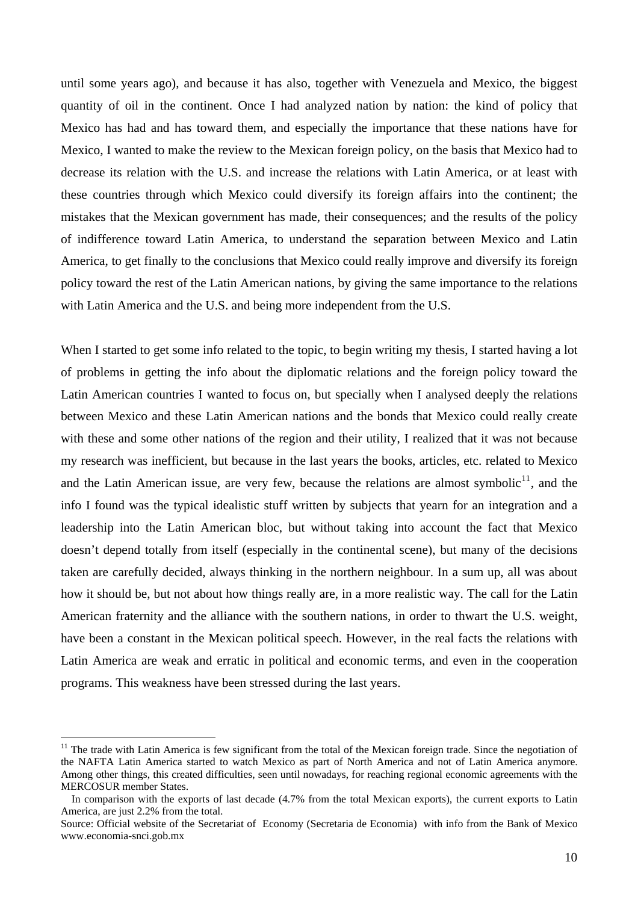until some years ago), and because it has also, together with Venezuela and Mexico, the biggest quantity of oil in the continent. Once I had analyzed nation by nation: the kind of policy that Mexico has had and has toward them, and especially the importance that these nations have for Mexico, I wanted to make the review to the Mexican foreign policy, on the basis that Mexico had to decrease its relation with the U.S. and increase the relations with Latin America, or at least with these countries through which Mexico could diversify its foreign affairs into the continent; the mistakes that the Mexican government has made, their consequences; and the results of the policy of indifference toward Latin America, to understand the separation between Mexico and Latin America, to get finally to the conclusions that Mexico could really improve and diversify its foreign policy toward the rest of the Latin American nations, by giving the same importance to the relations with Latin America and the U.S. and being more independent from the U.S.

When I started to get some info related to the topic, to begin writing my thesis, I started having a lot of problems in getting the info about the diplomatic relations and the foreign policy toward the Latin American countries I wanted to focus on, but specially when I analysed deeply the relations between Mexico and these Latin American nations and the bonds that Mexico could really create with these and some other nations of the region and their utility, I realized that it was not because my research was inefficient, but because in the last years the books, articles, etc. related to Mexico and the Latin American issue, are very few, because the relations are almost symbolic[11], and the info I found was the typical idealistic stuff written by subjects that yearn for an integration and a leadership into the Latin American bloc, but without taking into account the fact that Mexico doesn't depend totally from itself (especially in the continental scene), but many of the decisions taken are carefully decided, always thinking in the northern neighbour. In a sum up, all was about how it should be, but not about how things really are, in a more realistic way. The call for the Latin American fraternity and the alliance with the southern nations, in order to thwart the U.S. weight, have been a constant in the Mexican political speech. However, in the real facts the relations with Latin America are weak and erratic in political and economic terms, and even in the cooperation programs. This weakness have been stressed during the last years.

---

[11] The trade with Latin America is few significant from the total of the Mexican foreign trade. Since the negotiation of the NAFTA Latin America started to watch Mexico as part of North America and not of Latin America anymore. Among other things, this created difficulties, seen until nowadays, for reaching regional economic agreements with the MERCOSUR member States.

In comparison with the exports of last decade (4.7% from the total Mexican exports), the current exports to Latin America, are just 2.2% from the total.

Source: Official website of the Secretariat of Economy (Secretaria de Economia) with info from the Bank of Mexico www.economia-snci.gob.mx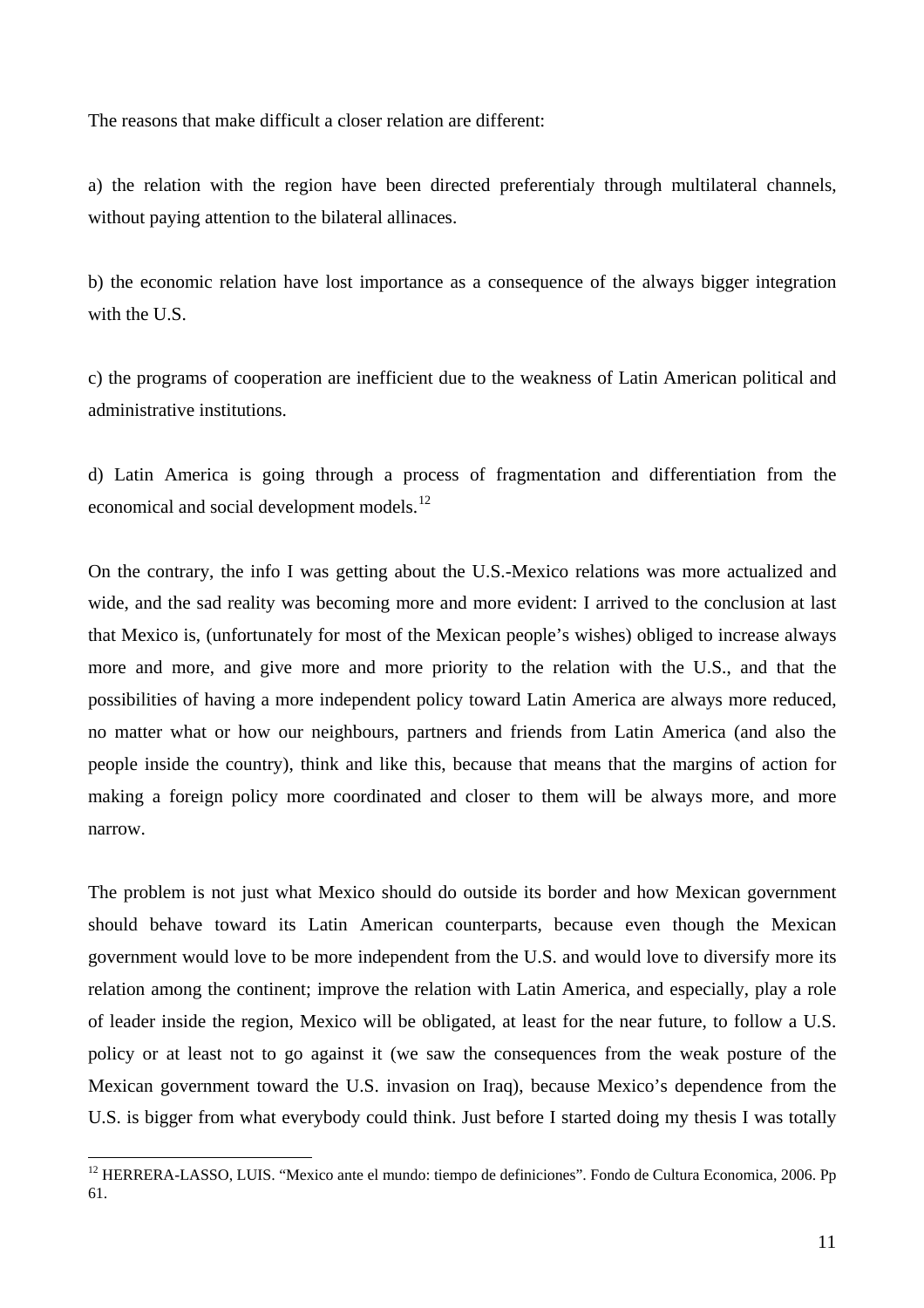The reasons that make difficult a closer relation are different:

a) the relation with the region have been directed preferentialy through multilateral channels, without paying attention to the bilateral allinaces.

b) the economic relation have lost importance as a consequence of the always bigger integration with the U.S.

c) the programs of cooperation are inefficient due to the weakness of Latin American political and administrative institutions.

d) Latin America is going through a process of fragmentation and differentiation from the economical and social development models.[12]

On the contrary, the info I was getting about the U.S.-Mexico relations was more actualized and wide, and the sad reality was becoming more and more evident: I arrived to the conclusion at last that Mexico is, (unfortunately for most of the Mexican people's wishes) obliged to increase always more and more, and give more and more priority to the relation with the U.S., and that the possibilities of having a more independent policy toward Latin America are always more reduced, no matter what or how our neighbours, partners and friends from Latin America (and also the people inside the country), think and like this, because that means that the margins of action for making a foreign policy more coordinated and closer to them will be always more, and more narrow.

The problem is not just what Mexico should do outside its border and how Mexican government should behave toward its Latin American counterparts, because even though the Mexican government would love to be more independent from the U.S. and would love to diversify more its relation among the continent; improve the relation with Latin America, and especially, play a role of leader inside the region, Mexico will be obligated, at least for the near future, to follow a U.S. policy or at least not to go against it (we saw the consequences from the weak posture of the Mexican government toward the U.S. invasion on Iraq), because Mexico's dependence from the U.S. is bigger from what everybody could think. Just before I started doing my thesis I was totally

---

[12] HERRERA-LASSO, LUIS. "Mexico ante el mundo: tiempo de definiciones". Fondo de Cultura Economica, 2006. Pp 61.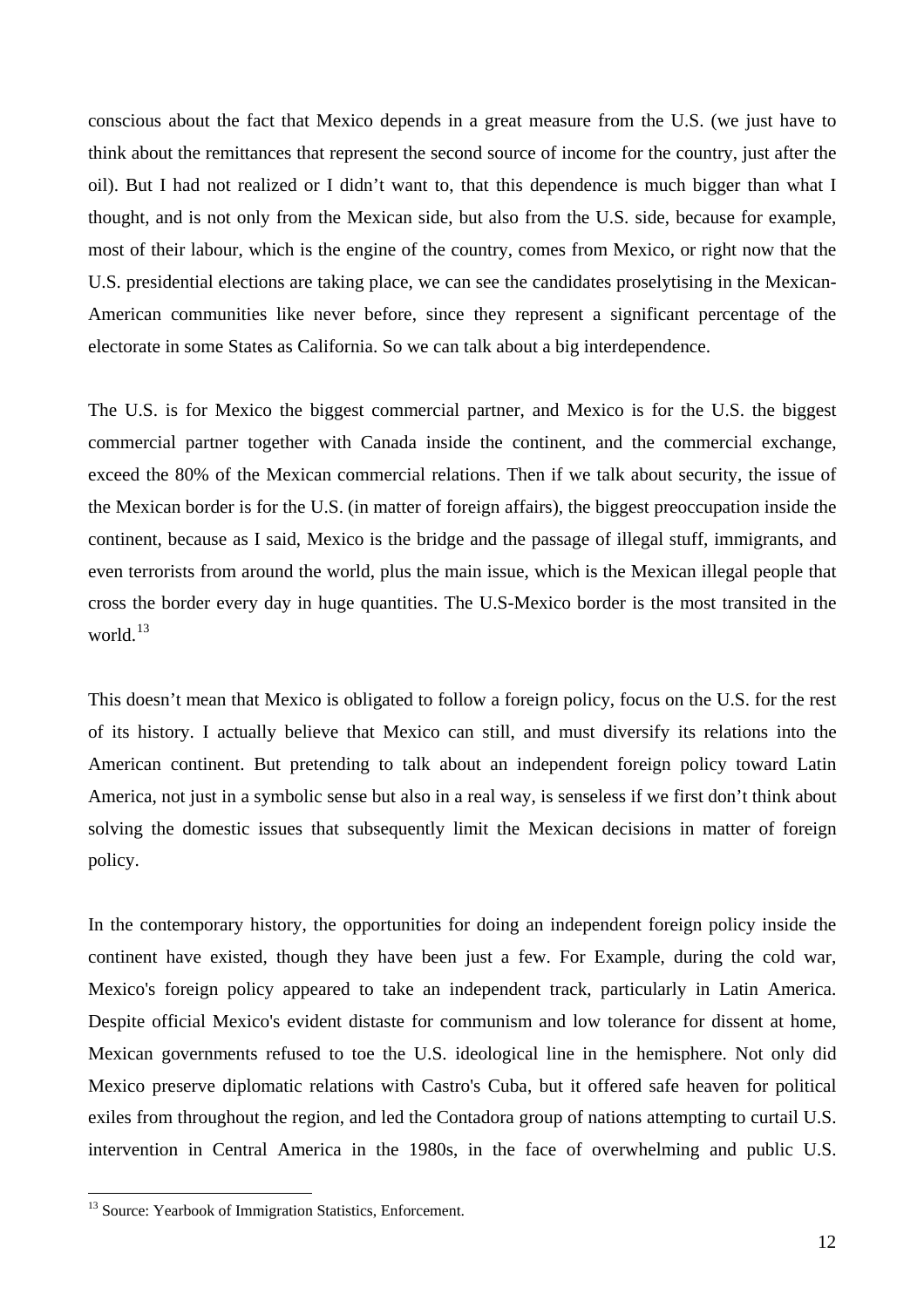conscious about the fact that Mexico depends in a great measure from the U.S. (we just have to think about the remittances that represent the second source of income for the country, just after the oil). But I had not realized or I didn't want to, that this dependence is much bigger than what I thought, and is not only from the Mexican side, but also from the U.S. side, because for example, most of their labour, which is the engine of the country, comes from Mexico, or right now that the U.S. presidential elections are taking place, we can see the candidates proselytising in the Mexican-American communities like never before, since they represent a significant percentage of the electorate in some States as California. So we can talk about a big interdependence.

The U.S. is for Mexico the biggest commercial partner, and Mexico is for the U.S. the biggest commercial partner together with Canada inside the continent, and the commercial exchange, exceed the 80% of the Mexican commercial relations. Then if we talk about security, the issue of the Mexican border is for the U.S. (in matter of foreign affairs), the biggest preoccupation inside the continent, because as I said, Mexico is the bridge and the passage of illegal stuff, immigrants, and even terrorists from around the world, plus the main issue, which is the Mexican illegal people that cross the border every day in huge quantities. The U.S-Mexico border is the most transited in the world.[13]

This doesn't mean that Mexico is obligated to follow a foreign policy, focus on the U.S. for the rest of its history. I actually believe that Mexico can still, and must diversify its relations into the American continent. But pretending to talk about an independent foreign policy toward Latin America, not just in a symbolic sense but also in a real way, is senseless if we first don't think about solving the domestic issues that subsequently limit the Mexican decisions in matter of foreign policy.

In the contemporary history, the opportunities for doing an independent foreign policy inside the continent have existed, though they have been just a few. For Example, during the cold war, Mexico's foreign policy appeared to take an independent track, particularly in Latin America. Despite official Mexico's evident distaste for communism and low tolerance for dissent at home, Mexican governments refused to toe the U.S. ideological line in the hemisphere. Not only did Mexico preserve diplomatic relations with Castro's Cuba, but it offered safe heaven for political exiles from throughout the region, and led the Contadora group of nations attempting to curtail U.S. intervention in Central America in the 1980s, in the face of overwhelming and public U.S.

---

[13] Source: Yearbook of Immigration Statistics, Enforcement.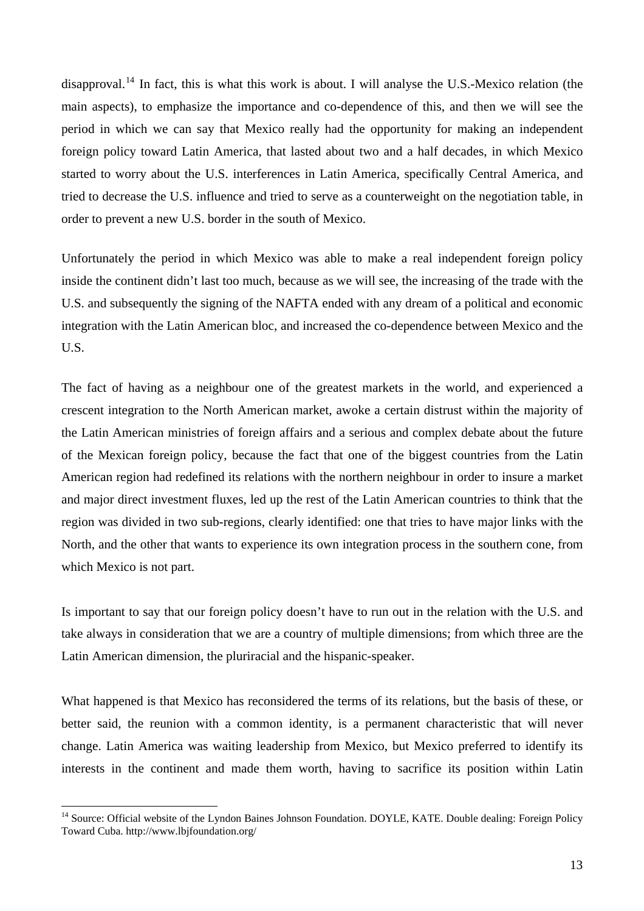disapproval.[14] In fact, this is what this work is about. I will analyse the U.S.-Mexico relation (the main aspects), to emphasize the importance and co-dependence of this, and then we will see the period in which we can say that Mexico really had the opportunity for making an independent foreign policy toward Latin America, that lasted about two and a half decades, in which Mexico started to worry about the U.S. interferences in Latin America, specifically Central America, and tried to decrease the U.S. influence and tried to serve as a counterweight on the negotiation table, in order to prevent a new U.S. border in the south of Mexico.

Unfortunately the period in which Mexico was able to make a real independent foreign policy inside the continent didn't last too much, because as we will see, the increasing of the trade with the U.S. and subsequently the signing of the NAFTA ended with any dream of a political and economic integration with the Latin American bloc, and increased the co-dependence between Mexico and the U.S.

The fact of having as a neighbour one of the greatest markets in the world, and experienced a crescent integration to the North American market, awoke a certain distrust within the majority of the Latin American ministries of foreign affairs and a serious and complex debate about the future of the Mexican foreign policy, because the fact that one of the biggest countries from the Latin American region had redefined its relations with the northern neighbour in order to insure a market and major direct investment fluxes, led up the rest of the Latin American countries to think that the region was divided in two sub-regions, clearly identified: one that tries to have major links with the North, and the other that wants to experience its own integration process in the southern cone, from which Mexico is not part.

Is important to say that our foreign policy doesn't have to run out in the relation with the U.S. and take always in consideration that we are a country of multiple dimensions; from which three are the Latin American dimension, the pluriracial and the hispanic-speaker.

What happened is that Mexico has reconsidered the terms of its relations, but the basis of these, or better said, the reunion with a common identity, is a permanent characteristic that will never change. Latin America was waiting leadership from Mexico, but Mexico preferred to identify its interests in the continent and made them worth, having to sacrifice its position within Latin

[14] Source: Official website of the Lyndon Baines Johnson Foundation. DOYLE, KATE. Double dealing: Foreign Policy Toward Cuba. http://www.lbjfoundation.org/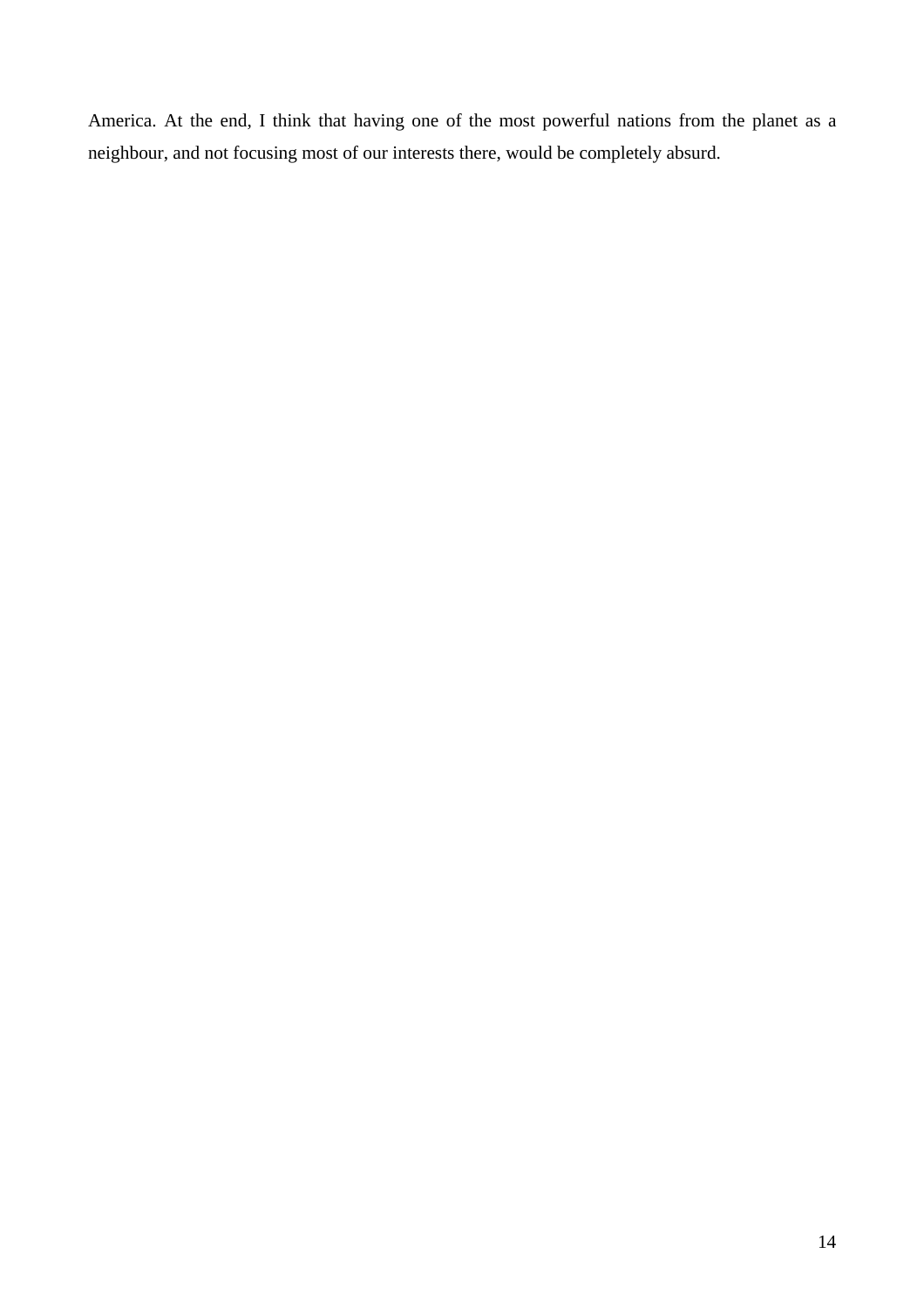America. At the end, I think that having one of the most powerful nations from the planet as a neighbour, and not focusing most of our interests there, would be completely absurd.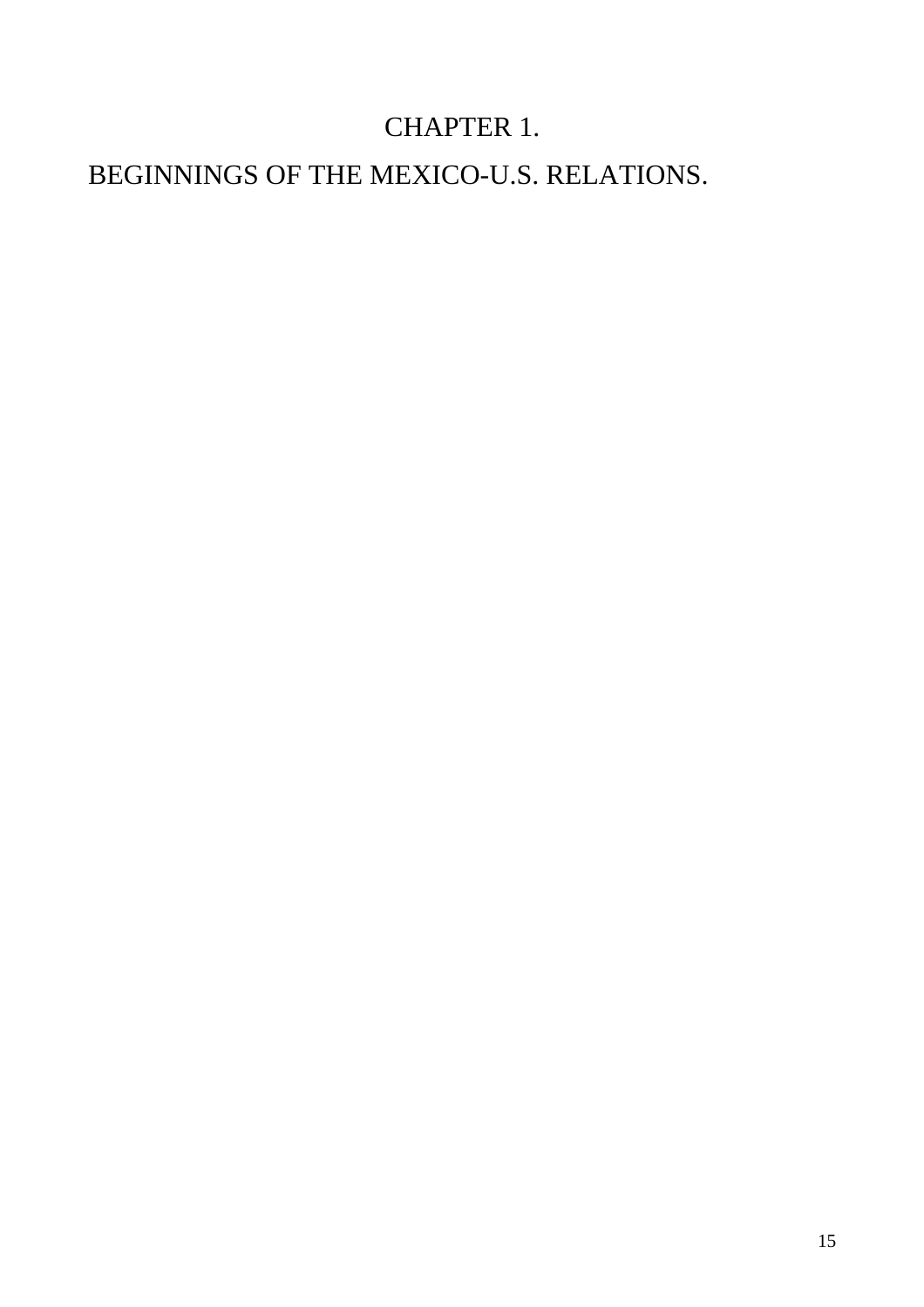# CHAPTER 1.

# BEGINNINGS OF THE MEXICO-U.S. RELATIONS.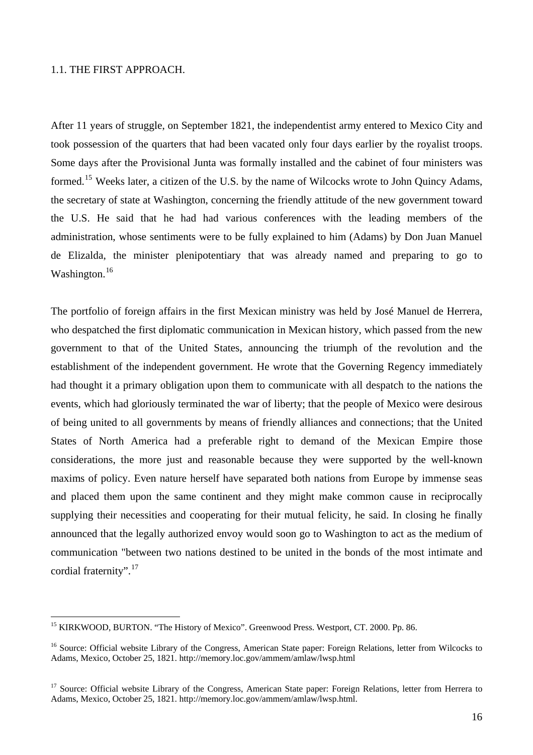## 1.1. THE FIRST APPROACH.

After 11 years of struggle, on September 1821, the independentist army entered to Mexico City and took possession of the quarters that had been vacated only four days earlier by the royalist troops. Some days after the Provisional Junta was formally installed and the cabinet of four ministers was formed.[15] Weeks later, a citizen of the U.S. by the name of Wilcocks wrote to John Quincy Adams, the secretary of state at Washington, concerning the friendly attitude of the new government toward the U.S. He said that he had had various conferences with the leading members of the administration, whose sentiments were to be fully explained to him (Adams) by Don Juan Manuel de Elizalda, the minister plenipotentiary that was already named and preparing to go to Washington.[16]

The portfolio of foreign affairs in the first Mexican ministry was held by José Manuel de Herrera, who despatched the first diplomatic communication in Mexican history, which passed from the new government to that of the United States, announcing the triumph of the revolution and the establishment of the independent government. He wrote that the Governing Regency immediately had thought it a primary obligation upon them to communicate with all despatch to the nations the events, which had gloriously terminated the war of liberty; that the people of Mexico were desirous of being united to all governments by means of friendly alliances and connections; that the United States of North America had a preferable right to demand of the Mexican Empire those considerations, the more just and reasonable because they were supported by the well-known maxims of policy. Even nature herself have separated both nations from Europe by immense seas and placed them upon the same continent and they might make common cause in reciprocally supplying their necessities and cooperating for their mutual felicity, he said. In closing he finally announced that the legally authorized envoy would soon go to Washington to act as the medium of communication "between two nations destined to be united in the bonds of the most intimate and cordial fraternity".[17]

---

[15] KIRKWOOD, BURTON. "The History of Mexico". Greenwood Press. Westport, CT. 2000. Pp. 86.

[16] Source: Official website Library of the Congress, American State paper: Foreign Relations, letter from Wilcocks to Adams, Mexico, October 25, 1821. http://memory.loc.gov/ammem/amlaw/lwsp.html

[17] Source: Official website Library of the Congress, American State paper: Foreign Relations, letter from Herrera to Adams, Mexico, October 25, 1821. http://memory.loc.gov/ammem/amlaw/lwsp.html.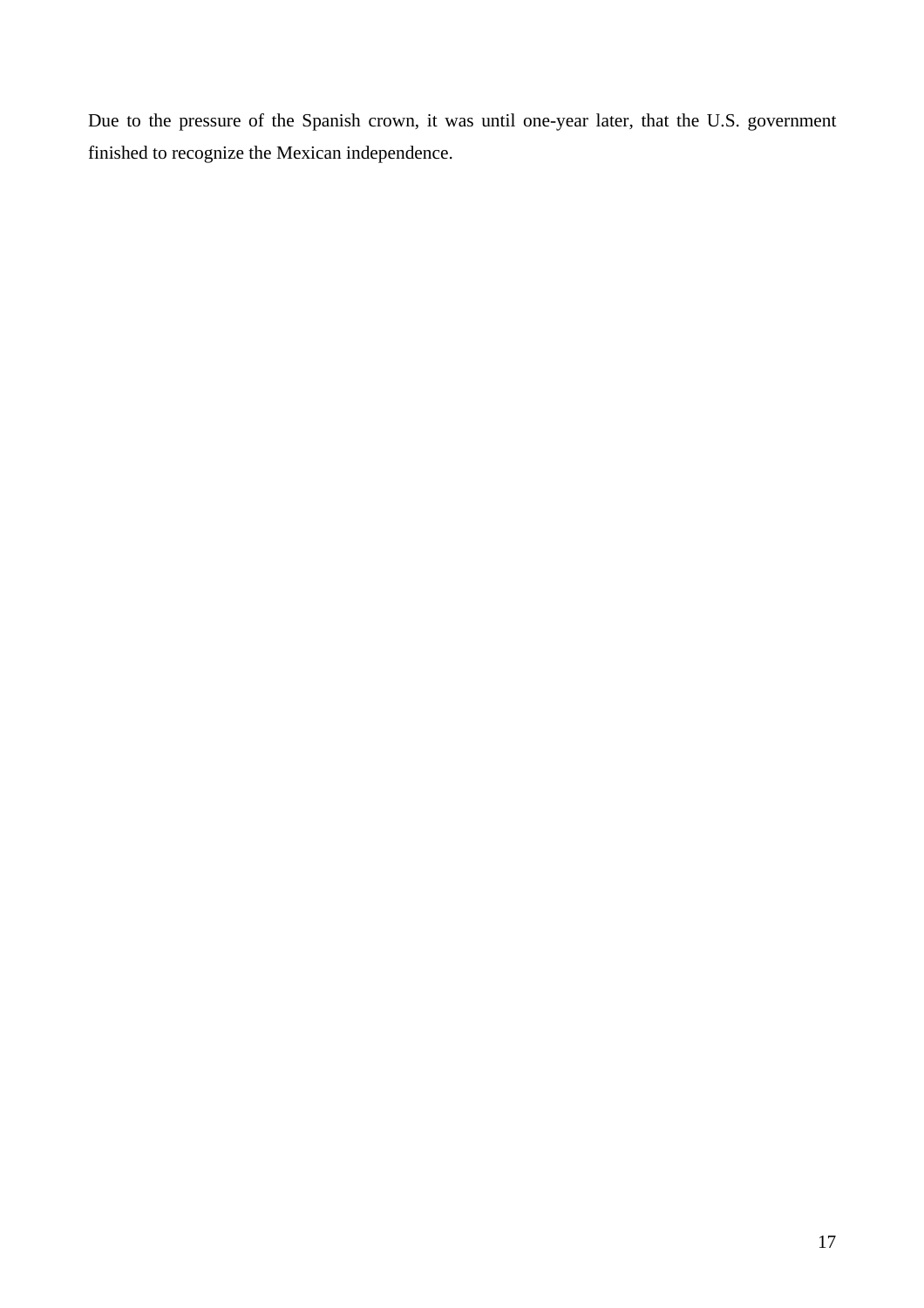Due to the pressure of the Spanish crown, it was until one-year later, that the U.S. government finished to recognize the Mexican independence.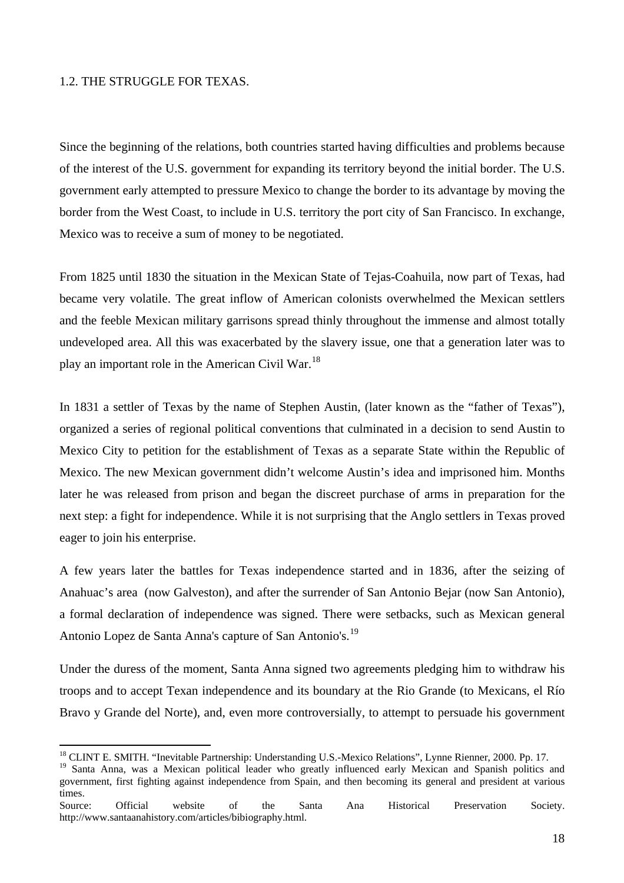## 1.2. THE STRUGGLE FOR TEXAS.

Since the beginning of the relations, both countries started having difficulties and problems because of the interest of the U.S. government for expanding its territory beyond the initial border. The U.S. government early attempted to pressure Mexico to change the border to its advantage by moving the border from the West Coast, to include in U.S. territory the port city of San Francisco. In exchange, Mexico was to receive a sum of money to be negotiated.

From 1825 until 1830 the situation in the Mexican State of Tejas-Coahuila, now part of Texas, had became very volatile. The great inflow of American colonists overwhelmed the Mexican settlers and the feeble Mexican military garrisons spread thinly throughout the immense and almost totally undeveloped area. All this was exacerbated by the slavery issue, one that a generation later was to play an important role in the American Civil War.[18]

In 1831 a settler of Texas by the name of Stephen Austin, (later known as the "father of Texas"), organized a series of regional political conventions that culminated in a decision to send Austin to Mexico City to petition for the establishment of Texas as a separate State within the Republic of Mexico. The new Mexican government didn't welcome Austin's idea and imprisoned him. Months later he was released from prison and began the discreet purchase of arms in preparation for the next step: a fight for independence. While it is not surprising that the Anglo settlers in Texas proved eager to join his enterprise.

A few years later the battles for Texas independence started and in 1836, after the seizing of Anahuac's area (now Galveston), and after the surrender of San Antonio Bejar (now San Antonio), a formal declaration of independence was signed. There were setbacks, such as Mexican general Antonio Lopez de Santa Anna's capture of San Antonio's.[19]

Under the duress of the moment, Santa Anna signed two agreements pledging him to withdraw his troops and to accept Texan independence and its boundary at the Rio Grande (to Mexicans, el Río Bravo y Grande del Norte), and, even more controversially, to attempt to persuade his government

[18] CLINT E. SMITH. "Inevitable Partnership: Understanding U.S.-Mexico Relations", Lynne Rienner, 2000. Pp. 17.

[19] Santa Anna, was a Mexican political leader who greatly influenced early Mexican and Spanish politics and government, first fighting against independence from Spain, and then becoming its general and president at various times.
Source: Official website of the Santa Ana Historical Preservation Society. http://www.santaanahistory.com/articles/bibiography.html.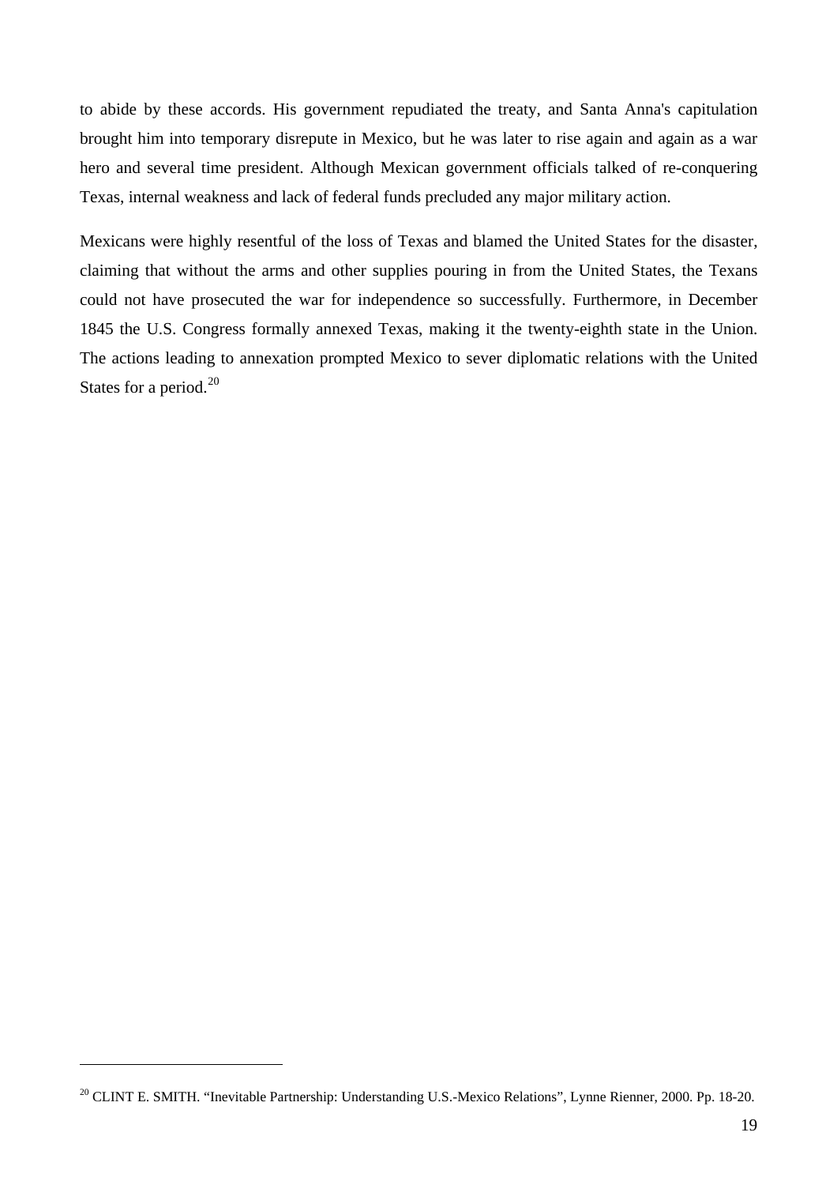to abide by these accords. His government repudiated the treaty, and Santa Anna's capitulation brought him into temporary disrepute in Mexico, but he was later to rise again and again as a war hero and several time president. Although Mexican government officials talked of re-conquering Texas, internal weakness and lack of federal funds precluded any major military action.

Mexicans were highly resentful of the loss of Texas and blamed the United States for the disaster, claiming that without the arms and other supplies pouring in from the United States, the Texans could not have prosecuted the war for independence so successfully. Furthermore, in December 1845 the U.S. Congress formally annexed Texas, making it the twenty-eighth state in the Union. The actions leading to annexation prompted Mexico to sever diplomatic relations with the United States for a period.[20]

---

[20] CLINT E. SMITH. "Inevitable Partnership: Understanding U.S.-Mexico Relations", Lynne Rienner, 2000. Pp. 18-20.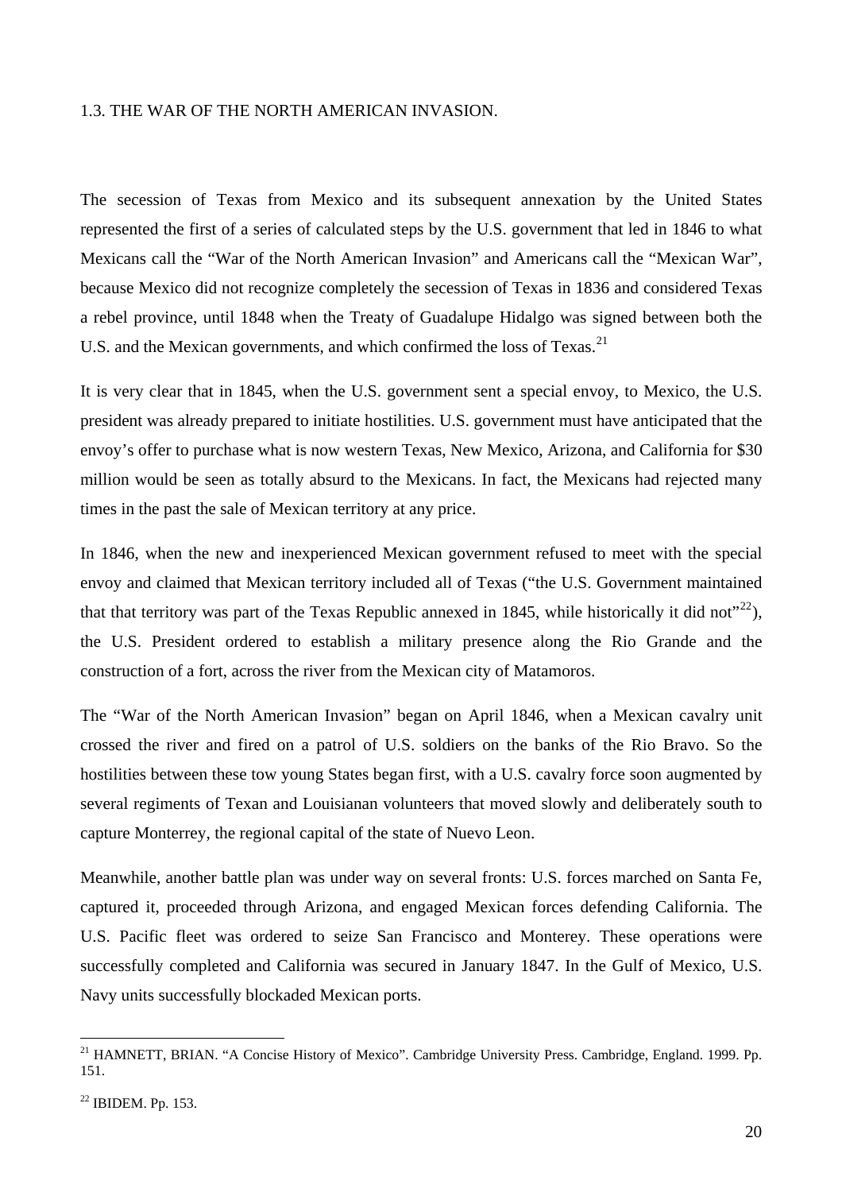## 1.3. THE WAR OF THE NORTH AMERICAN INVASION.

The secession of Texas from Mexico and its subsequent annexation by the United States represented the first of a series of calculated steps by the U.S. government that led in 1846 to what Mexicans call the "War of the North American Invasion" and Americans call the "Mexican War", because Mexico did not recognize completely the secession of Texas in 1836 and considered Texas a rebel province, until 1848 when the Treaty of Guadalupe Hidalgo was signed between both the U.S. and the Mexican governments, and which confirmed the loss of Texas.[21]

It is very clear that in 1845, when the U.S. government sent a special envoy, to Mexico, the U.S. president was already prepared to initiate hostilities. U.S. government must have anticipated that the envoy's offer to purchase what is now western Texas, New Mexico, Arizona, and California for $30 million would be seen as totally absurd to the Mexicans. In fact, the Mexicans had rejected many times in the past the sale of Mexican territory at any price.

In 1846, when the new and inexperienced Mexican government refused to meet with the special envoy and claimed that Mexican territory included all of Texas ("the U.S. Government maintained that that territory was part of the Texas Republic annexed in 1845, while historically it did not"[22]), the U.S. President ordered to establish a military presence along the Rio Grande and the construction of a fort, across the river from the Mexican city of Matamoros.

The "War of the North American Invasion" began on April 1846, when a Mexican cavalry unit crossed the river and fired on a patrol of U.S. soldiers on the banks of the Rio Bravo. So the hostilities between these tow young States began first, with a U.S. cavalry force soon augmented by several regiments of Texan and Louisianan volunteers that moved slowly and deliberately south to capture Monterrey, the regional capital of the state of Nuevo Leon.

Meanwhile, another battle plan was under way on several fronts: U.S. forces marched on Santa Fe, captured it, proceeded through Arizona, and engaged Mexican forces defending California. The U.S. Pacific fleet was ordered to seize San Francisco and Monterey. These operations were successfully completed and California was secured in January 1847. In the Gulf of Mexico, U.S. Navy units successfully blockaded Mexican ports.

---

[21] HAMNETT, BRIAN. "A Concise History of Mexico". Cambridge University Press. Cambridge, England. 1999. Pp. 151.

[22] IBIDEM. Pp. 153.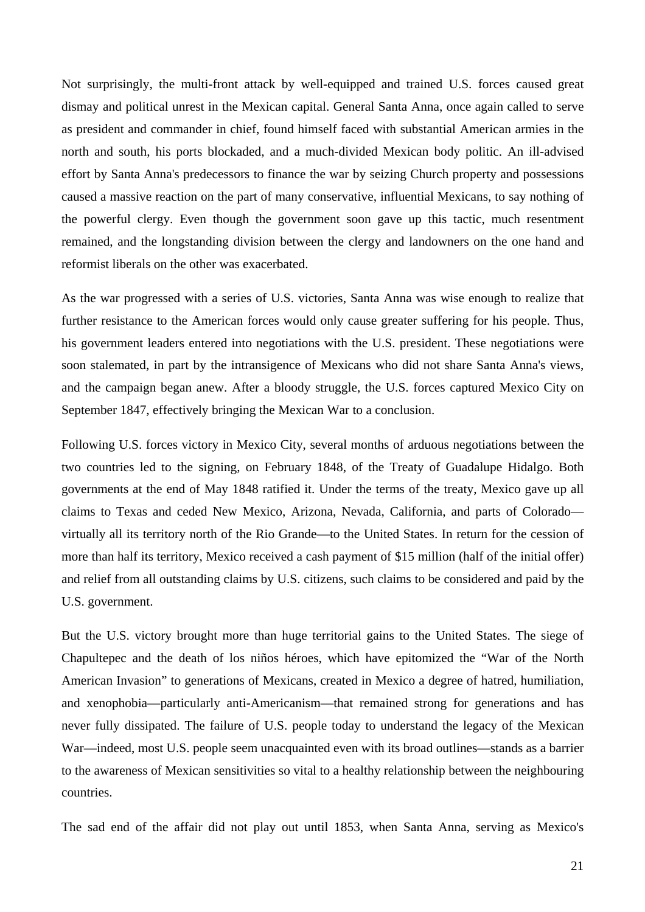Not surprisingly, the multi-front attack by well-equipped and trained U.S. forces caused great dismay and political unrest in the Mexican capital. General Santa Anna, once again called to serve as president and commander in chief, found himself faced with substantial American armies in the north and south, his ports blockaded, and a much-divided Mexican body politic. An ill-advised effort by Santa Anna's predecessors to finance the war by seizing Church property and possessions caused a massive reaction on the part of many conservative, influential Mexicans, to say nothing of the powerful clergy. Even though the government soon gave up this tactic, much resentment remained, and the longstanding division between the clergy and landowners on the one hand and reformist liberals on the other was exacerbated.

As the war progressed with a series of U.S. victories, Santa Anna was wise enough to realize that further resistance to the American forces would only cause greater suffering for his people. Thus, his government leaders entered into negotiations with the U.S. president. These negotiations were soon stalemated, in part by the intransigence of Mexicans who did not share Santa Anna's views, and the campaign began anew. After a bloody struggle, the U.S. forces captured Mexico City on September 1847, effectively bringing the Mexican War to a conclusion.

Following U.S. forces victory in Mexico City, several months of arduous negotiations between the two countries led to the signing, on February 1848, of the Treaty of Guadalupe Hidalgo. Both governments at the end of May 1848 ratified it. Under the terms of the treaty, Mexico gave up all claims to Texas and ceded New Mexico, Arizona, Nevada, California, and parts of Colorado—virtually all its territory north of the Rio Grande—to the United States. In return for the cession of more than half its territory, Mexico received a cash payment of $15 million (half of the initial offer) and relief from all outstanding claims by U.S. citizens, such claims to be considered and paid by the U.S. government.

But the U.S. victory brought more than huge territorial gains to the United States. The siege of Chapultepec and the death of los niños héroes, which have epitomized the “War of the North American Invasion” to generations of Mexicans, created in Mexico a degree of hatred, humiliation, and xenophobia—particularly anti-Americanism—that remained strong for generations and has never fully dissipated. The failure of U.S. people today to understand the legacy of the Mexican War—indeed, most U.S. people seem unacquainted even with its broad outlines—stands as a barrier to the awareness of Mexican sensitivities so vital to a healthy relationship between the neighbouring countries.

The sad end of the affair did not play out until 1853, when Santa Anna, serving as Mexico's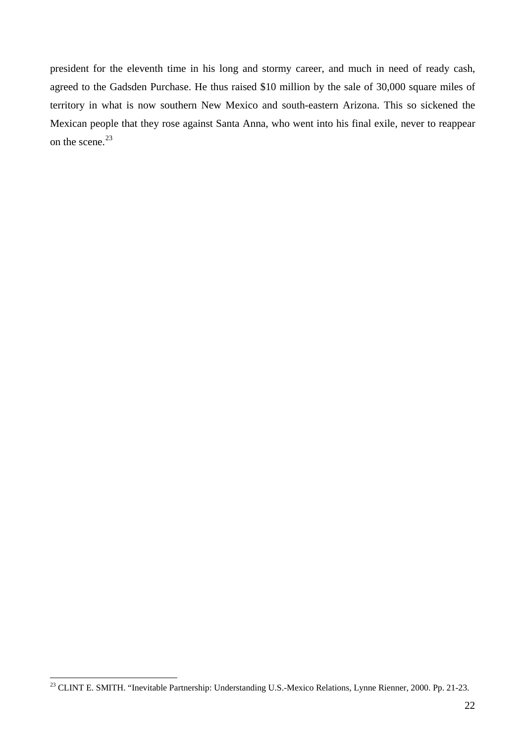president for the eleventh time in his long and stormy career, and much in need of ready cash, agreed to the Gadsden Purchase. He thus raised $10 million by the sale of 30,000 square miles of territory in what is now southern New Mexico and south-eastern Arizona. This so sickened the Mexican people that they rose against Santa Anna, who went into his final exile, never to reappear on the scene.[23]

---

[23] CLINT E. SMITH. "Inevitable Partnership: Understanding U.S.-Mexico Relations, Lynne Rienner, 2000. Pp. 21-23.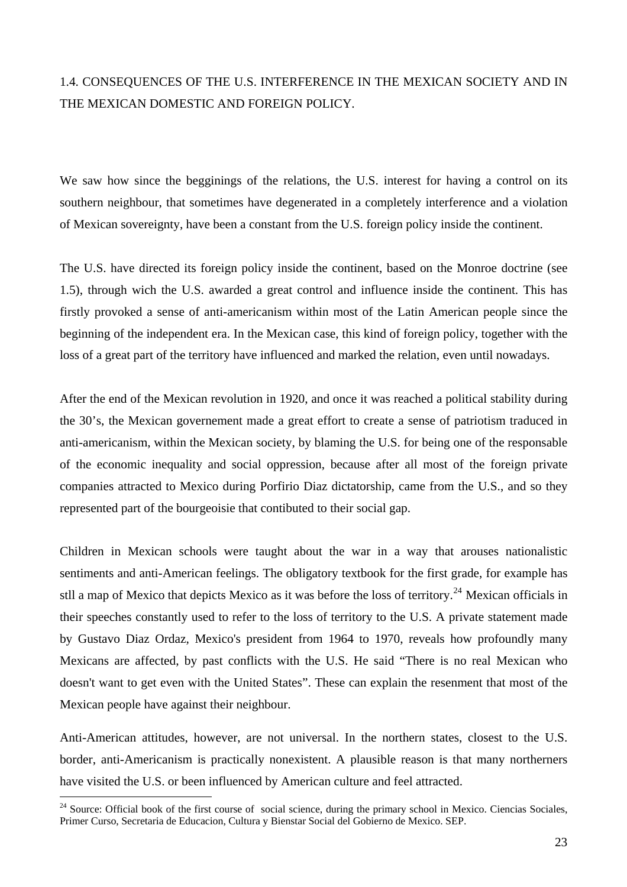## 1.4. CONSEQUENCES OF THE U.S. INTERFERENCE IN THE MEXICAN SOCIETY AND IN THE MEXICAN DOMESTIC AND FOREIGN POLICY.

We saw how since the begginings of the relations, the U.S. interest for having a control on its southern neighbour, that sometimes have degenerated in a completely interference and a violation of Mexican sovereignty, have been a constant from the U.S. foreign policy inside the continent.

The U.S. have directed its foreign policy inside the continent, based on the Monroe doctrine (see 1.5), through wich the U.S. awarded a great control and influence inside the continent. This has firstly provoked a sense of anti-americanism within most of the Latin American people since the beginning of the independent era. In the Mexican case, this kind of foreign policy, together with the loss of a great part of the territory have influenced and marked the relation, even until nowadays.

After the end of the Mexican revolution in 1920, and once it was reached a political stability during the 30's, the Mexican governement made a great effort to create a sense of patriotism traduced in anti-americanism, within the Mexican society, by blaming the U.S. for being one of the responsable of the economic inequality and social oppression, because after all most of the foreign private companies attracted to Mexico during Porfirio Diaz dictatorship, came from the U.S., and so they represented part of the bourgeoisie that contibuted to their social gap.

Children in Mexican schools were taught about the war in a way that arouses nationalistic sentiments and anti-American feelings. The obligatory textbook for the first grade, for example has stll a map of Mexico that depicts Mexico as it was before the loss of territory.[24] Mexican officials in their speeches constantly used to refer to the loss of territory to the U.S. A private statement made by Gustavo Diaz Ordaz, Mexico's president from 1964 to 1970, reveals how profoundly many Mexicans are affected, by past conflicts with the U.S. He said "There is no real Mexican who doesn't want to get even with the United States". These can explain the resenment that most of the Mexican people have against their neighbour.

Anti-American attitudes, however, are not universal. In the northern states, closest to the U.S. border, anti-Americanism is practically nonexistent. A plausible reason is that many northerners have visited the U.S. or been influenced by American culture and feel attracted.

[24] Source: Official book of the first course of social science, during the primary school in Mexico. Ciencias Sociales, Primer Curso, Secretaria de Educacion, Cultura y Bienstar Social del Gobierno de Mexico. SEP.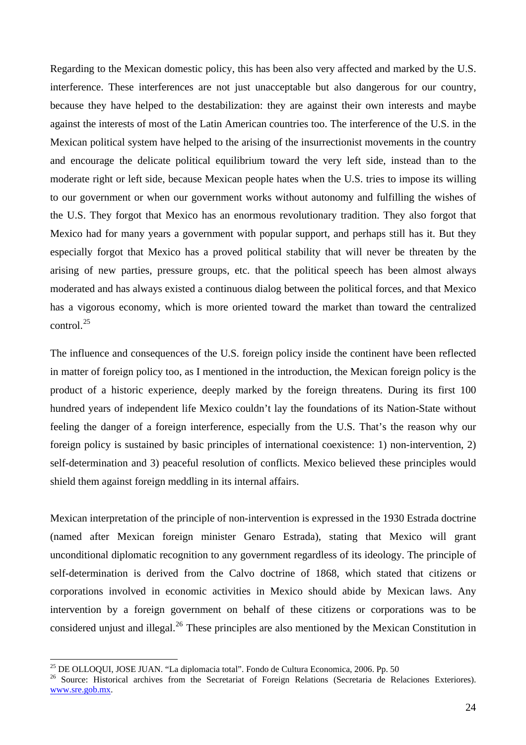Regarding to the Mexican domestic policy, this has been also very affected and marked by the U.S. interference. These interferences are not just unacceptable but also dangerous for our country, because they have helped to the destabilization: they are against their own interests and maybe against the interests of most of the Latin American countries too. The interference of the U.S. in the Mexican political system have helped to the arising of the insurrectionist movements in the country and encourage the delicate political equilibrium toward the very left side, instead than to the moderate right or left side, because Mexican people hates when the U.S. tries to impose its willing to our government or when our government works without autonomy and fulfilling the wishes of the U.S. They forgot that Mexico has an enormous revolutionary tradition. They also forgot that Mexico had for many years a government with popular support, and perhaps still has it. But they especially forgot that Mexico has a proved political stability that will never be threaten by the arising of new parties, pressure groups, etc. that the political speech has been almost always moderated and has always existed a continuous dialog between the political forces, and that Mexico has a vigorous economy, which is more oriented toward the market than toward the centralized control.[25]

The influence and consequences of the U.S. foreign policy inside the continent have been reflected in matter of foreign policy too, as I mentioned in the introduction, the Mexican foreign policy is the product of a historic experience, deeply marked by the foreign threatens. During its first 100 hundred years of independent life Mexico couldn't lay the foundations of its Nation-State without feeling the danger of a foreign interference, especially from the U.S. That's the reason why our foreign policy is sustained by basic principles of international coexistence: 1) non-intervention, 2) self-determination and 3) peaceful resolution of conflicts. Mexico believed these principles would shield them against foreign meddling in its internal affairs.

Mexican interpretation of the principle of non-intervention is expressed in the 1930 Estrada doctrine (named after Mexican foreign minister Genaro Estrada), stating that Mexico will grant unconditional diplomatic recognition to any government regardless of its ideology. The principle of self-determination is derived from the Calvo doctrine of 1868, which stated that citizens or corporations involved in economic activities in Mexico should abide by Mexican laws. Any intervention by a foreign government on behalf of these citizens or corporations was to be considered unjust and illegal.[26] These principles are also mentioned by the Mexican Constitution in

---

[25] DE OLLOQUI, JOSE JUAN. "La diplomacia total". Fondo de Cultura Economica, 2006. Pp. 50

[26] Source: Historical archives from the Secretariat of Foreign Relations (Secretaria de Relaciones Exteriores). www.sre.gob.mx.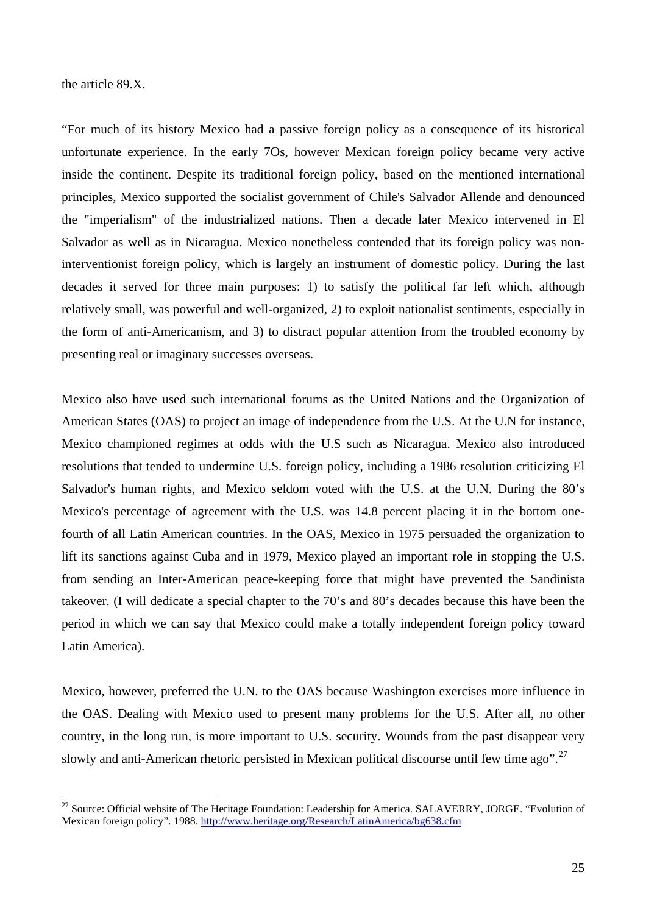the article 89.X.

"For much of its history Mexico had a passive foreign policy as a consequence of its historical unfortunate experience. In the early 7Os, however Mexican foreign policy became very active inside the continent. Despite its traditional foreign policy, based on the mentioned international principles, Mexico supported the socialist government of Chile's Salvador Allende and denounced the "imperialism" of the industrialized nations. Then a decade later Mexico intervened in El Salvador as well as in Nicaragua. Mexico nonetheless contended that its foreign policy was non-interventionist foreign policy, which is largely an instrument of domestic policy. During the last decades it served for three main purposes: 1) to satisfy the political far left which, although relatively small, was powerful and well-organized, 2) to exploit nationalist sentiments, especially in the form of anti-Americanism, and 3) to distract popular attention from the troubled economy by presenting real or imaginary successes overseas.

Mexico also have used such international forums as the United Nations and the Organization of American States (OAS) to project an image of independence from the U.S. At the U.N for instance, Mexico championed regimes at odds with the U.S such as Nicaragua. Mexico also introduced resolutions that tended to undermine U.S. foreign policy, including a 1986 resolution criticizing El Salvador's human rights, and Mexico seldom voted with the U.S. at the U.N. During the 80's Mexico's percentage of agreement with the U.S. was 14.8 percent placing it in the bottom one-fourth of all Latin American countries. In the OAS, Mexico in 1975 persuaded the organization to lift its sanctions against Cuba and in 1979, Mexico played an important role in stopping the U.S. from sending an Inter-American peace-keeping force that might have prevented the Sandinista takeover. (I will dedicate a special chapter to the 70's and 80's decades because this have been the period in which we can say that Mexico could make a totally independent foreign policy toward Latin America).

Mexico, however, preferred the U.N. to the OAS because Washington exercises more influence in the OAS. Dealing with Mexico used to present many problems for the U.S. After all, no other country, in the long run, is more important to U.S. security. Wounds from the past disappear very slowly and anti-American rhetoric persisted in Mexican political discourse until few time ago".[27]

---

[27] Source: Official website of The Heritage Foundation: Leadership for America. SALAVERRY, JORGE. "Evolution of Mexican foreign policy". 1988. http://www.heritage.org/Research/LatinAmerica/bg638.cfm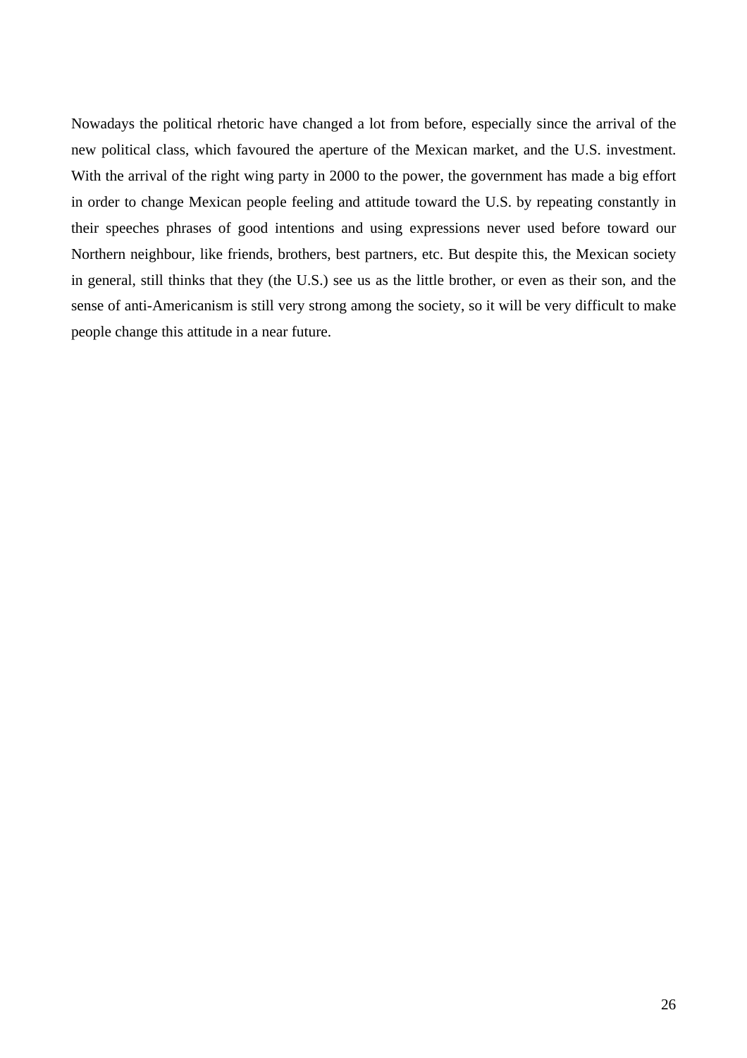Nowadays the political rhetoric have changed a lot from before, especially since the arrival of the new political class, which favoured the aperture of the Mexican market, and the U.S. investment. With the arrival of the right wing party in 2000 to the power, the government has made a big effort in order to change Mexican people feeling and attitude toward the U.S. by repeating constantly in their speeches phrases of good intentions and using expressions never used before toward our Northern neighbour, like friends, brothers, best partners, etc. But despite this, the Mexican society in general, still thinks that they (the U.S.) see us as the little brother, or even as their son, and the sense of anti-Americanism is still very strong among the society, so it will be very difficult to make people change this attitude in a near future.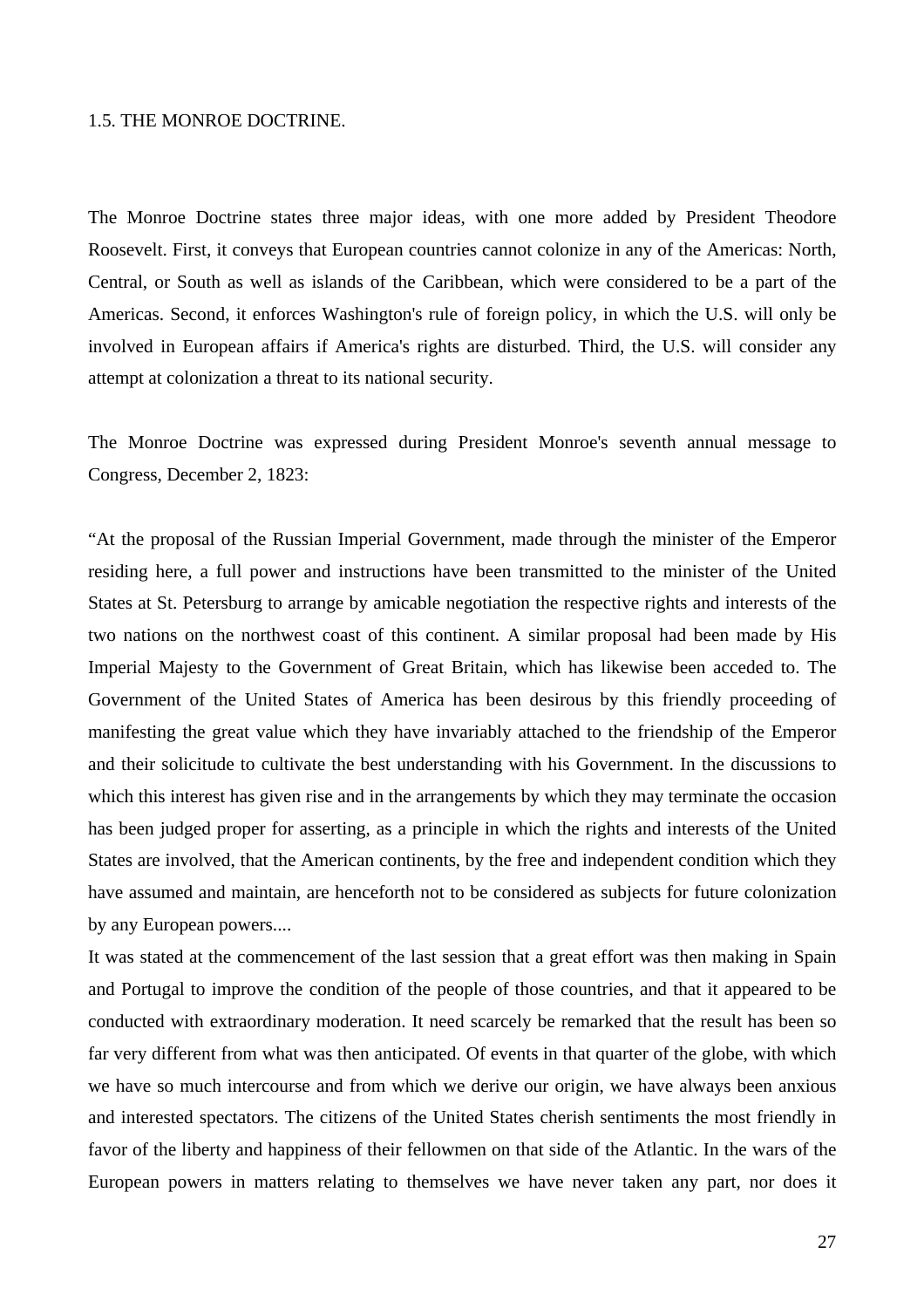## 1.5. THE MONROE DOCTRINE.

The Monroe Doctrine states three major ideas, with one more added by President Theodore Roosevelt. First, it conveys that European countries cannot colonize in any of the Americas: North, Central, or South as well as islands of the Caribbean, which were considered to be a part of the Americas. Second, it enforces Washington's rule of foreign policy, in which the U.S. will only be involved in European affairs if America's rights are disturbed. Third, the U.S. will consider any attempt at colonization a threat to its national security.

The Monroe Doctrine was expressed during President Monroe's seventh annual message to Congress, December 2, 1823:

"At the proposal of the Russian Imperial Government, made through the minister of the Emperor residing here, a full power and instructions have been transmitted to the minister of the United States at St. Petersburg to arrange by amicable negotiation the respective rights and interests of the two nations on the northwest coast of this continent. A similar proposal had been made by His Imperial Majesty to the Government of Great Britain, which has likewise been acceded to. The Government of the United States of America has been desirous by this friendly proceeding of manifesting the great value which they have invariably attached to the friendship of the Emperor and their solicitude to cultivate the best understanding with his Government. In the discussions to which this interest has given rise and in the arrangements by which they may terminate the occasion has been judged proper for asserting, as a principle in which the rights and interests of the United States are involved, that the American continents, by the free and independent condition which they have assumed and maintain, are henceforth not to be considered as subjects for future colonization by any European powers....

It was stated at the commencement of the last session that a great effort was then making in Spain and Portugal to improve the condition of the people of those countries, and that it appeared to be conducted with extraordinary moderation. It need scarcely be remarked that the result has been so far very different from what was then anticipated. Of events in that quarter of the globe, with which we have so much intercourse and from which we derive our origin, we have always been anxious and interested spectators. The citizens of the United States cherish sentiments the most friendly in favor of the liberty and happiness of their fellowmen on that side of the Atlantic. In the wars of the European powers in matters relating to themselves we have never taken any part, nor does it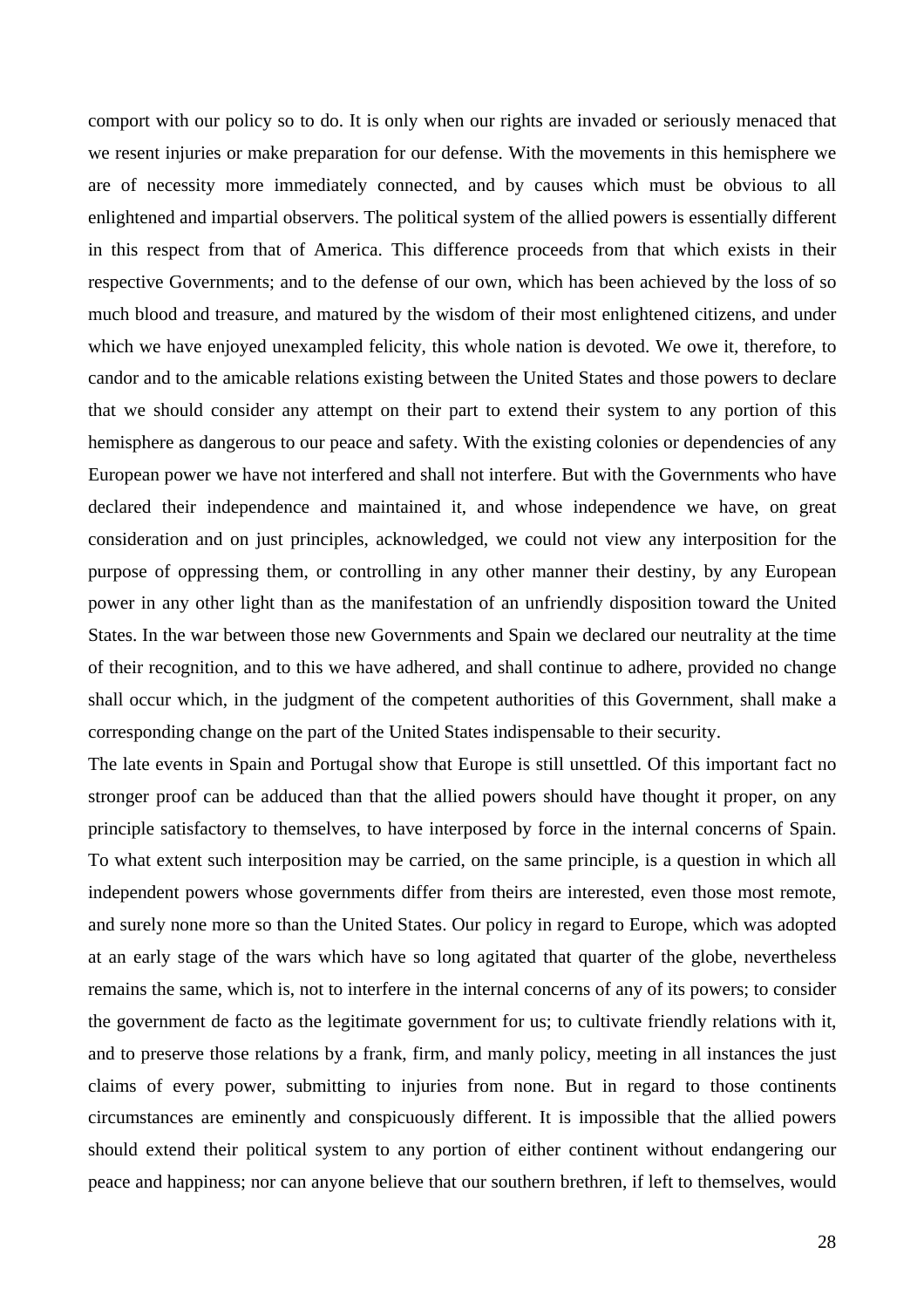comport with our policy so to do. It is only when our rights are invaded or seriously menaced that we resent injuries or make preparation for our defense. With the movements in this hemisphere we are of necessity more immediately connected, and by causes which must be obvious to all enlightened and impartial observers. The political system of the allied powers is essentially different in this respect from that of America. This difference proceeds from that which exists in their respective Governments; and to the defense of our own, which has been achieved by the loss of so much blood and treasure, and matured by the wisdom of their most enlightened citizens, and under which we have enjoyed unexampled felicity, this whole nation is devoted. We owe it, therefore, to candor and to the amicable relations existing between the United States and those powers to declare that we should consider any attempt on their part to extend their system to any portion of this hemisphere as dangerous to our peace and safety. With the existing colonies or dependencies of any European power we have not interfered and shall not interfere. But with the Governments who have declared their independence and maintained it, and whose independence we have, on great consideration and on just principles, acknowledged, we could not view any interposition for the purpose of oppressing them, or controlling in any other manner their destiny, by any European power in any other light than as the manifestation of an unfriendly disposition toward the United States. In the war between those new Governments and Spain we declared our neutrality at the time of their recognition, and to this we have adhered, and shall continue to adhere, provided no change shall occur which, in the judgment of the competent authorities of this Government, shall make a corresponding change on the part of the United States indispensable to their security.

The late events in Spain and Portugal show that Europe is still unsettled. Of this important fact no stronger proof can be adduced than that the allied powers should have thought it proper, on any principle satisfactory to themselves, to have interposed by force in the internal concerns of Spain. To what extent such interposition may be carried, on the same principle, is a question in which all independent powers whose governments differ from theirs are interested, even those most remote, and surely none more so than the United States. Our policy in regard to Europe, which was adopted at an early stage of the wars which have so long agitated that quarter of the globe, nevertheless remains the same, which is, not to interfere in the internal concerns of any of its powers; to consider the government de facto as the legitimate government for us; to cultivate friendly relations with it, and to preserve those relations by a frank, firm, and manly policy, meeting in all instances the just claims of every power, submitting to injuries from none. But in regard to those continents circumstances are eminently and conspicuously different. It is impossible that the allied powers should extend their political system to any portion of either continent without endangering our peace and happiness; nor can anyone believe that our southern brethren, if left to themselves, would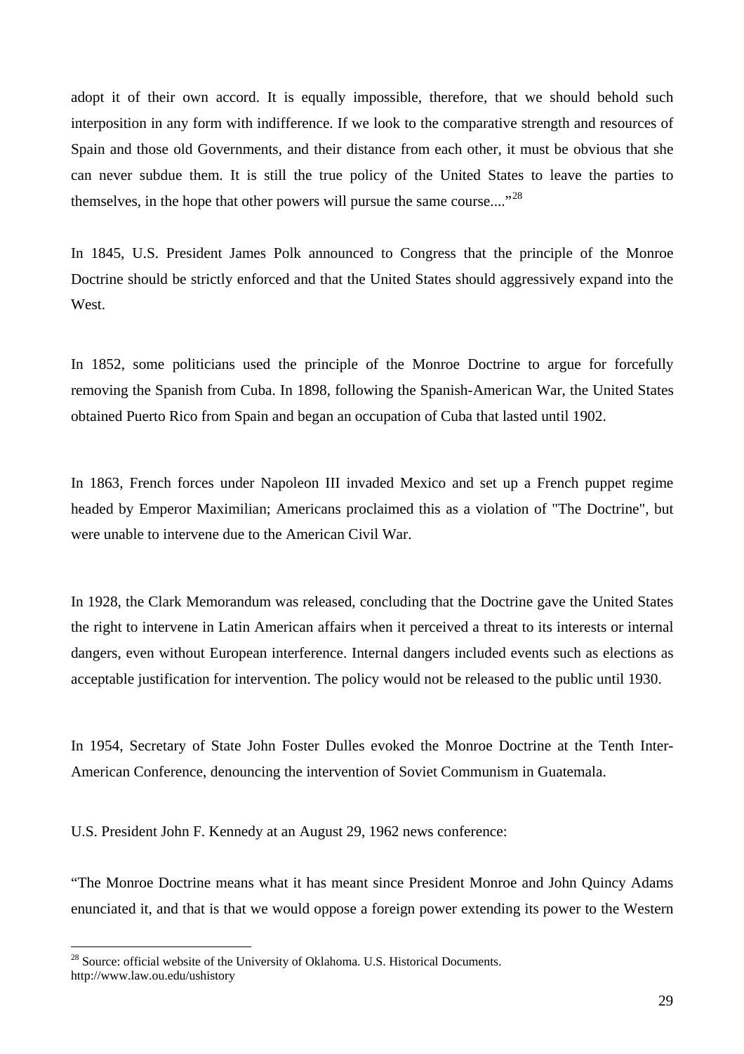adopt it of their own accord. It is equally impossible, therefore, that we should behold such interposition in any form with indifference. If we look to the comparative strength and resources of Spain and those old Governments, and their distance from each other, it must be obvious that she can never subdue them. It is still the true policy of the United States to leave the parties to themselves, in the hope that other powers will pursue the same course...."[28]

In 1845, U.S. President James Polk announced to Congress that the principle of the Monroe Doctrine should be strictly enforced and that the United States should aggressively expand into the West.

In 1852, some politicians used the principle of the Monroe Doctrine to argue for forcefully removing the Spanish from Cuba. In 1898, following the Spanish-American War, the United States obtained Puerto Rico from Spain and began an occupation of Cuba that lasted until 1902.

In 1863, French forces under Napoleon III invaded Mexico and set up a French puppet regime headed by Emperor Maximilian; Americans proclaimed this as a violation of "The Doctrine", but were unable to intervene due to the American Civil War.

In 1928, the Clark Memorandum was released, concluding that the Doctrine gave the United States the right to intervene in Latin American affairs when it perceived a threat to its interests or internal dangers, even without European interference. Internal dangers included events such as elections as acceptable justification for intervention. The policy would not be released to the public until 1930.

In 1954, Secretary of State John Foster Dulles evoked the Monroe Doctrine at the Tenth Inter-American Conference, denouncing the intervention of Soviet Communism in Guatemala.

U.S. President John F. Kennedy at an August 29, 1962 news conference:

"The Monroe Doctrine means what it has meant since President Monroe and John Quincy Adams enunciated it, and that is that we would oppose a foreign power extending its power to the Western

[28] Source: official website of the University of Oklahoma. U.S. Historical Documents. http://www.law.ou.edu/ushistory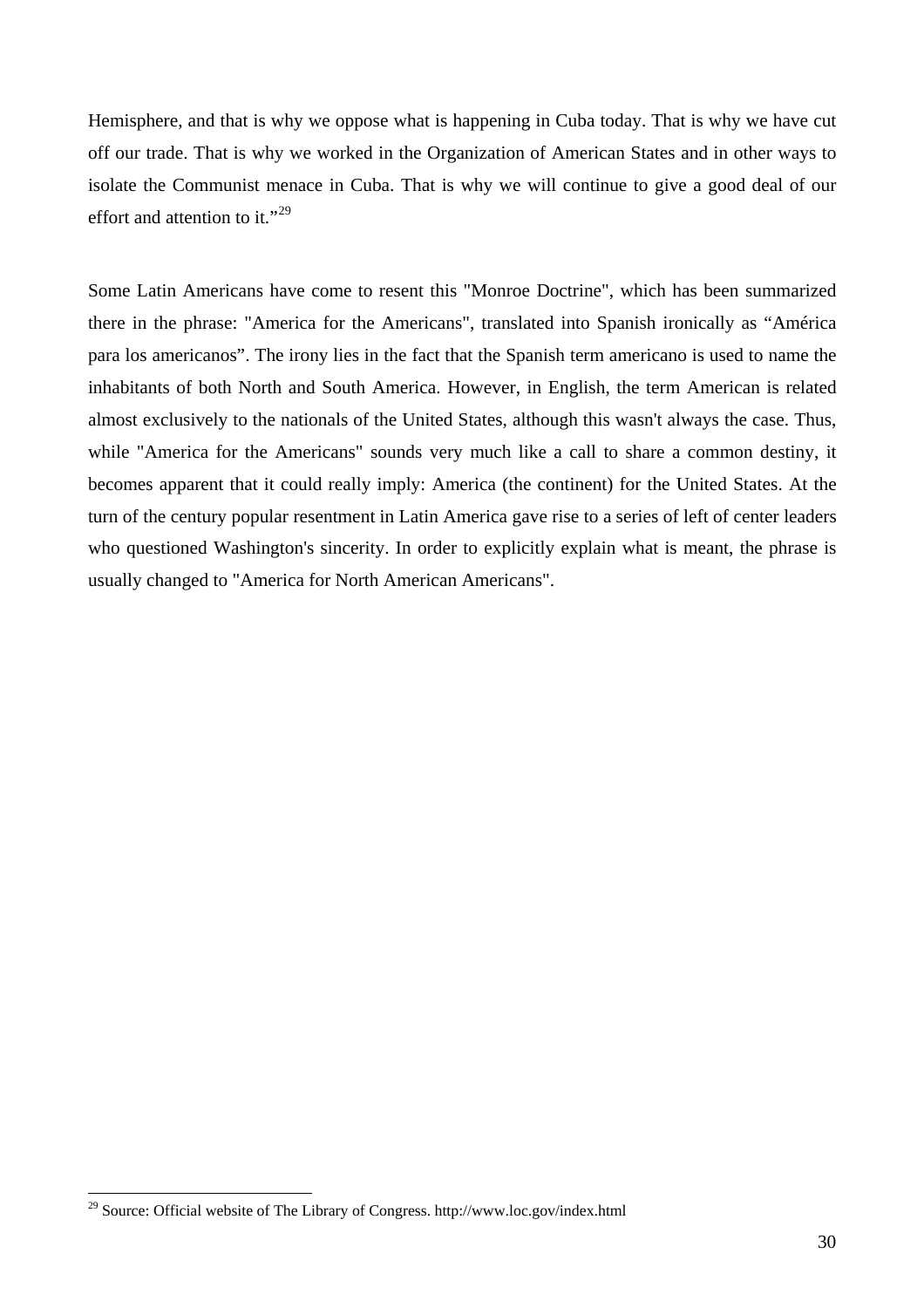Hemisphere, and that is why we oppose what is happening in Cuba today. That is why we have cut off our trade. That is why we worked in the Organization of American States and in other ways to isolate the Communist menace in Cuba. That is why we will continue to give a good deal of our effort and attention to it."[29]

Some Latin Americans have come to resent this "Monroe Doctrine", which has been summarized there in the phrase: "America for the Americans", translated into Spanish ironically as "América para los americanos". The irony lies in the fact that the Spanish term americano is used to name the inhabitants of both North and South America. However, in English, the term American is related almost exclusively to the nationals of the United States, although this wasn't always the case. Thus, while "America for the Americans" sounds very much like a call to share a common destiny, it becomes apparent that it could really imply: America (the continent) for the United States. At the turn of the century popular resentment in Latin America gave rise to a series of left of center leaders who questioned Washington's sincerity. In order to explicitly explain what is meant, the phrase is usually changed to "America for North American Americans".

[29] Source: Official website of The Library of Congress. http://www.loc.gov/index.html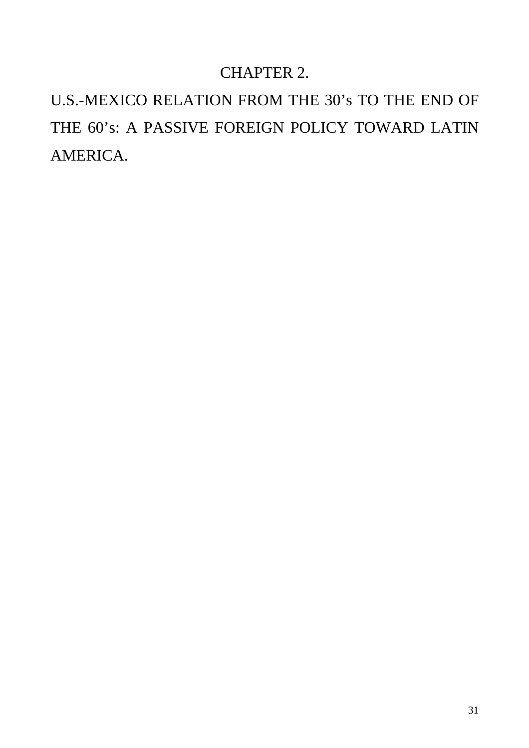# CHAPTER 2.

## U.S.-MEXICO RELATION FROM THE 30's TO THE END OF THE 60's: A PASSIVE FOREIGN POLICY TOWARD LATIN AMERICA.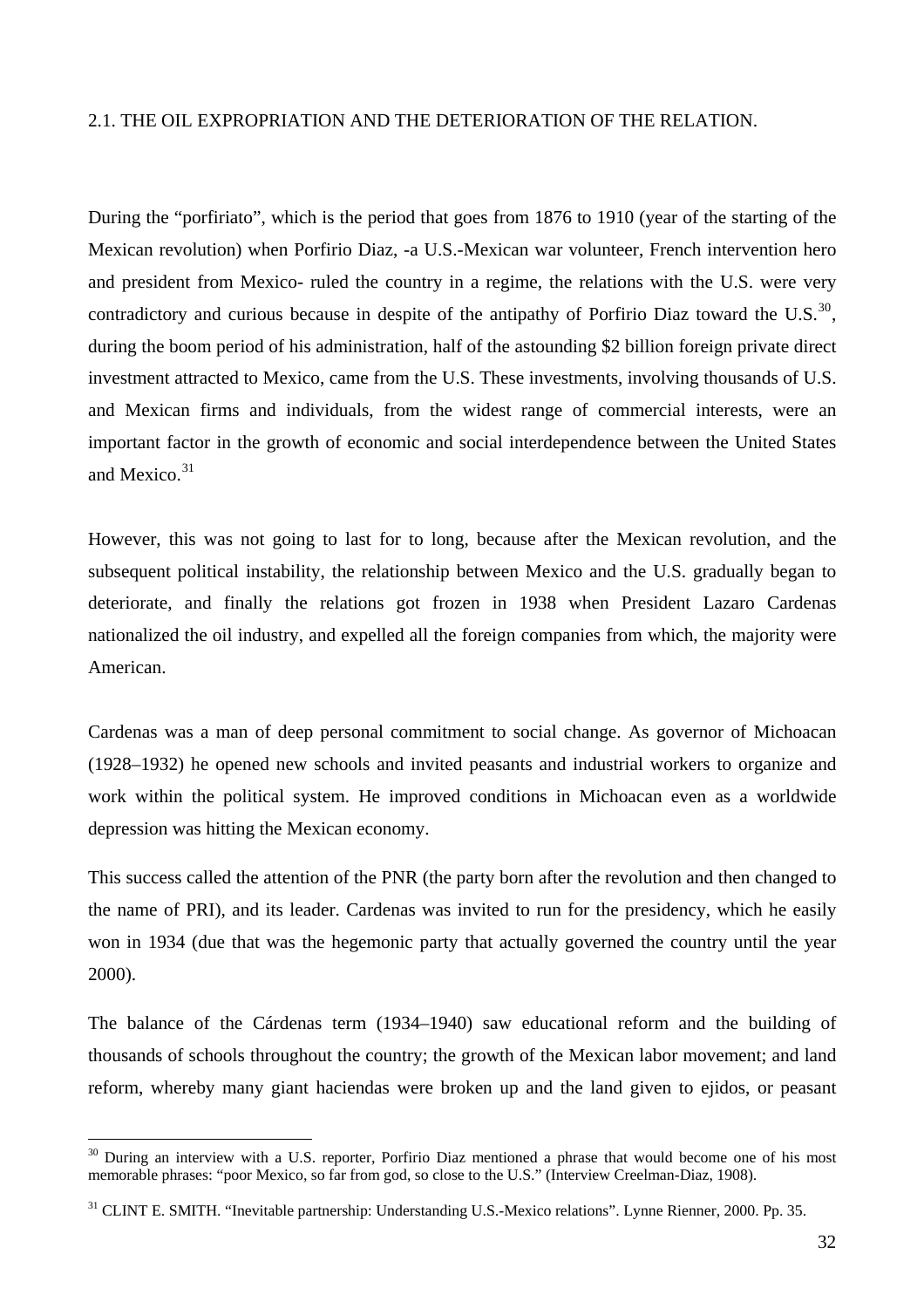## 2.1. THE OIL EXPROPRIATION AND THE DETERIORATION OF THE RELATION.

During the "porfiriato", which is the period that goes from 1876 to 1910 (year of the starting of the Mexican revolution) when Porfirio Diaz, -a U.S.-Mexican war volunteer, French intervention hero and president from Mexico- ruled the country in a regime, the relations with the U.S. were very contradictory and curious because in despite of the antipathy of Porfirio Diaz toward the U.S.[30], during the boom period of his administration, half of the astounding $2 billion foreign private direct investment attracted to Mexico, came from the U.S. These investments, involving thousands of U.S. and Mexican firms and individuals, from the widest range of commercial interests, were an important factor in the growth of economic and social interdependence between the United States and Mexico.[31]

However, this was not going to last for to long, because after the Mexican revolution, and the subsequent political instability, the relationship between Mexico and the U.S. gradually began to deteriorate, and finally the relations got frozen in 1938 when President Lazaro Cardenas nationalized the oil industry, and expelled all the foreign companies from which, the majority were American.

Cardenas was a man of deep personal commitment to social change. As governor of Michoacan (1928–1932) he opened new schools and invited peasants and industrial workers to organize and work within the political system. He improved conditions in Michoacan even as a worldwide depression was hitting the Mexican economy.

This success called the attention of the PNR (the party born after the revolution and then changed to the name of PRI), and its leader. Cardenas was invited to run for the presidency, which he easily won in 1934 (due that was the hegemonic party that actually governed the country until the year 2000).

The balance of the Cárdenas term (1934–1940) saw educational reform and the building of thousands of schools throughout the country; the growth of the Mexican labor movement; and land reform, whereby many giant haciendas were broken up and the land given to ejidos, or peasant

---

[30] During an interview with a U.S. reporter, Porfirio Diaz mentioned a phrase that would become one of his most memorable phrases: "poor Mexico, so far from god, so close to the U.S." (Interview Creelman-Diaz, 1908).

[31] CLINT E. SMITH. "Inevitable partnership: Understanding U.S.-Mexico relations". Lynne Rienner, 2000. Pp. 35.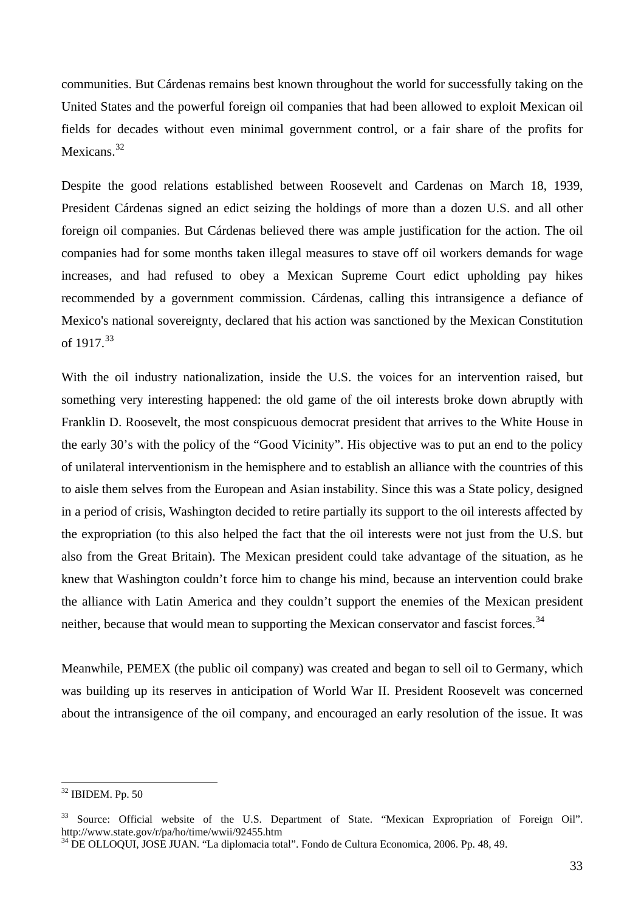communities. But Cárdenas remains best known throughout the world for successfully taking on the United States and the powerful foreign oil companies that had been allowed to exploit Mexican oil fields for decades without even minimal government control, or a fair share of the profits for Mexicans.[32]

Despite the good relations established between Roosevelt and Cardenas on March 18, 1939, President Cárdenas signed an edict seizing the holdings of more than a dozen U.S. and all other foreign oil companies. But Cárdenas believed there was ample justification for the action. The oil companies had for some months taken illegal measures to stave off oil workers demands for wage increases, and had refused to obey a Mexican Supreme Court edict upholding pay hikes recommended by a government commission. Cárdenas, calling this intransigence a defiance of Mexico's national sovereignty, declared that his action was sanctioned by the Mexican Constitution of 1917.[33]

With the oil industry nationalization, inside the U.S. the voices for an intervention raised, but something very interesting happened: the old game of the oil interests broke down abruptly with Franklin D. Roosevelt, the most conspicuous democrat president that arrives to the White House in the early 30's with the policy of the "Good Vicinity". His objective was to put an end to the policy of unilateral interventionism in the hemisphere and to establish an alliance with the countries of this to aisle them selves from the European and Asian instability. Since this was a State policy, designed in a period of crisis, Washington decided to retire partially its support to the oil interests affected by the expropriation (to this also helped the fact that the oil interests were not just from the U.S. but also from the Great Britain). The Mexican president could take advantage of the situation, as he knew that Washington couldn't force him to change his mind, because an intervention could brake the alliance with Latin America and they couldn't support the enemies of the Mexican president neither, because that would mean to supporting the Mexican conservator and fascist forces.[34]

Meanwhile, PEMEX (the public oil company) was created and began to sell oil to Germany, which was building up its reserves in anticipation of World War II. President Roosevelt was concerned about the intransigence of the oil company, and encouraged an early resolution of the issue. It was

---

[32] IBIDEM. Pp. 50

[33] Source: Official website of the U.S. Department of State. "Mexican Expropriation of Foreign Oil". http://www.state.gov/r/pa/ho/time/wwii/92455.htm

[34] DE OLLOQUI, JOSE JUAN. "La diplomacia total". Fondo de Cultura Economica, 2006. Pp. 48, 49.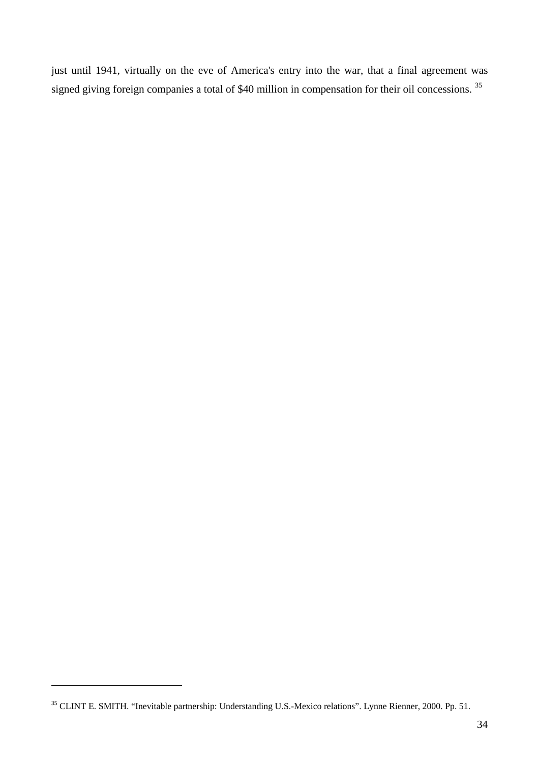just until 1941, virtually on the eve of America's entry into the war, that a final agreement was signed giving foreign companies a total of $40 million in compensation for their oil concessions. [35]

[35] CLINT E. SMITH. "Inevitable partnership: Understanding U.S.-Mexico relations". Lynne Rienner, 2000. Pp. 51.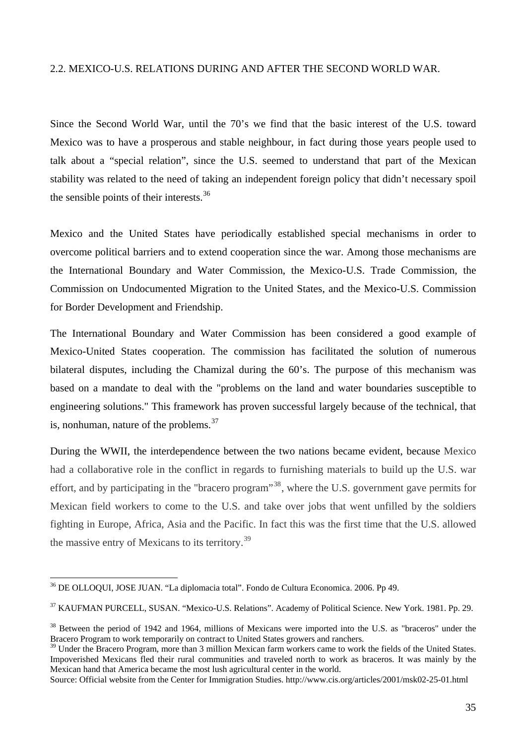## 2.2. MEXICO-U.S. RELATIONS DURING AND AFTER THE SECOND WORLD WAR.

Since the Second World War, until the 70's we find that the basic interest of the U.S. toward Mexico was to have a prosperous and stable neighbour, in fact during those years people used to talk about a "special relation", since the U.S. seemed to understand that part of the Mexican stability was related to the need of taking an independent foreign policy that didn't necessary spoil the sensible points of their interests.[36]

Mexico and the United States have periodically established special mechanisms in order to overcome political barriers and to extend cooperation since the war. Among those mechanisms are the International Boundary and Water Commission, the Mexico-U.S. Trade Commission, the Commission on Undocumented Migration to the United States, and the Mexico-U.S. Commission for Border Development and Friendship.

The International Boundary and Water Commission has been considered a good example of Mexico-United States cooperation. The commission has facilitated the solution of numerous bilateral disputes, including the Chamizal during the 60's. The purpose of this mechanism was based on a mandate to deal with the "problems on the land and water boundaries susceptible to engineering solutions." This framework has proven successful largely because of the technical, that is, nonhuman, nature of the problems.[37]

During the WWII, the interdependence between the two nations became evident, because Mexico had a collaborative role in the conflict in regards to furnishing materials to build up the U.S. war effort, and by participating in the "bracero program"[38], where the U.S. government gave permits for Mexican field workers to come to the U.S. and take over jobs that went unfilled by the soldiers fighting in Europe, Africa, Asia and the Pacific. In fact this was the first time that the U.S. allowed the massive entry of Mexicans to its territory.[39]

---

[36] DE OLLOQUI, JOSE JUAN. "La diplomacia total". Fondo de Cultura Economica. 2006. Pp 49.

[37] KAUFMAN PURCELL, SUSAN. "Mexico-U.S. Relations". Academy of Political Science. New York. 1981. Pp. 29.

[38] Between the period of 1942 and 1964, millions of Mexicans were imported into the U.S. as "braceros" under the Bracero Program to work temporarily on contract to United States growers and ranchers.

[39] Under the Bracero Program, more than 3 million Mexican farm workers came to work the fields of the United States. Impoverished Mexicans fled their rural communities and traveled north to work as braceros. It was mainly by the Mexican hand that America became the most lush agricultural center in the world.

Source: Official website from the Center for Immigration Studies. http://www.cis.org/articles/2001/msk02-25-01.html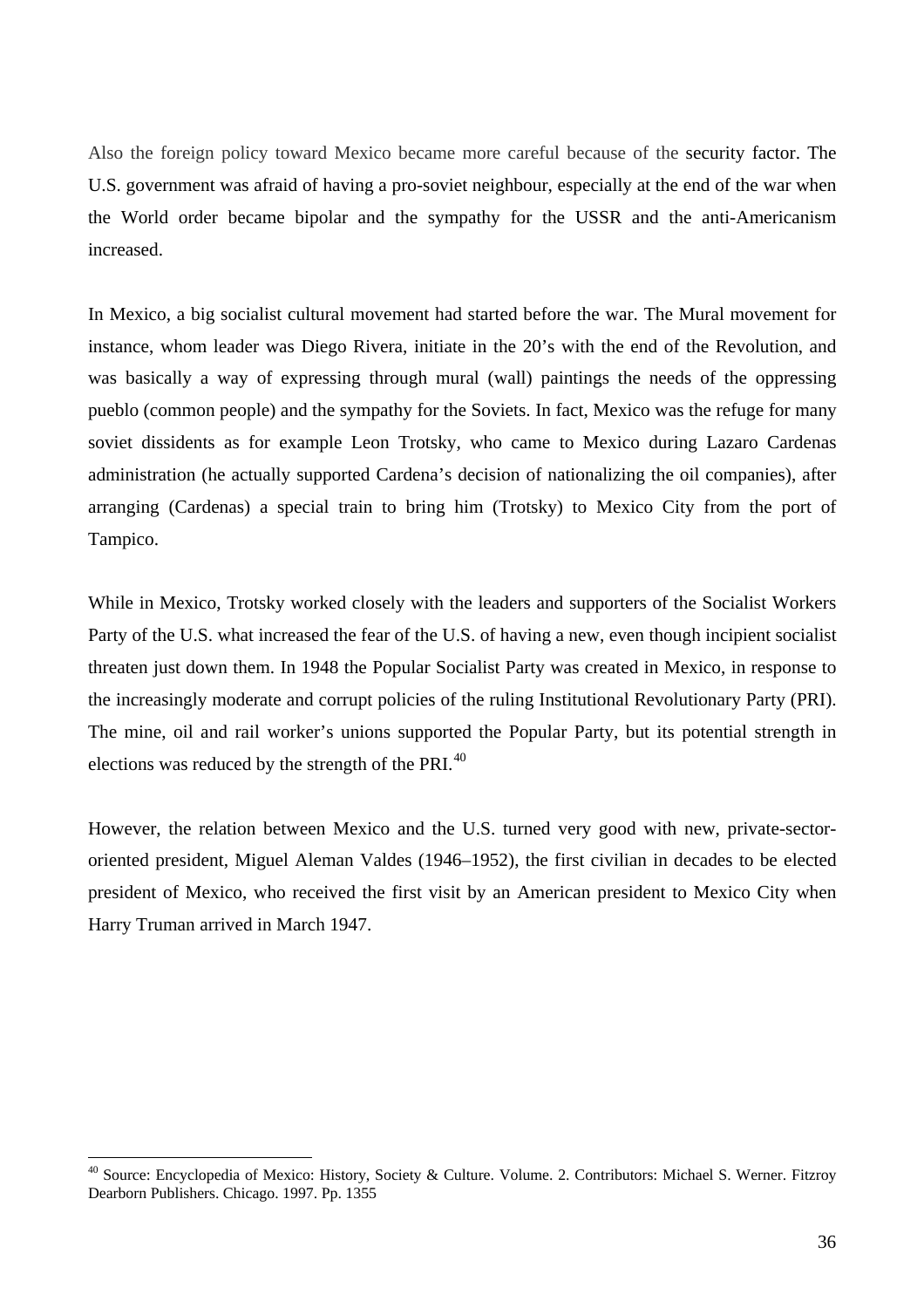Also the foreign policy toward Mexico became more careful because of the security factor. The U.S. government was afraid of having a pro-soviet neighbour, especially at the end of the war when the World order became bipolar and the sympathy for the USSR and the anti-Americanism increased.

In Mexico, a big socialist cultural movement had started before the war. The Mural movement for instance, whom leader was Diego Rivera, initiate in the 20's with the end of the Revolution, and was basically a way of expressing through mural (wall) paintings the needs of the oppressing pueblo (common people) and the sympathy for the Soviets. In fact, Mexico was the refuge for many soviet dissidents as for example Leon Trotsky, who came to Mexico during Lazaro Cardenas administration (he actually supported Cardena's decision of nationalizing the oil companies), after arranging (Cardenas) a special train to bring him (Trotsky) to Mexico City from the port of Tampico.

While in Mexico, Trotsky worked closely with the leaders and supporters of the Socialist Workers Party of the U.S. what increased the fear of the U.S. of having a new, even though incipient socialist threaten just down them. In 1948 the Popular Socialist Party was created in Mexico, in response to the increasingly moderate and corrupt policies of the ruling Institutional Revolutionary Party (PRI). The mine, oil and rail worker's unions supported the Popular Party, but its potential strength in elections was reduced by the strength of the PRI.[40]

However, the relation between Mexico and the U.S. turned very good with new, private-sector-oriented president, Miguel Aleman Valdes (1946–1952), the first civilian in decades to be elected president of Mexico, who received the first visit by an American president to Mexico City when Harry Truman arrived in March 1947.

---

[40] Source: Encyclopedia of Mexico: History, Society & Culture. Volume. 2. Contributors: Michael S. Werner. Fitzroy Dearborn Publishers. Chicago. 1997. Pp. 1355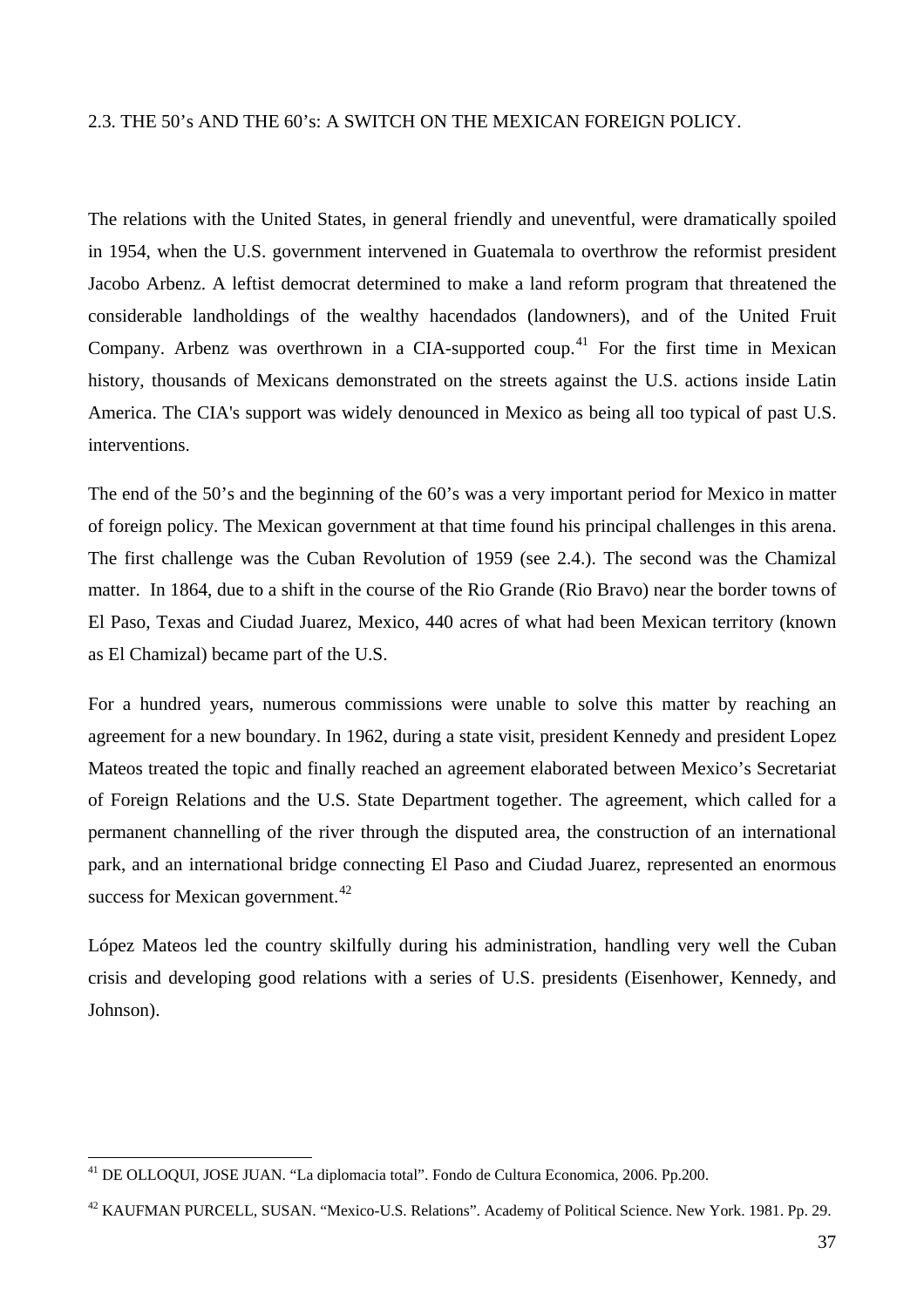## 2.3. THE 50's AND THE 60's: A SWITCH ON THE MEXICAN FOREIGN POLICY.

The relations with the United States, in general friendly and uneventful, were dramatically spoiled in 1954, when the U.S. government intervened in Guatemala to overthrow the reformist president Jacobo Arbenz. A leftist democrat determined to make a land reform program that threatened the considerable landholdings of the wealthy hacendados (landowners), and of the United Fruit Company. Arbenz was overthrown in a CIA-supported coup.[41] For the first time in Mexican history, thousands of Mexicans demonstrated on the streets against the U.S. actions inside Latin America. The CIA's support was widely denounced in Mexico as being all too typical of past U.S. interventions.

The end of the 50's and the beginning of the 60's was a very important period for Mexico in matter of foreign policy. The Mexican government at that time found his principal challenges in this arena. The first challenge was the Cuban Revolution of 1959 (see 2.4.). The second was the Chamizal matter. In 1864, due to a shift in the course of the Rio Grande (Rio Bravo) near the border towns of El Paso, Texas and Ciudad Juarez, Mexico, 440 acres of what had been Mexican territory (known as El Chamizal) became part of the U.S.

For a hundred years, numerous commissions were unable to solve this matter by reaching an agreement for a new boundary. In 1962, during a state visit, president Kennedy and president Lopez Mateos treated the topic and finally reached an agreement elaborated between Mexico's Secretariat of Foreign Relations and the U.S. State Department together. The agreement, which called for a permanent channelling of the river through the disputed area, the construction of an international park, and an international bridge connecting El Paso and Ciudad Juarez, represented an enormous success for Mexican government.[42]

López Mateos led the country skilfully during his administration, handling very well the Cuban crisis and developing good relations with a series of U.S. presidents (Eisenhower, Kennedy, and Johnson).

---

[41] DE OLLOQUI, JOSE JUAN. "La diplomacia total". Fondo de Cultura Economica, 2006. Pp.200.

[42] KAUFMAN PURCELL, SUSAN. "Mexico-U.S. Relations". Academy of Political Science. New York. 1981. Pp. 29.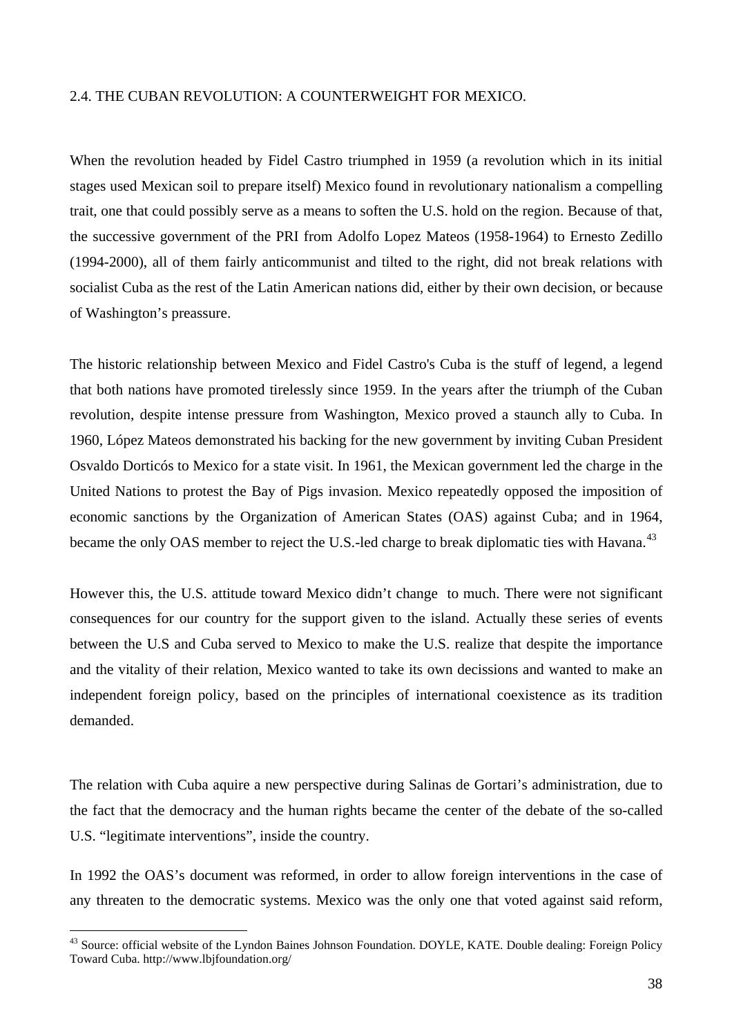## 2.4. THE CUBAN REVOLUTION: A COUNTERWEIGHT FOR MEXICO.

When the revolution headed by Fidel Castro triumphed in 1959 (a revolution which in its initial stages used Mexican soil to prepare itself) Mexico found in revolutionary nationalism a compelling trait, one that could possibly serve as a means to soften the U.S. hold on the region. Because of that, the successive government of the PRI from Adolfo Lopez Mateos (1958-1964) to Ernesto Zedillo (1994-2000), all of them fairly anticommunist and tilted to the right, did not break relations with socialist Cuba as the rest of the Latin American nations did, either by their own decision, or because of Washington's preassure.

The historic relationship between Mexico and Fidel Castro's Cuba is the stuff of legend, a legend that both nations have promoted tirelessly since 1959. In the years after the triumph of the Cuban revolution, despite intense pressure from Washington, Mexico proved a staunch ally to Cuba. In 1960, López Mateos demonstrated his backing for the new government by inviting Cuban President Osvaldo Dorticós to Mexico for a state visit. In 1961, the Mexican government led the charge in the United Nations to protest the Bay of Pigs invasion. Mexico repeatedly opposed the imposition of economic sanctions by the Organization of American States (OAS) against Cuba; and in 1964, became the only OAS member to reject the U.S.-led charge to break diplomatic ties with Havana.[43]

However this, the U.S. attitude toward Mexico didn't change to much. There were not significant consequences for our country for the support given to the island. Actually these series of events between the U.S and Cuba served to Mexico to make the U.S. realize that despite the importance and the vitality of their relation, Mexico wanted to take its own decissions and wanted to make an independent foreign policy, based on the principles of international coexistence as its tradition demanded.

The relation with Cuba aquire a new perspective during Salinas de Gortari's administration, due to the fact that the democracy and the human rights became the center of the debate of the so-called U.S. "legitimate interventions", inside the country.

In 1992 the OAS's document was reformed, in order to allow foreign interventions in the case of any threaten to the democratic systems. Mexico was the only one that voted against said reform,

---

[43] Source: official website of the Lyndon Baines Johnson Foundation. DOYLE, KATE. Double dealing: Foreign Policy Toward Cuba. http://www.lbjfoundation.org/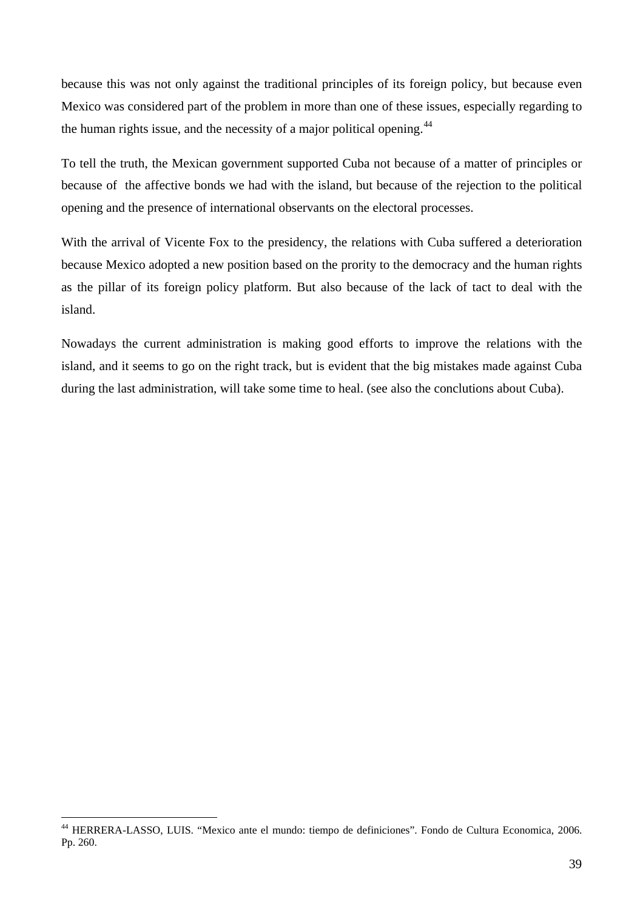because this was not only against the traditional principles of its foreign policy, but because even Mexico was considered part of the problem in more than one of these issues, especially regarding to the human rights issue, and the necessity of a major political opening.[44]

To tell the truth, the Mexican government supported Cuba not because of a matter of principles or because of the affective bonds we had with the island, but because of the rejection to the political opening and the presence of international observants on the electoral processes.

With the arrival of Vicente Fox to the presidency, the relations with Cuba suffered a deterioration because Mexico adopted a new position based on the prority to the democracy and the human rights as the pillar of its foreign policy platform. But also because of the lack of tact to deal with the island.

Nowadays the current administration is making good efforts to improve the relations with the island, and it seems to go on the right track, but is evident that the big mistakes made against Cuba during the last administration, will take some time to heal. (see also the conclutions about Cuba).

---

[44] HERRERA-LASSO, LUIS. "Mexico ante el mundo: tiempo de definiciones". Fondo de Cultura Economica, 2006. Pp. 260.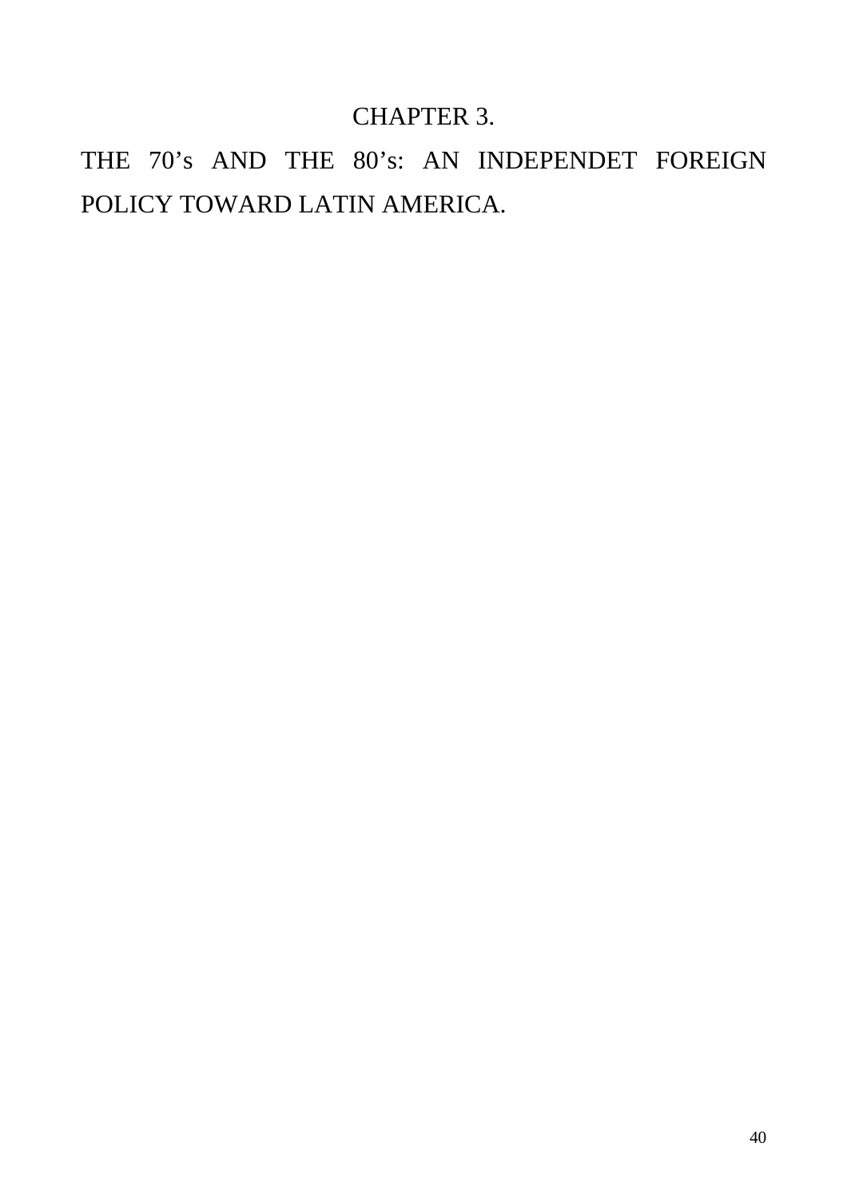# CHAPTER 3.

## THE 70's AND THE 80's: AN INDEPENDET FOREIGN POLICY TOWARD LATIN AMERICA.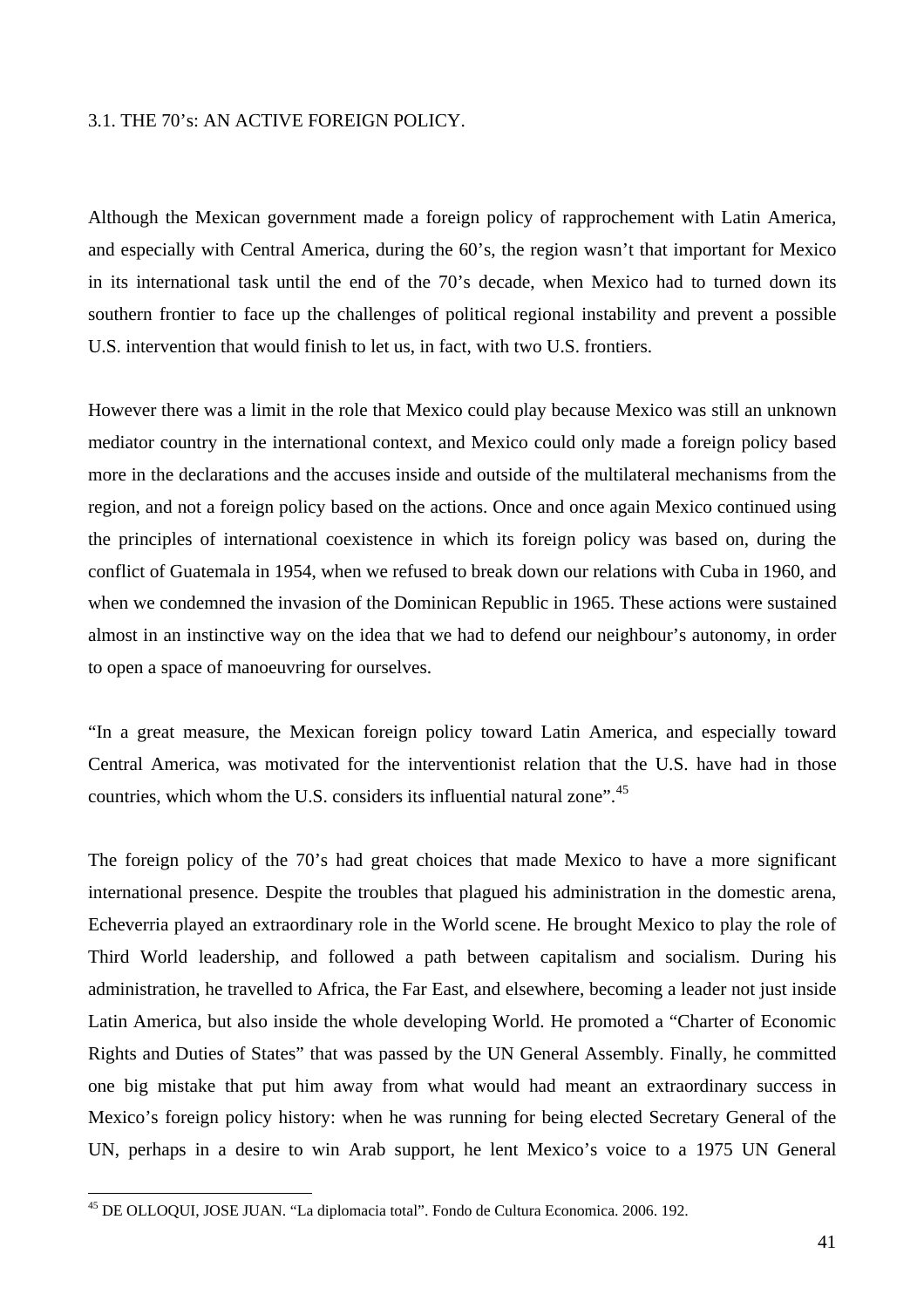## 3.1. THE 70's: AN ACTIVE FOREIGN POLICY.

Although the Mexican government made a foreign policy of rapprochement with Latin America, and especially with Central America, during the 60's, the region wasn't that important for Mexico in its international task until the end of the 70's decade, when Mexico had to turned down its southern frontier to face up the challenges of political regional instability and prevent a possible U.S. intervention that would finish to let us, in fact, with two U.S. frontiers.

However there was a limit in the role that Mexico could play because Mexico was still an unknown mediator country in the international context, and Mexico could only made a foreign policy based more in the declarations and the accuses inside and outside of the multilateral mechanisms from the region, and not a foreign policy based on the actions. Once and once again Mexico continued using the principles of international coexistence in which its foreign policy was based on, during the conflict of Guatemala in 1954, when we refused to break down our relations with Cuba in 1960, and when we condemned the invasion of the Dominican Republic in 1965. These actions were sustained almost in an instinctive way on the idea that we had to defend our neighbour's autonomy, in order to open a space of manoeuvring for ourselves.

"In a great measure, the Mexican foreign policy toward Latin America, and especially toward Central America, was motivated for the interventionist relation that the U.S. have had in those countries, which whom the U.S. considers its influential natural zone".[45]

The foreign policy of the 70's had great choices that made Mexico to have a more significant international presence. Despite the troubles that plagued his administration in the domestic arena, Echeverria played an extraordinary role in the World scene. He brought Mexico to play the role of Third World leadership, and followed a path between capitalism and socialism. During his administration, he travelled to Africa, the Far East, and elsewhere, becoming a leader not just inside Latin America, but also inside the whole developing World. He promoted a "Charter of Economic Rights and Duties of States" that was passed by the UN General Assembly. Finally, he committed one big mistake that put him away from what would had meant an extraordinary success in Mexico's foreign policy history: when he was running for being elected Secretary General of the UN, perhaps in a desire to win Arab support, he lent Mexico's voice to a 1975 UN General

[45] DE OLLOQUI, JOSE JUAN. "La diplomacia total". Fondo de Cultura Economica. 2006. 192.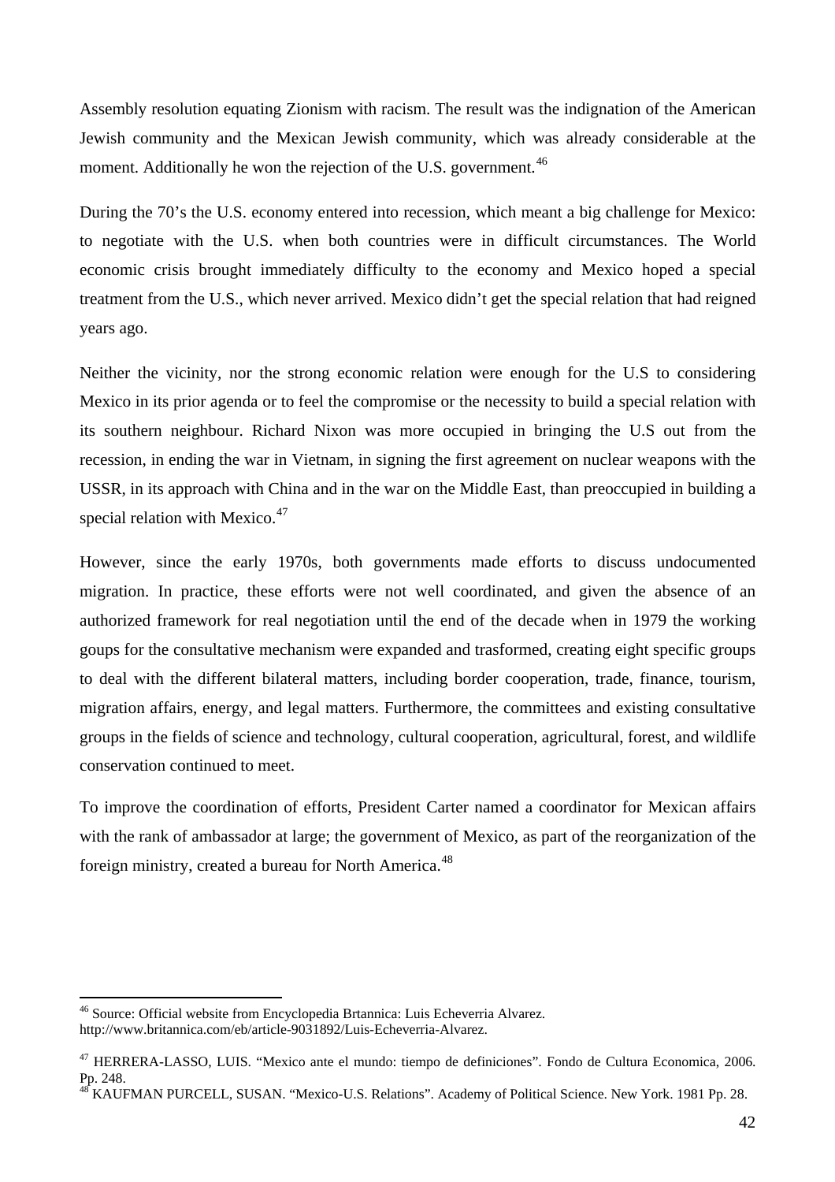Assembly resolution equating Zionism with racism. The result was the indignation of the American Jewish community and the Mexican Jewish community, which was already considerable at the moment. Additionally he won the rejection of the U.S. government.[46]

During the 70's the U.S. economy entered into recession, which meant a big challenge for Mexico: to negotiate with the U.S. when both countries were in difficult circumstances. The World economic crisis brought immediately difficulty to the economy and Mexico hoped a special treatment from the U.S., which never arrived. Mexico didn't get the special relation that had reigned years ago.

Neither the vicinity, nor the strong economic relation were enough for the U.S to considering Mexico in its prior agenda or to feel the compromise or the necessity to build a special relation with its southern neighbour. Richard Nixon was more occupied in bringing the U.S out from the recession, in ending the war in Vietnam, in signing the first agreement on nuclear weapons with the USSR, in its approach with China and in the war on the Middle East, than preoccupied in building a special relation with Mexico.[47]

However, since the early 1970s, both governments made efforts to discuss undocumented migration. In practice, these efforts were not well coordinated, and given the absence of an authorized framework for real negotiation until the end of the decade when in 1979 the working goups for the consultative mechanism were expanded and trasformed, creating eight specific groups to deal with the different bilateral matters, including border cooperation, trade, finance, tourism, migration affairs, energy, and legal matters. Furthermore, the committees and existing consultative groups in the fields of science and technology, cultural cooperation, agricultural, forest, and wildlife conservation continued to meet.

To improve the coordination of efforts, President Carter named a coordinator for Mexican affairs with the rank of ambassador at large; the government of Mexico, as part of the reorganization of the foreign ministry, created a bureau for North America.[48]

---

[46] Source: Official website from Encyclopedia Brtannica: Luis Echeverria Alvarez. http://www.britannica.com/eb/article-9031892/Luis-Echeverria-Alvarez.

[47] HERRERA-LASSO, LUIS. "Mexico ante el mundo: tiempo de definiciones". Fondo de Cultura Economica, 2006. Pp. 248.

[48] KAUFMAN PURCELL, SUSAN. "Mexico-U.S. Relations". Academy of Political Science. New York. 1981 Pp. 28.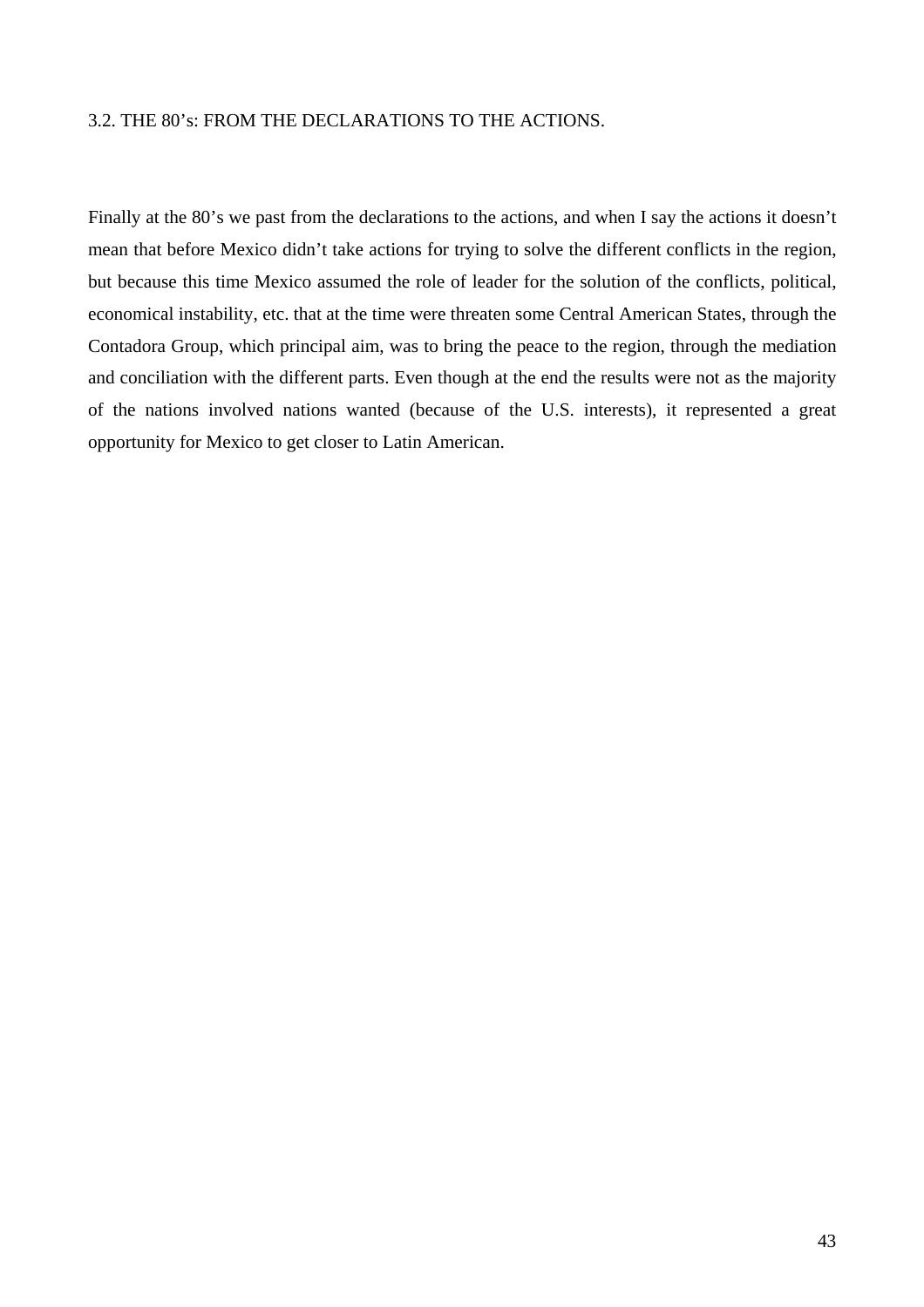### 3.2. THE 80's: FROM THE DECLARATIONS TO THE ACTIONS.

Finally at the 80's we past from the declarations to the actions, and when I say the actions it doesn't mean that before Mexico didn't take actions for trying to solve the different conflicts in the region, but because this time Mexico assumed the role of leader for the solution of the conflicts, political, economical instability, etc. that at the time were threaten some Central American States, through the Contadora Group, which principal aim, was to bring the peace to the region, through the mediation and conciliation with the different parts. Even though at the end the results were not as the majority of the nations involved nations wanted (because of the U.S. interests), it represented a great opportunity for Mexico to get closer to Latin American.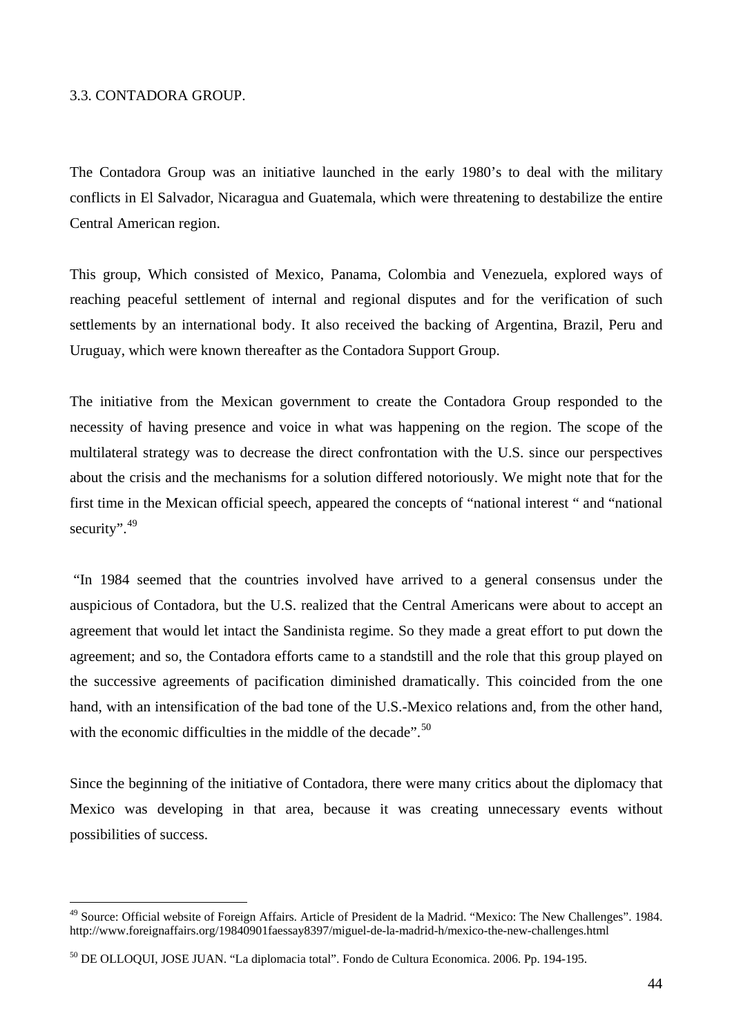### 3.3. CONTADORA GROUP.

The Contadora Group was an initiative launched in the early 1980's to deal with the military conflicts in El Salvador, Nicaragua and Guatemala, which were threatening to destabilize the entire Central American region.

This group, Which consisted of Mexico, Panama, Colombia and Venezuela, explored ways of reaching peaceful settlement of internal and regional disputes and for the verification of such settlements by an international body. It also received the backing of Argentina, Brazil, Peru and Uruguay, which were known thereafter as the Contadora Support Group.

The initiative from the Mexican government to create the Contadora Group responded to the necessity of having presence and voice in what was happening on the region. The scope of the multilateral strategy was to decrease the direct confrontation with the U.S. since our perspectives about the crisis and the mechanisms for a solution differed notoriously. We might note that for the first time in the Mexican official speech, appeared the concepts of "national interest " and "national security".[49]

"In 1984 seemed that the countries involved have arrived to a general consensus under the auspicious of Contadora, but the U.S. realized that the Central Americans were about to accept an agreement that would let intact the Sandinista regime. So they made a great effort to put down the agreement; and so, the Contadora efforts came to a standstill and the role that this group played on the successive agreements of pacification diminished dramatically. This coincided from the one hand, with an intensification of the bad tone of the U.S.-Mexico relations and, from the other hand, with the economic difficulties in the middle of the decade".[50]

Since the beginning of the initiative of Contadora, there were many critics about the diplomacy that Mexico was developing in that area, because it was creating unnecessary events without possibilities of success.

---

[49] Source: Official website of Foreign Affairs. Article of President de la Madrid. "Mexico: The New Challenges". 1984. http://www.foreignaffairs.org/19840901faessay8397/miguel-de-la-madrid-h/mexico-the-new-challenges.html

[50] DE OLLOQUI, JOSE JUAN. "La diplomacia total". Fondo de Cultura Economica. 2006. Pp. 194-195.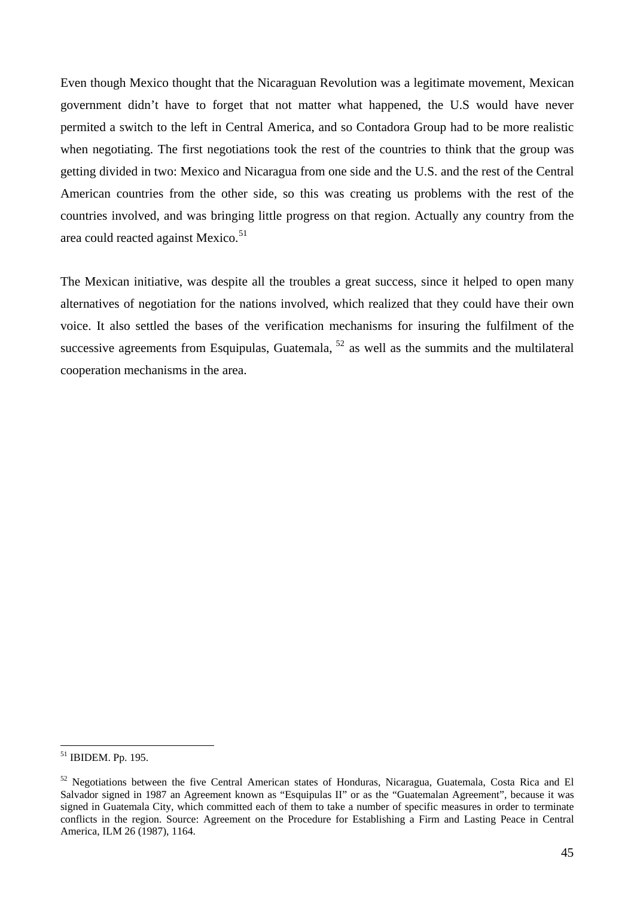Even though Mexico thought that the Nicaraguan Revolution was a legitimate movement, Mexican government didn't have to forget that not matter what happened, the U.S would have never permited a switch to the left in Central America, and so Contadora Group had to be more realistic when negotiating. The first negotiations took the rest of the countries to think that the group was getting divided in two: Mexico and Nicaragua from one side and the U.S. and the rest of the Central American countries from the other side, so this was creating us problems with the rest of the countries involved, and was bringing little progress on that region. Actually any country from the area could reacted against Mexico.[51]

The Mexican initiative, was despite all the troubles a great success, since it helped to open many alternatives of negotiation for the nations involved, which realized that they could have their own voice. It also settled the bases of the verification mechanisms for insuring the fulfilment of the successive agreements from Esquipulas, Guatemala, [52] as well as the summits and the multilateral cooperation mechanisms in the area.

---

[51] IBIDEM. Pp. 195.

[52] Negotiations between the five Central American states of Honduras, Nicaragua, Guatemala, Costa Rica and El Salvador signed in 1987 an Agreement known as "Esquipulas II" or as the "Guatemalan Agreement", because it was signed in Guatemala City, which committed each of them to take a number of specific measures in order to terminate conflicts in the region. Source: Agreement on the Procedure for Establishing a Firm and Lasting Peace in Central America, ILM 26 (1987), 1164.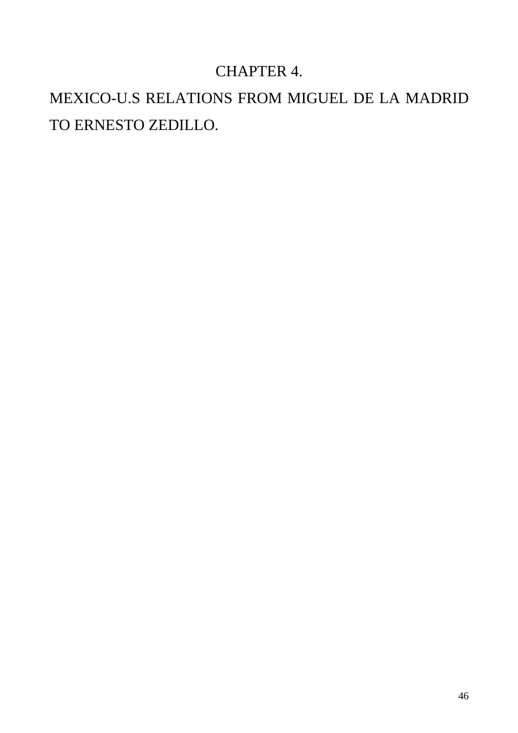# CHAPTER 4.

# MEXICO-U.S RELATIONS FROM MIGUEL DE LA MADRID TO ERNESTO ZEDILLO.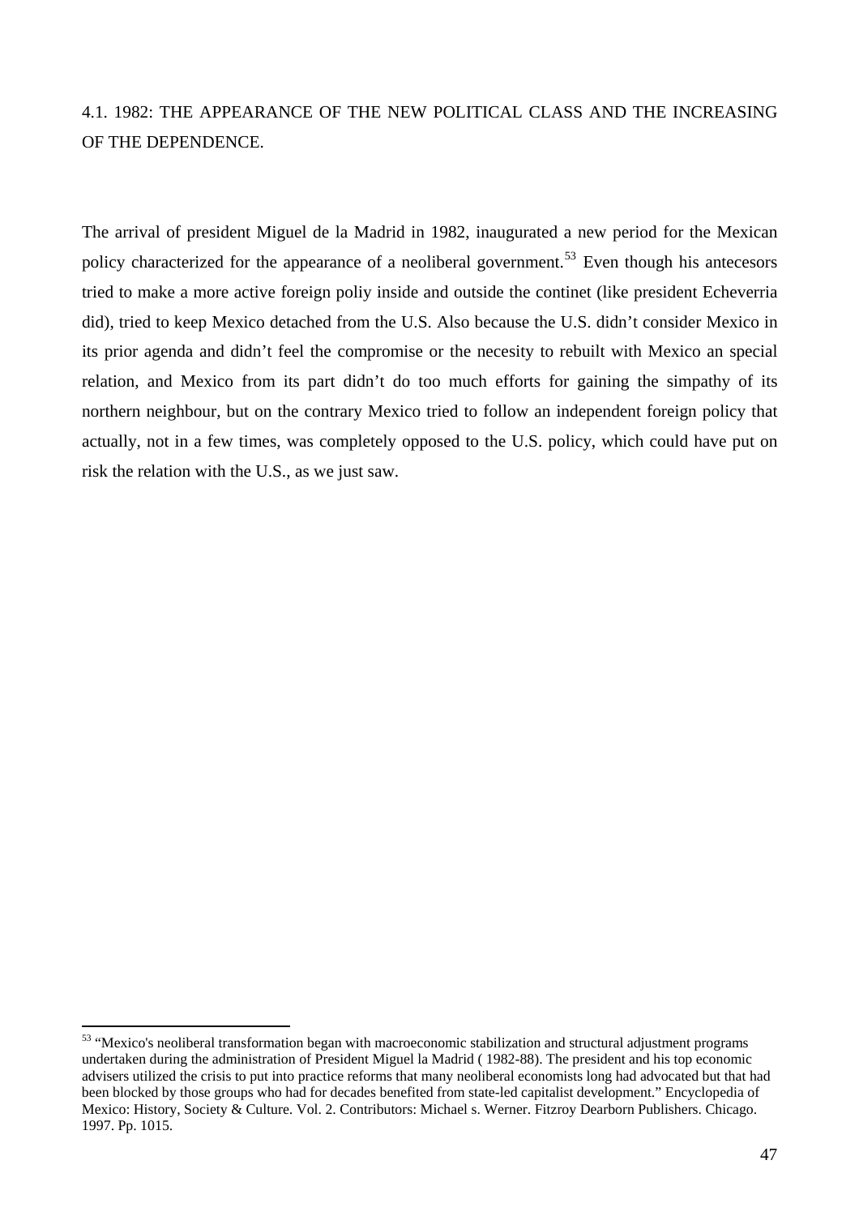## 4.1. 1982: THE APPEARANCE OF THE NEW POLITICAL CLASS AND THE INCREASING OF THE DEPENDENCE.

The arrival of president Miguel de la Madrid in 1982, inaugurated a new period for the Mexican policy characterized for the appearance of a neoliberal government.[53] Even though his antecesors tried to make a more active foreign poliy inside and outside the continet (like president Echeverria did), tried to keep Mexico detached from the U.S. Also because the U.S. didn't consider Mexico in its prior agenda and didn't feel the compromise or the necesity to rebuilt with Mexico an special relation, and Mexico from its part didn't do too much efforts for gaining the simpathy of its northern neighbour, but on the contrary Mexico tried to follow an independent foreign policy that actually, not in a few times, was completely opposed to the U.S. policy, which could have put on risk the relation with the U.S., as we just saw.

---

[53] "Mexico's neoliberal transformation began with macroeconomic stabilization and structural adjustment programs undertaken during the administration of President Miguel la Madrid ( 1982-88). The president and his top economic advisers utilized the crisis to put into practice reforms that many neoliberal economists long had advocated but that had been blocked by those groups who had for decades benefited from state-led capitalist development." Encyclopedia of Mexico: History, Society & Culture. Vol. 2. Contributors: Michael s. Werner. Fitzroy Dearborn Publishers. Chicago. 1997. Pp. 1015.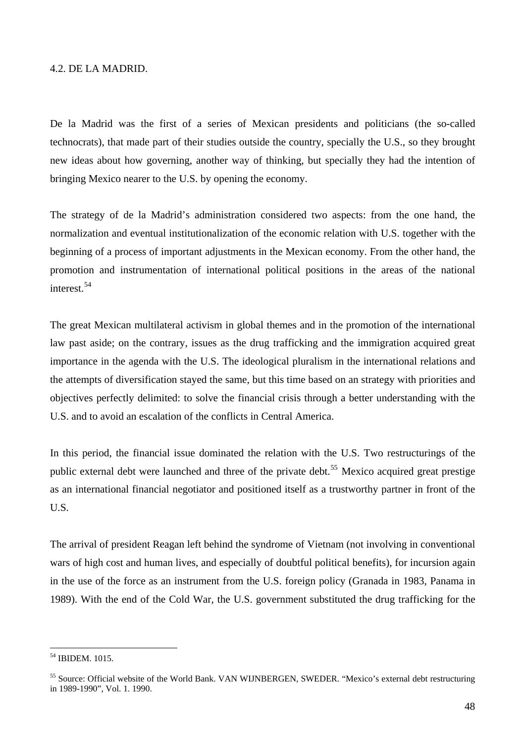### 4.2. DE LA MADRID.

De la Madrid was the first of a series of Mexican presidents and politicians (the so-called technocrats), that made part of their studies outside the country, specially the U.S., so they brought new ideas about how governing, another way of thinking, but specially they had the intention of bringing Mexico nearer to the U.S. by opening the economy.

The strategy of de la Madrid's administration considered two aspects: from the one hand, the normalization and eventual institutionalization of the economic relation with U.S. together with the beginning of a process of important adjustments in the Mexican economy. From the other hand, the promotion and instrumentation of international political positions in the areas of the national interest.[54]

The great Mexican multilateral activism in global themes and in the promotion of the international law past aside; on the contrary, issues as the drug trafficking and the immigration acquired great importance in the agenda with the U.S. The ideological pluralism in the international relations and the attempts of diversification stayed the same, but this time based on an strategy with priorities and objectives perfectly delimited: to solve the financial crisis through a better understanding with the U.S. and to avoid an escalation of the conflicts in Central America.

In this period, the financial issue dominated the relation with the U.S. Two restructurings of the public external debt were launched and three of the private debt.[55] Mexico acquired great prestige as an international financial negotiator and positioned itself as a trustworthy partner in front of the U.S.

The arrival of president Reagan left behind the syndrome of Vietnam (not involving in conventional wars of high cost and human lives, and especially of doubtful political benefits), for incursion again in the use of the force as an instrument from the U.S. foreign policy (Granada in 1983, Panama in 1989). With the end of the Cold War, the U.S. government substituted the drug trafficking for the

---

[54] IBIDEM. 1015.

[55] Source: Official website of the World Bank. VAN WIJNBERGEN, SWEDER. "Mexico's external debt restructuring in 1989-1990", Vol. 1. 1990.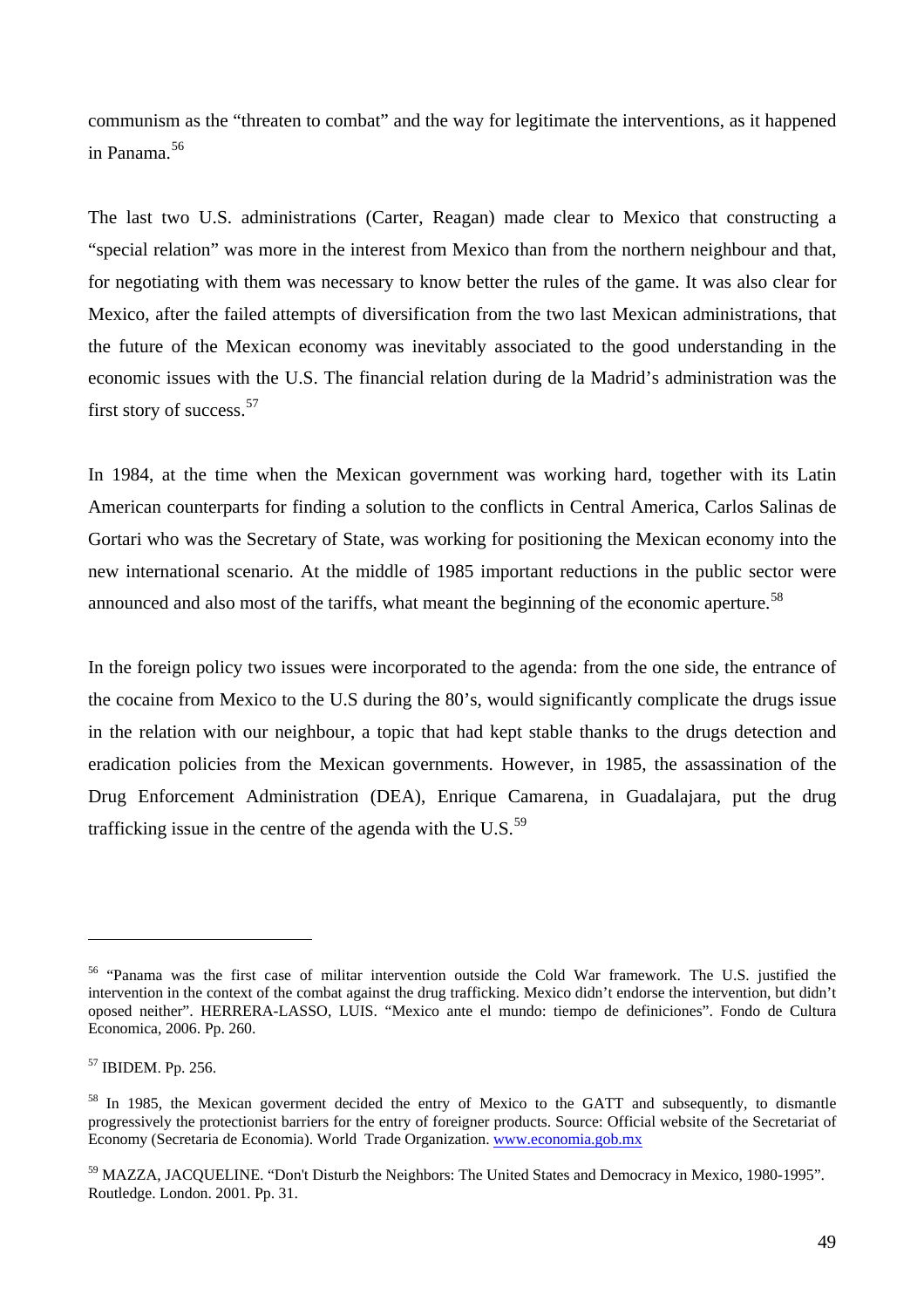communism as the "threaten to combat" and the way for legitimate the interventions, as it happened in Panama.[56]

The last two U.S. administrations (Carter, Reagan) made clear to Mexico that constructing a "special relation" was more in the interest from Mexico than from the northern neighbour and that, for negotiating with them was necessary to know better the rules of the game. It was also clear for Mexico, after the failed attempts of diversification from the two last Mexican administrations, that the future of the Mexican economy was inevitably associated to the good understanding in the economic issues with the U.S. The financial relation during de la Madrid's administration was the first story of success.[57]

In 1984, at the time when the Mexican government was working hard, together with its Latin American counterparts for finding a solution to the conflicts in Central America, Carlos Salinas de Gortari who was the Secretary of State, was working for positioning the Mexican economy into the new international scenario. At the middle of 1985 important reductions in the public sector were announced and also most of the tariffs, what meant the beginning of the economic aperture.[58]

In the foreign policy two issues were incorporated to the agenda: from the one side, the entrance of the cocaine from Mexico to the U.S during the 80's, would significantly complicate the drugs issue in the relation with our neighbour, a topic that had kept stable thanks to the drugs detection and eradication policies from the Mexican governments. However, in 1985, the assassination of the Drug Enforcement Administration (DEA), Enrique Camarena, in Guadalajara, put the drug trafficking issue in the centre of the agenda with the U.S.[59]

---

[56] "Panama was the first case of militar intervention outside the Cold War framework. The U.S. justified the intervention in the context of the combat against the drug trafficking. Mexico didn't endorse the intervention, but didn't oposed neither". HERRERA-LASSO, LUIS. "Mexico ante el mundo: tiempo de definiciones". Fondo de Cultura Economica, 2006. Pp. 260.

[57] IBIDEM. Pp. 256.

[58] In 1985, the Mexican goverment decided the entry of Mexico to the GATT and subsequently, to dismantle progressively the protectionist barriers for the entry of foreigner products. Source: Official website of the Secretariat of Economy (Secretaria de Economia). World Trade Organization. www.economia.gob.mx

[59] MAZZA, JACQUELINE. "Don't Disturb the Neighbors: The United States and Democracy in Mexico, 1980-1995". Routledge. London. 2001. Pp. 31.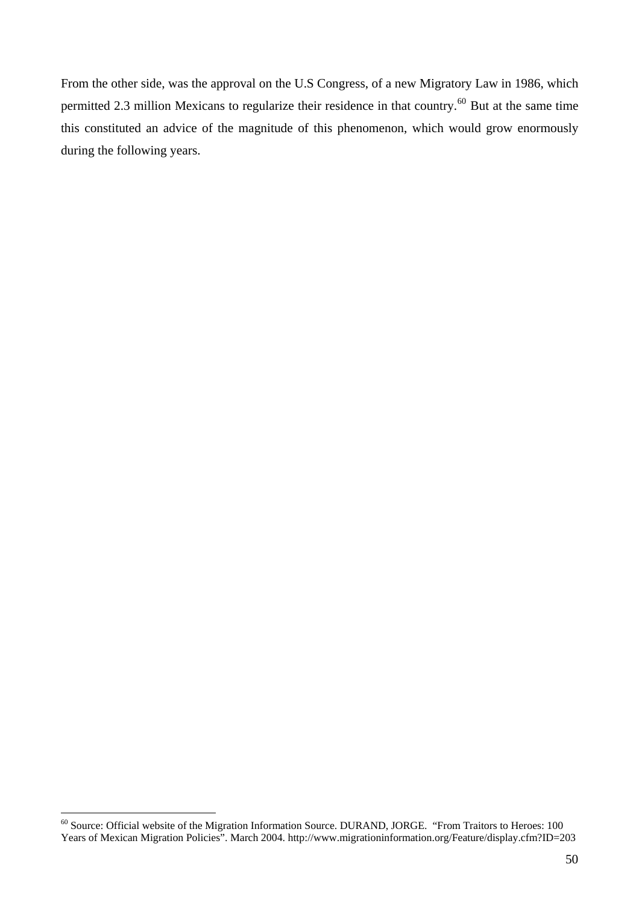From the other side, was the approval on the U.S Congress, of a new Migratory Law in 1986, which permitted 2.3 million Mexicans to regularize their residence in that country.[60] But at the same time this constituted an advice of the magnitude of this phenomenon, which would grow enormously during the following years.

[60] Source: Official website of the Migration Information Source. DURAND, JORGE. "From Traitors to Heroes: 100 Years of Mexican Migration Policies". March 2004. http://www.migrationinformation.org/Feature/display.cfm?ID=203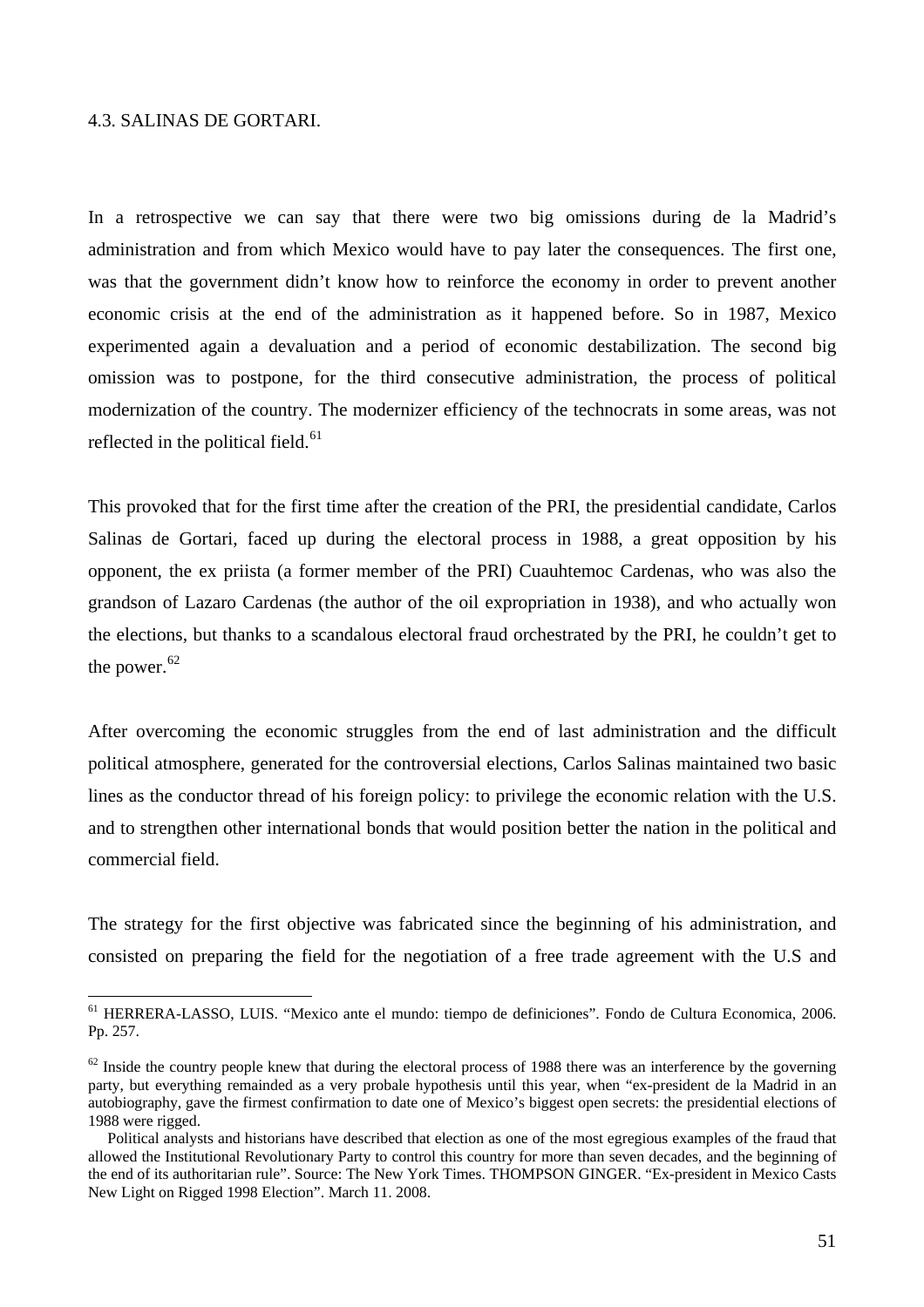### 4.3. SALINAS DE GORTARI.

In a retrospective we can say that there were two big omissions during de la Madrid's administration and from which Mexico would have to pay later the consequences. The first one, was that the government didn't know how to reinforce the economy in order to prevent another economic crisis at the end of the administration as it happened before. So in 1987, Mexico experimented again a devaluation and a period of economic destabilization. The second big omission was to postpone, for the third consecutive administration, the process of political modernization of the country. The modernizer efficiency of the technocrats in some areas, was not reflected in the political field.[61]

This provoked that for the first time after the creation of the PRI, the presidential candidate, Carlos Salinas de Gortari, faced up during the electoral process in 1988, a great opposition by his opponent, the ex priista (a former member of the PRI) Cuauhtemoc Cardenas, who was also the grandson of Lazaro Cardenas (the author of the oil expropriation in 1938), and who actually won the elections, but thanks to a scandalous electoral fraud orchestrated by the PRI, he couldn't get to the power.[62]

After overcoming the economic struggles from the end of last administration and the difficult political atmosphere, generated for the controversial elections, Carlos Salinas maintained two basic lines as the conductor thread of his foreign policy: to privilege the economic relation with the U.S. and to strengthen other international bonds that would position better the nation in the political and commercial field.

The strategy for the first objective was fabricated since the beginning of his administration, and consisted on preparing the field for the negotiation of a free trade agreement with the U.S and

---

[61] HERRERA-LASSO, LUIS. "Mexico ante el mundo: tiempo de definiciones". Fondo de Cultura Economica, 2006. Pp. 257.

[62] Inside the country people knew that during the electoral process of 1988 there was an interference by the governing party, but everything remainded as a very probale hypothesis until this year, when "ex-president de la Madrid in an autobiography, gave the firmest confirmation to date one of Mexico's biggest open secrets: the presidential elections of 1988 were rigged.

Political analysts and historians have described that election as one of the most egregious examples of the fraud that allowed the Institutional Revolutionary Party to control this country for more than seven decades, and the beginning of the end of its authoritarian rule". Source: The New York Times. THOMPSON GINGER. "Ex-president in Mexico Casts New Light on Rigged 1998 Election". March 11. 2008.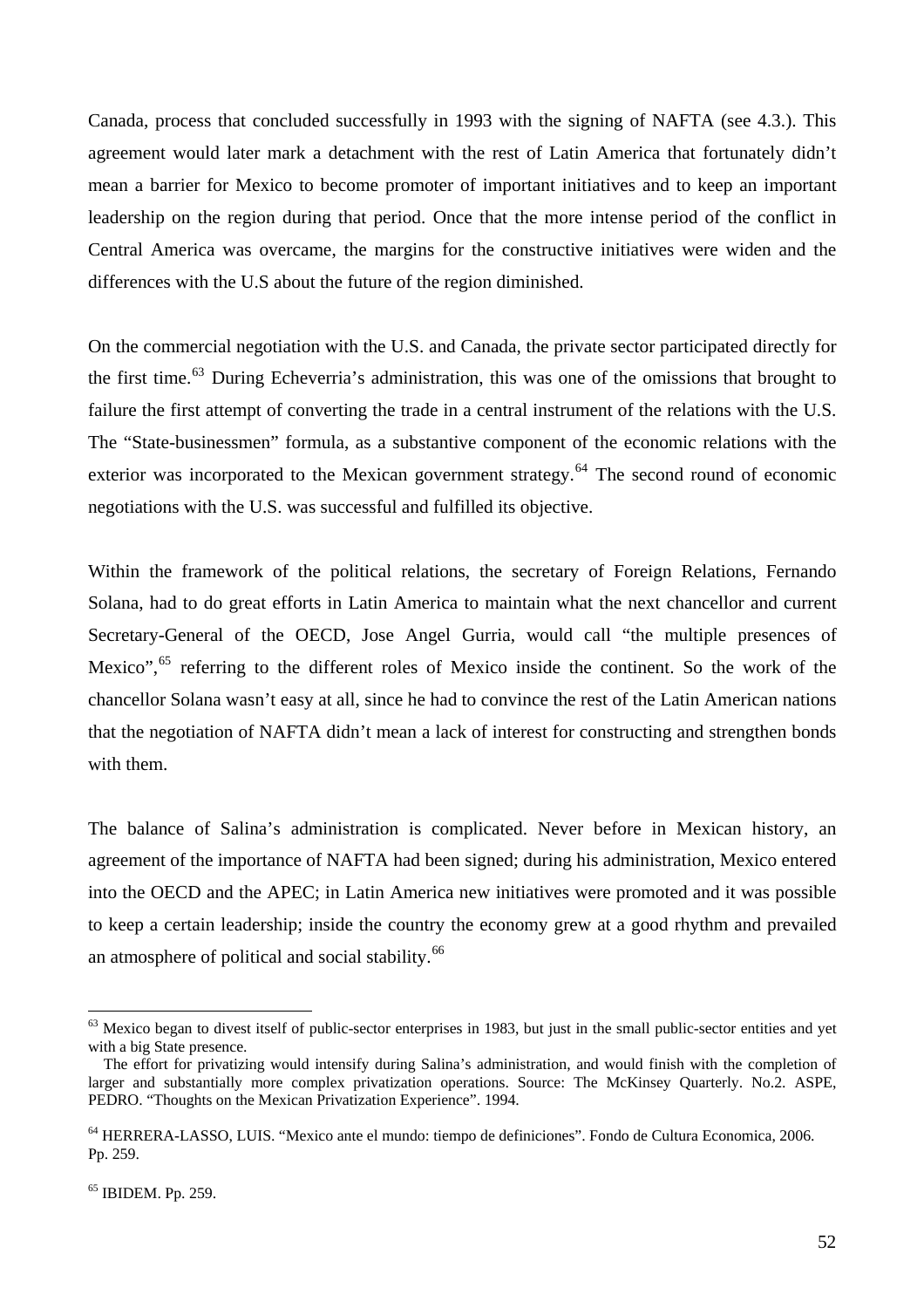Canada, process that concluded successfully in 1993 with the signing of NAFTA (see 4.3.). This agreement would later mark a detachment with the rest of Latin America that fortunately didn't mean a barrier for Mexico to become promoter of important initiatives and to keep an important leadership on the region during that period. Once that the more intense period of the conflict in Central America was overcame, the margins for the constructive initiatives were widen and the differences with the U.S about the future of the region diminished.

On the commercial negotiation with the U.S. and Canada, the private sector participated directly for the first time.[63] During Echeverria's administration, this was one of the omissions that brought to failure the first attempt of converting the trade in a central instrument of the relations with the U.S. The "State-businessmen" formula, as a substantive component of the economic relations with the exterior was incorporated to the Mexican government strategy.[64] The second round of economic negotiations with the U.S. was successful and fulfilled its objective.

Within the framework of the political relations, the secretary of Foreign Relations, Fernando Solana, had to do great efforts in Latin America to maintain what the next chancellor and current Secretary-General of the OECD, Jose Angel Gurria, would call "the multiple presences of Mexico",[65] referring to the different roles of Mexico inside the continent. So the work of the chancellor Solana wasn't easy at all, since he had to convince the rest of the Latin American nations that the negotiation of NAFTA didn't mean a lack of interest for constructing and strengthen bonds with them.

The balance of Salina's administration is complicated. Never before in Mexican history, an agreement of the importance of NAFTA had been signed; during his administration, Mexico entered into the OECD and the APEC; in Latin America new initiatives were promoted and it was possible to keep a certain leadership; inside the country the economy grew at a good rhythm and prevailed an atmosphere of political and social stability.[66]

---

[63] Mexico began to divest itself of public-sector enterprises in 1983, but just in the small public-sector entities and yet with a big State presence.
The effort for privatizing would intensify during Salina's administration, and would finish with the completion of larger and substantially more complex privatization operations. Source: The McKinsey Quarterly. No.2. ASPE, PEDRO. "Thoughts on the Mexican Privatization Experience". 1994.

[64] HERRERA-LASSO, LUIS. "Mexico ante el mundo: tiempo de definiciones". Fondo de Cultura Economica, 2006. Pp. 259.

[65] IBIDEM. Pp. 259.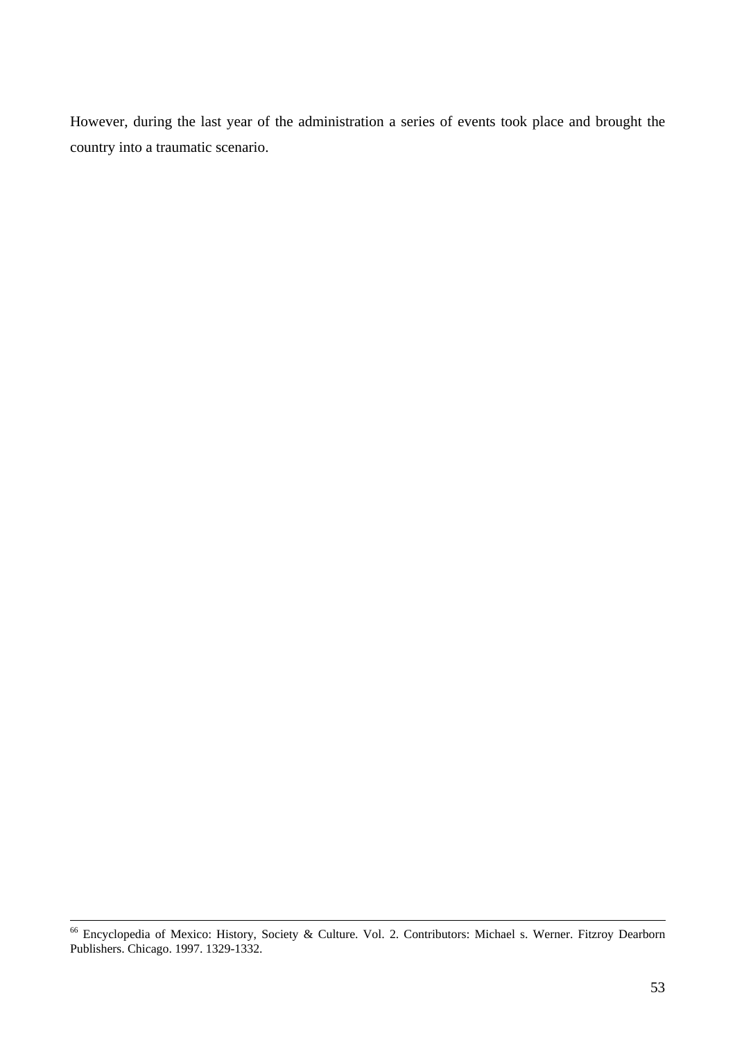However, during the last year of the administration a series of events took place and brought the country into a traumatic scenario.

---

[66] Encyclopedia of Mexico: History, Society & Culture. Vol. 2. Contributors: Michael s. Werner. Fitzroy Dearborn Publishers. Chicago. 1997. 1329-1332.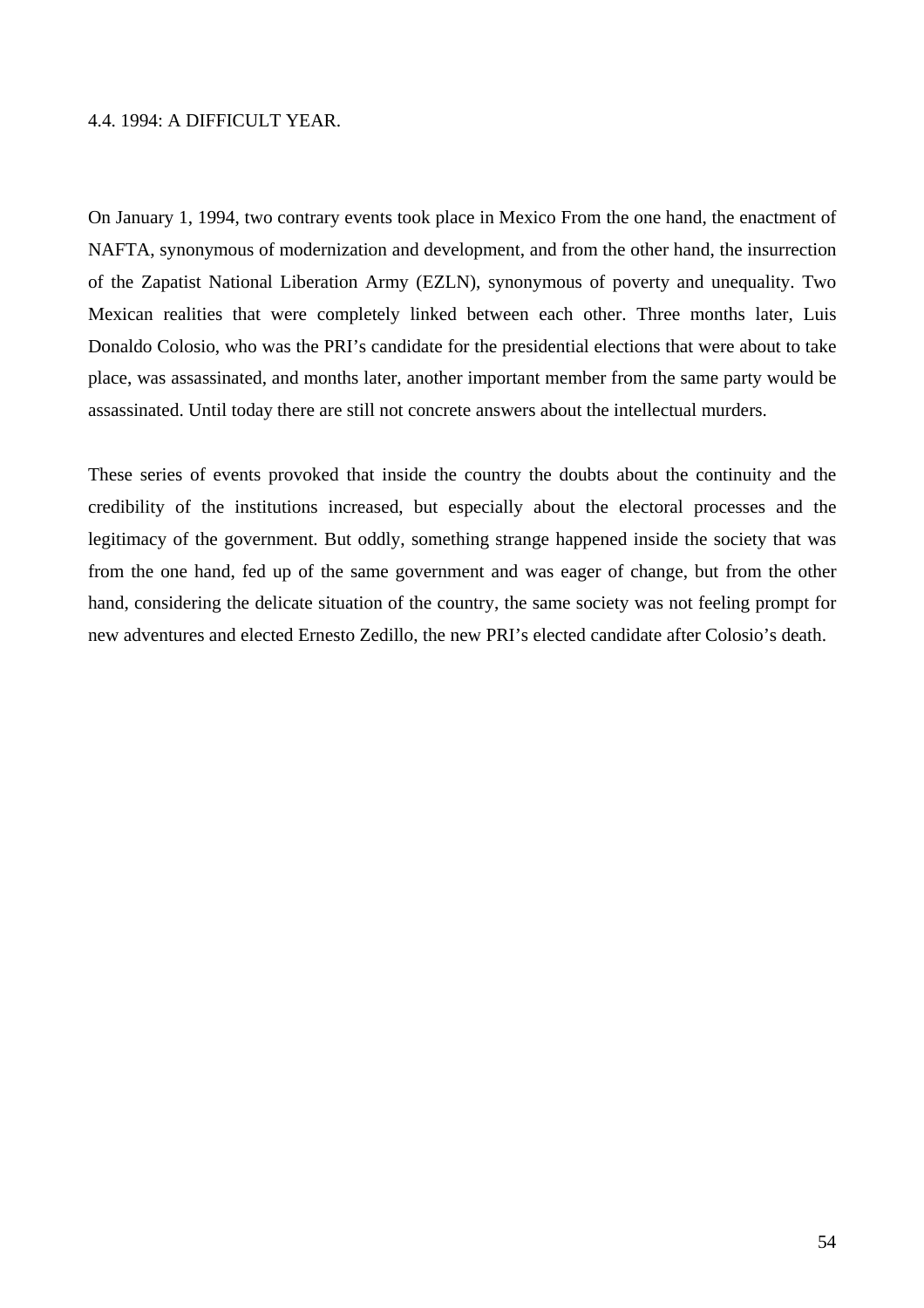## 4.4. 1994: A DIFFICULT YEAR.

On January 1, 1994, two contrary events took place in Mexico From the one hand, the enactment of NAFTA, synonymous of modernization and development, and from the other hand, the insurrection of the Zapatist National Liberation Army (EZLN), synonymous of poverty and unequality. Two Mexican realities that were completely linked between each other. Three months later, Luis Donaldo Colosio, who was the PRI's candidate for the presidential elections that were about to take place, was assassinated, and months later, another important member from the same party would be assassinated. Until today there are still not concrete answers about the intellectual murders.

These series of events provoked that inside the country the doubts about the continuity and the credibility of the institutions increased, but especially about the electoral processes and the legitimacy of the government. But oddly, something strange happened inside the society that was from the one hand, fed up of the same government and was eager of change, but from the other hand, considering the delicate situation of the country, the same society was not feeling prompt for new adventures and elected Ernesto Zedillo, the new PRI's elected candidate after Colosio's death.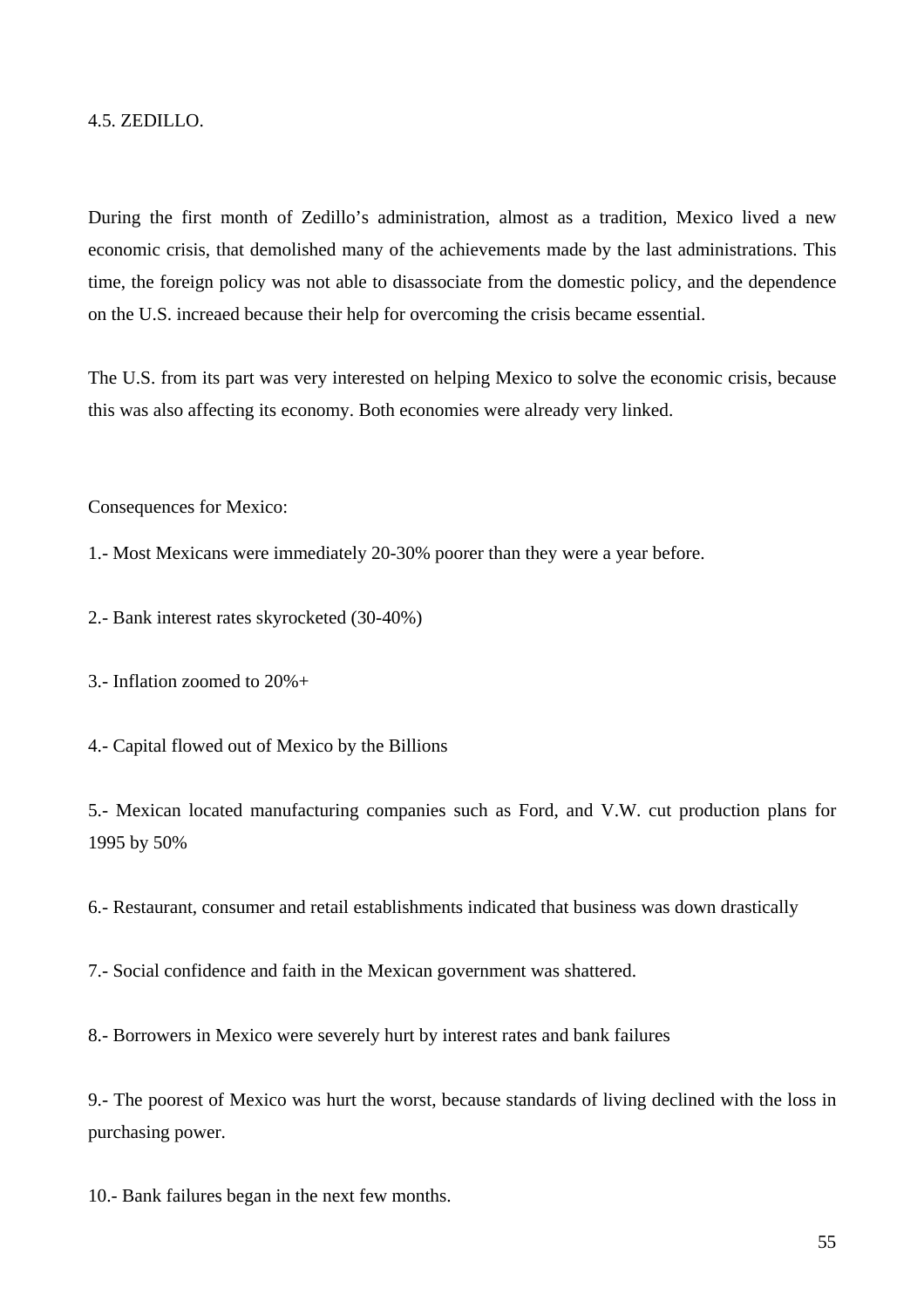## 4.5. ZEDILLO.

During the first month of Zedillo's administration, almost as a tradition, Mexico lived a new economic crisis, that demolished many of the achievements made by the last administrations. This time, the foreign policy was not able to disassociate from the domestic policy, and the dependence on the U.S. increaed because their help for overcoming the crisis became essential.

The U.S. from its part was very interested on helping Mexico to solve the economic crisis, because this was also affecting its economy. Both economies were already very linked.

Consequences for Mexico:

1.- Most Mexicans were immediately 20-30% poorer than they were a year before.

2.- Bank interest rates skyrocketed (30-40%)

3.- Inflation zoomed to 20%+

4.- Capital flowed out of Mexico by the Billions

5.- Mexican located manufacturing companies such as Ford, and V.W. cut production plans for 1995 by 50%

6.- Restaurant, consumer and retail establishments indicated that business was down drastically

7.- Social confidence and faith in the Mexican government was shattered.

8.- Borrowers in Mexico were severely hurt by interest rates and bank failures

9.- The poorest of Mexico was hurt the worst, because standards of living declined with the loss in purchasing power.

10.- Bank failures began in the next few months.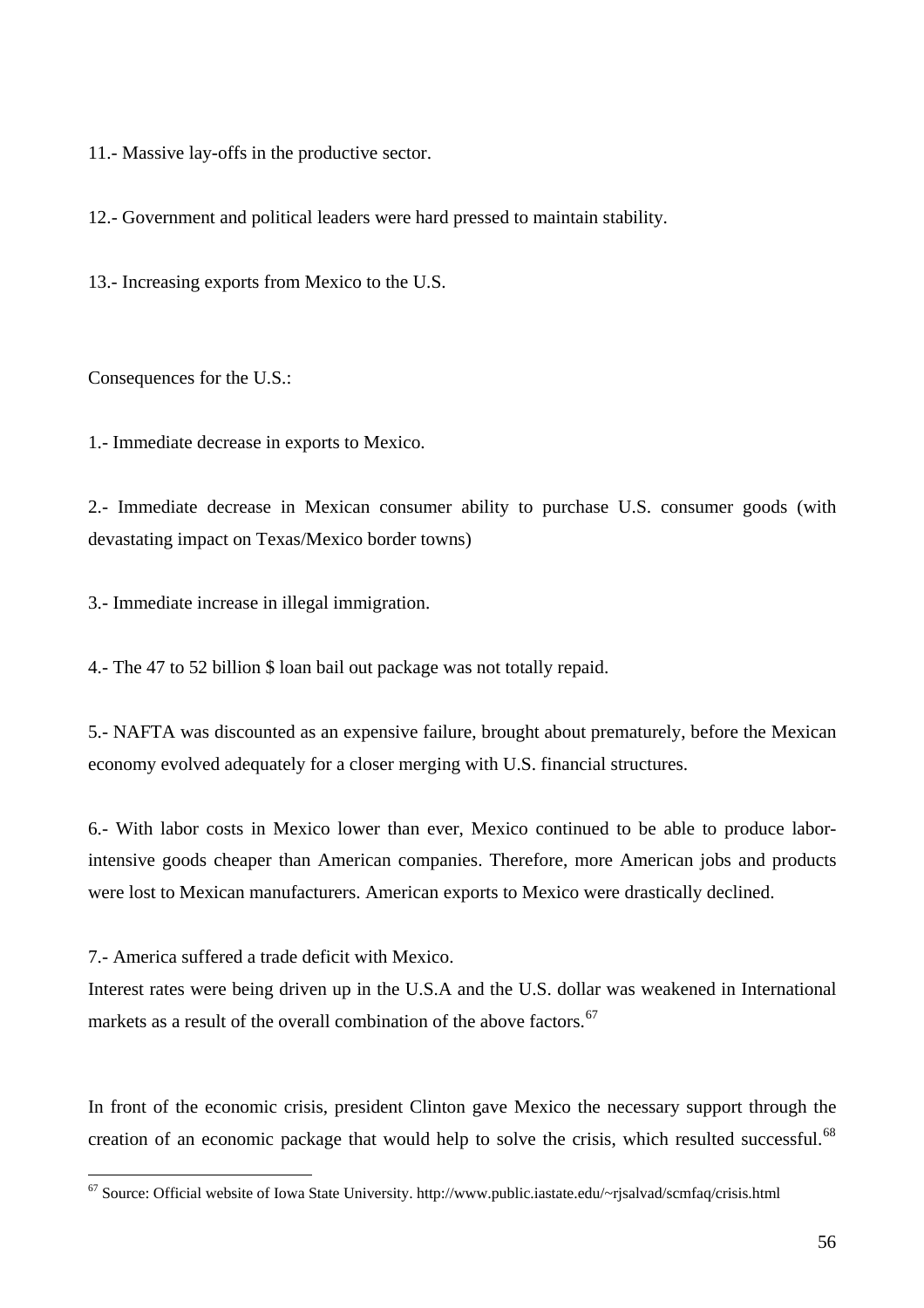11.- Massive lay-offs in the productive sector.

12.- Government and political leaders were hard pressed to maintain stability.

13.- Increasing exports from Mexico to the U.S.

Consequences for the U.S.:

1.- Immediate decrease in exports to Mexico.

2.- Immediate decrease in Mexican consumer ability to purchase U.S. consumer goods (with devastating impact on Texas/Mexico border towns)

3.- Immediate increase in illegal immigration.

4.- The 47 to 52 billion $ loan bail out package was not totally repaid.

5.- NAFTA was discounted as an expensive failure, brought about prematurely, before the Mexican economy evolved adequately for a closer merging with U.S. financial structures.

6.- With labor costs in Mexico lower than ever, Mexico continued to be able to produce labor-intensive goods cheaper than American companies. Therefore, more American jobs and products were lost to Mexican manufacturers. American exports to Mexico were drastically declined.

7.- America suffered a trade deficit with Mexico.
Interest rates were being driven up in the U.S.A and the U.S. dollar was weakened in International markets as a result of the overall combination of the above factors.[67]

In front of the economic crisis, president Clinton gave Mexico the necessary support through the creation of an economic package that would help to solve the crisis, which resulted successful.[68]

[67] Source: Official website of Iowa State University. http://www.public.iastate.edu/~rjsalvad/scmfaq/crisis.html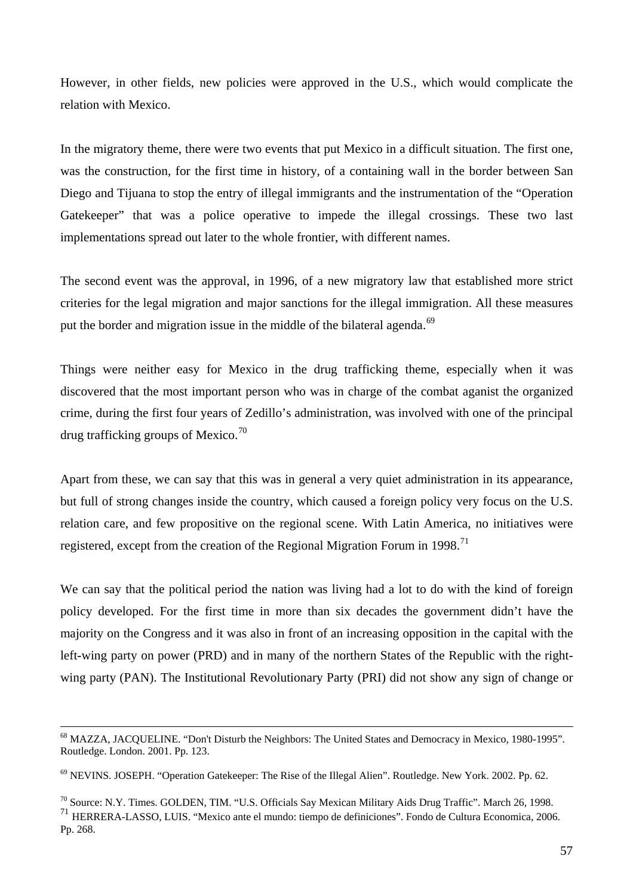However, in other fields, new policies were approved in the U.S., which would complicate the relation with Mexico.

In the migratory theme, there were two events that put Mexico in a difficult situation. The first one, was the construction, for the first time in history, of a containing wall in the border between San Diego and Tijuana to stop the entry of illegal immigrants and the instrumentation of the "Operation Gatekeeper" that was a police operative to impede the illegal crossings. These two last implementations spread out later to the whole frontier, with different names.

The second event was the approval, in 1996, of a new migratory law that established more strict criteries for the legal migration and major sanctions for the illegal immigration. All these measures put the border and migration issue in the middle of the bilateral agenda.[69]

Things were neither easy for Mexico in the drug trafficking theme, especially when it was discovered that the most important person who was in charge of the combat aganist the organized crime, during the first four years of Zedillo's administration, was involved with one of the principal drug trafficking groups of Mexico.[70]

Apart from these, we can say that this was in general a very quiet administration in its appearance, but full of strong changes inside the country, which caused a foreign policy very focus on the U.S. relation care, and few propositive on the regional scene. With Latin America, no initiatives were registered, except from the creation of the Regional Migration Forum in 1998.[71]

We can say that the political period the nation was living had a lot to do with the kind of foreign policy developed. For the first time in more than six decades the government didn't have the majority on the Congress and it was also in front of an increasing opposition in the capital with the left-wing party on power (PRD) and in many of the northern States of the Republic with the right-wing party (PAN). The Institutional Revolutionary Party (PRI) did not show any sign of change or

---

[68] MAZZA, JACQUELINE. "Don't Disturb the Neighbors: The United States and Democracy in Mexico, 1980-1995". Routledge. London. 2001. Pp. 123.

[69] NEVINS. JOSEPH. "Operation Gatekeeper: The Rise of the Illegal Alien". Routledge. New York. 2002. Pp. 62.

[70] Source: N.Y. Times. GOLDEN, TIM. "U.S. Officials Say Mexican Military Aids Drug Traffic". March 26, 1998.

[71] HERRERA-LASSO, LUIS. "Mexico ante el mundo: tiempo de definiciones". Fondo de Cultura Economica, 2006. Pp. 268.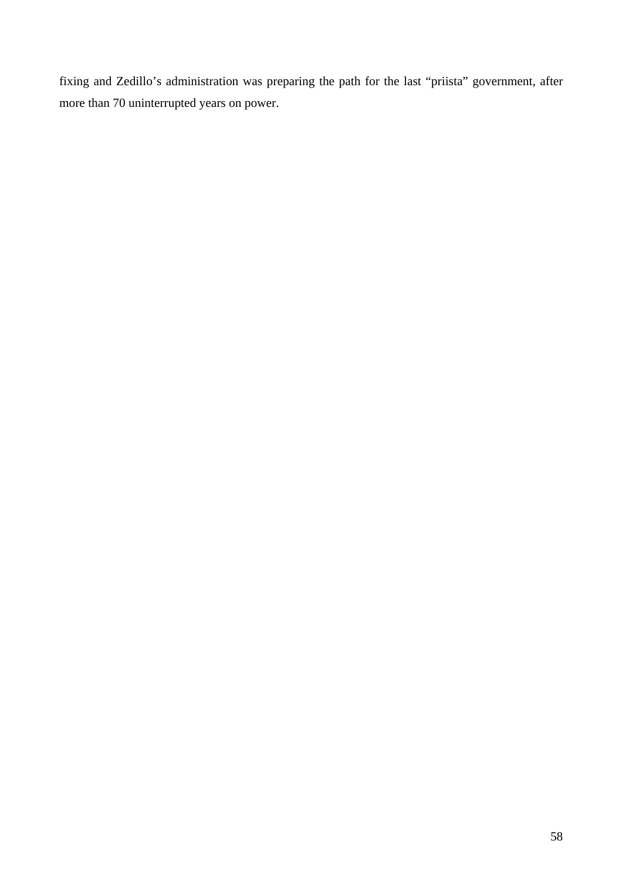fixing and Zedillo's administration was preparing the path for the last "priista" government, after more than 70 uninterrupted years on power.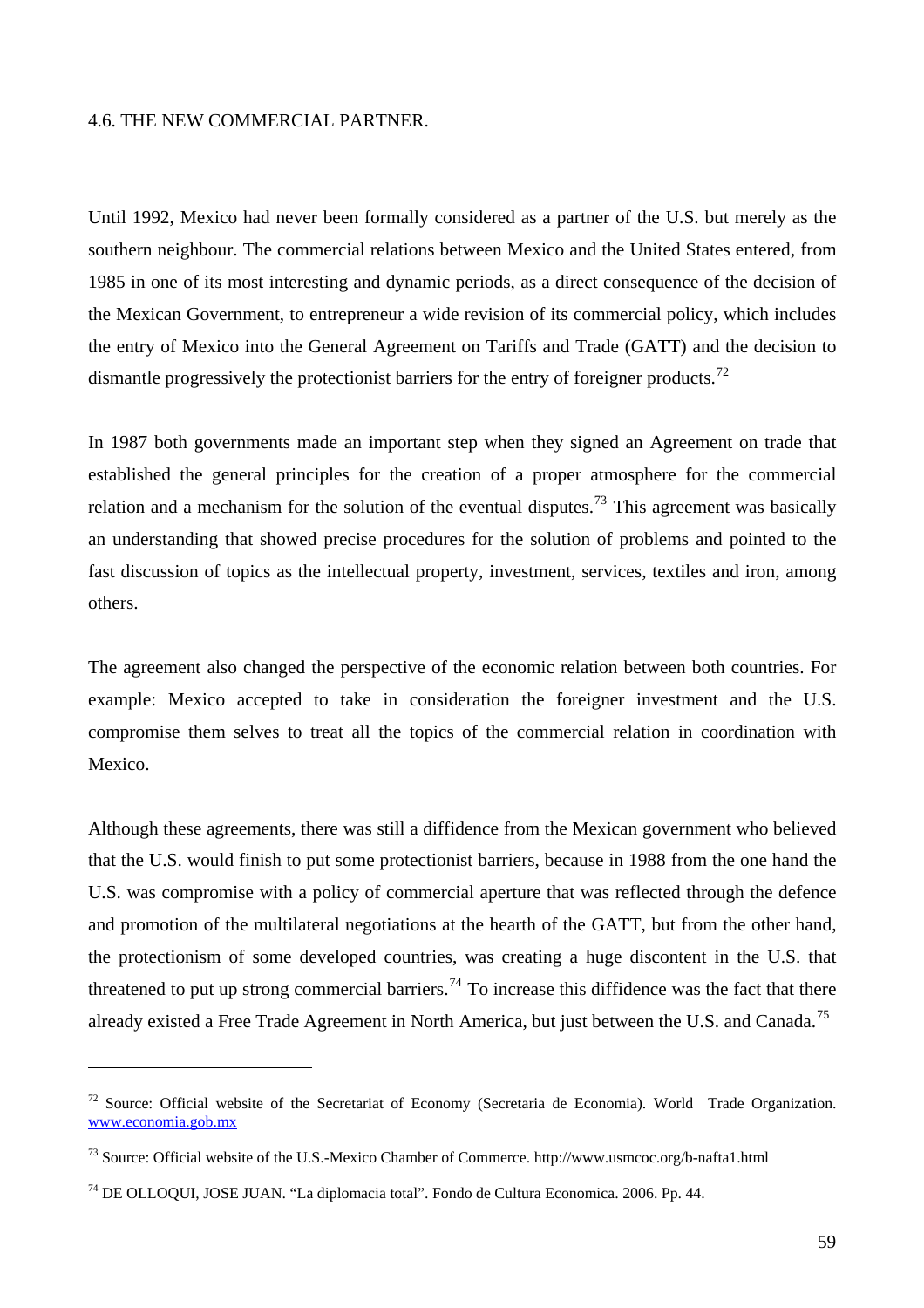### 4.6. THE NEW COMMERCIAL PARTNER.

Until 1992, Mexico had never been formally considered as a partner of the U.S. but merely as the southern neighbour. The commercial relations between Mexico and the United States entered, from 1985 in one of its most interesting and dynamic periods, as a direct consequence of the decision of the Mexican Government, to entrepreneur a wide revision of its commercial policy, which includes the entry of Mexico into the General Agreement on Tariffs and Trade (GATT) and the decision to dismantle progressively the protectionist barriers for the entry of foreigner products.[72]

In 1987 both governments made an important step when they signed an Agreement on trade that established the general principles for the creation of a proper atmosphere for the commercial relation and a mechanism for the solution of the eventual disputes.[73] This agreement was basically an understanding that showed precise procedures for the solution of problems and pointed to the fast discussion of topics as the intellectual property, investment, services, textiles and iron, among others.

The agreement also changed the perspective of the economic relation between both countries. For example: Mexico accepted to take in consideration the foreigner investment and the U.S. compromise them selves to treat all the topics of the commercial relation in coordination with Mexico.

Although these agreements, there was still a diffidence from the Mexican government who believed that the U.S. would finish to put some protectionist barriers, because in 1988 from the one hand the U.S. was compromise with a policy of commercial aperture that was reflected through the defence and promotion of the multilateral negotiations at the hearth of the GATT, but from the other hand, the protectionism of some developed countries, was creating a huge discontent in the U.S. that threatened to put up strong commercial barriers.[74] To increase this diffidence was the fact that there already existed a Free Trade Agreement in North America, but just between the U.S. and Canada.[75]

---

[72] Source: Official website of the Secretariat of Economy (Secretaria de Economia). World Trade Organization. www.economia.gob.mx

[73] Source: Official website of the U.S.-Mexico Chamber of Commerce. http://www.usmcoc.org/b-nafta1.html

[74] DE OLLOQUI, JOSE JUAN. "La diplomacia total". Fondo de Cultura Economica. 2006. Pp. 44.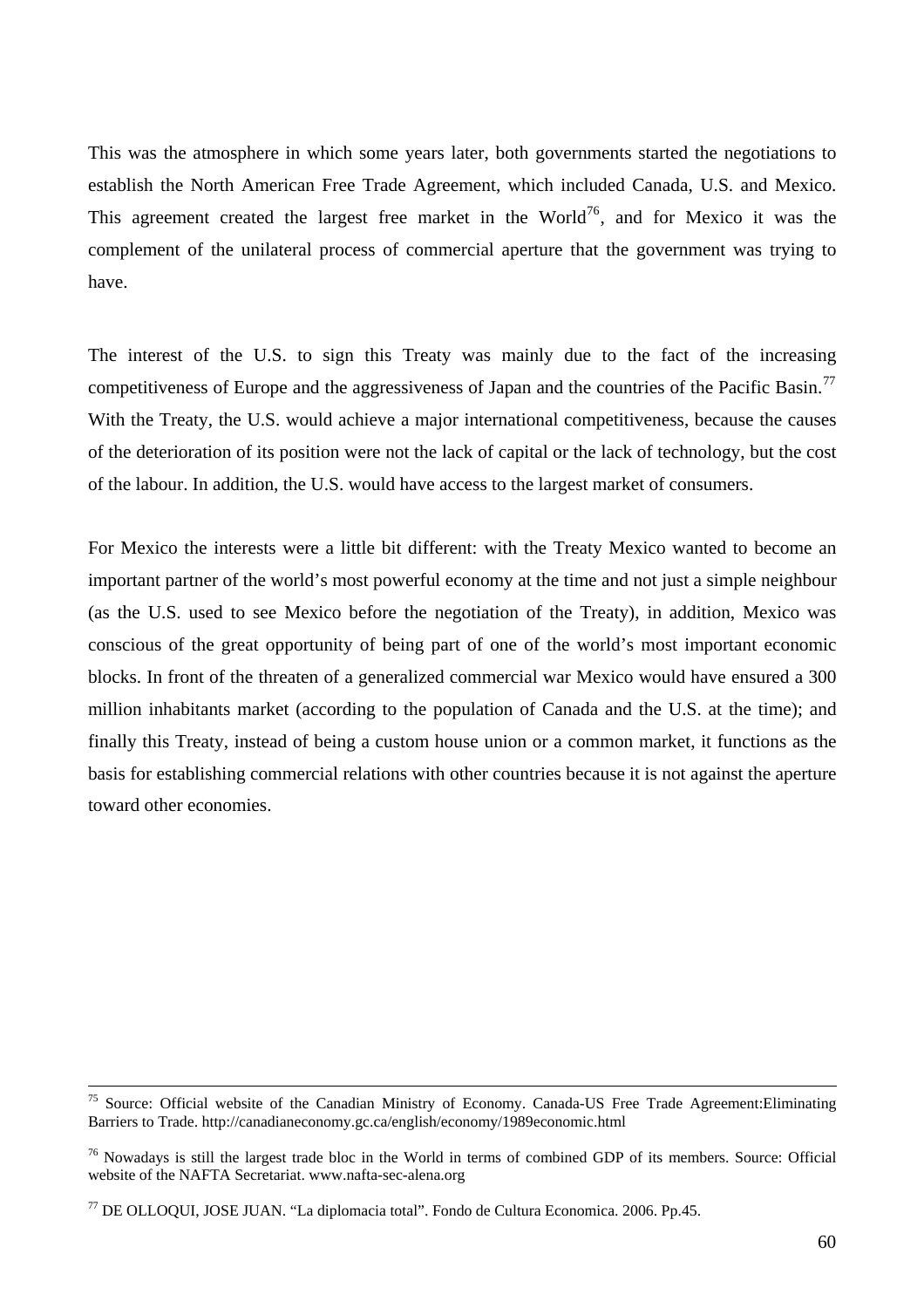This was the atmosphere in which some years later, both governments started the negotiations to establish the North American Free Trade Agreement, which included Canada, U.S. and Mexico. This agreement created the largest free market in the World[76], and for Mexico it was the complement of the unilateral process of commercial aperture that the government was trying to have.

The interest of the U.S. to sign this Treaty was mainly due to the fact of the increasing competitiveness of Europe and the aggressiveness of Japan and the countries of the Pacific Basin.[77] With the Treaty, the U.S. would achieve a major international competitiveness, because the causes of the deterioration of its position were not the lack of capital or the lack of technology, but the cost of the labour. In addition, the U.S. would have access to the largest market of consumers.

For Mexico the interests were a little bit different: with the Treaty Mexico wanted to become an important partner of the world's most powerful economy at the time and not just a simple neighbour (as the U.S. used to see Mexico before the negotiation of the Treaty), in addition, Mexico was conscious of the great opportunity of being part of one of the world's most important economic blocks. In front of the threaten of a generalized commercial war Mexico would have ensured a 300 million inhabitants market (according to the population of Canada and the U.S. at the time); and finally this Treaty, instead of being a custom house union or a common market, it functions as the basis for establishing commercial relations with other countries because it is not against the aperture toward other economies.

---

[75] Source: Official website of the Canadian Ministry of Economy. Canada-US Free Trade Agreement:Eliminating Barriers to Trade. http://canadianeconomy.gc.ca/english/economy/1989economic.html

[76] Nowadays is still the largest trade bloc in the World in terms of combined GDP of its members. Source: Official website of the NAFTA Secretariat. www.nafta-sec-alena.org

[77] DE OLLOQUI, JOSE JUAN. "La diplomacia total". Fondo de Cultura Economica. 2006. Pp.45.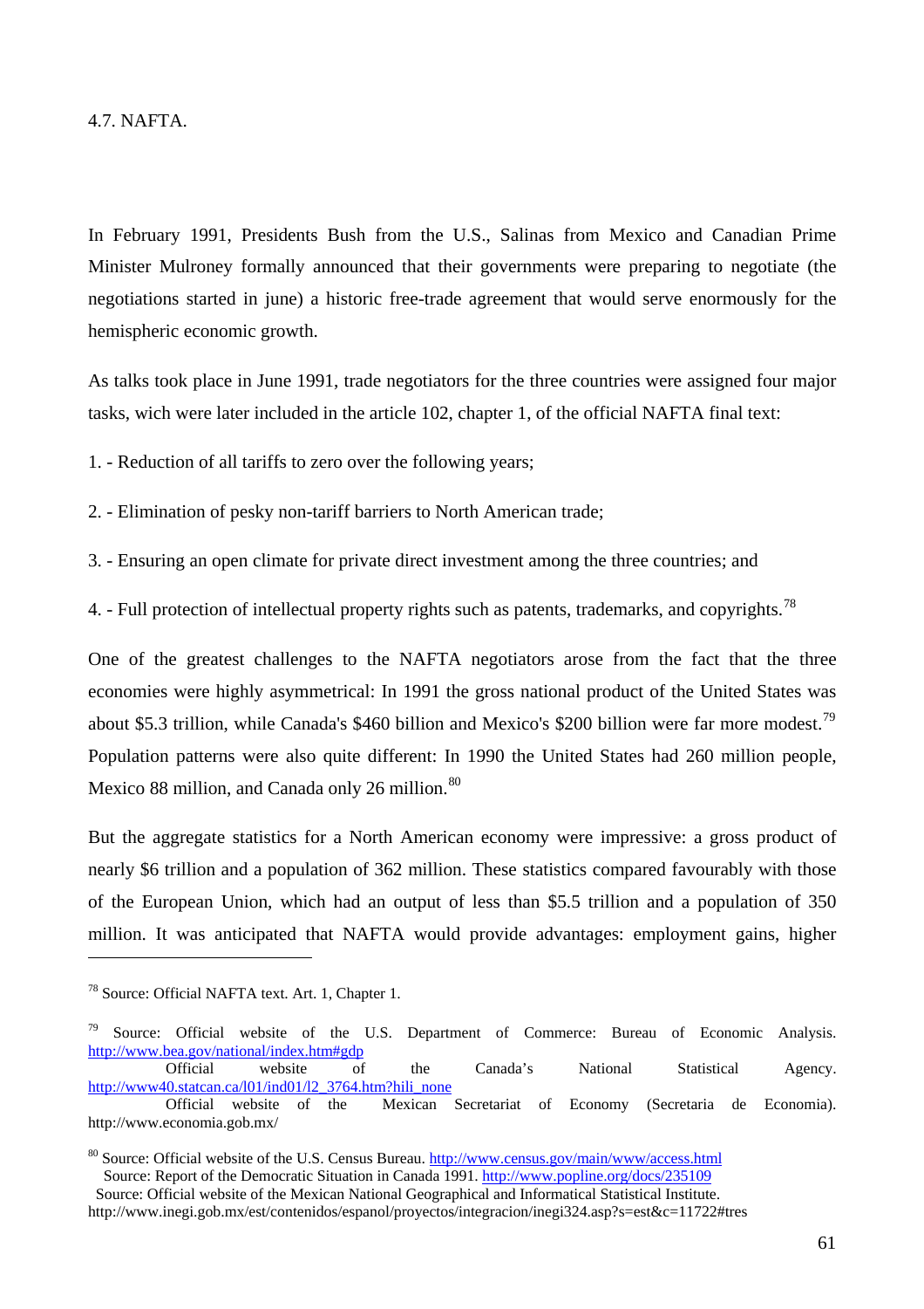## 4.7. NAFTA.

In February 1991, Presidents Bush from the U.S., Salinas from Mexico and Canadian Prime Minister Mulroney formally announced that their governments were preparing to negotiate (the negotiations started in june) a historic free-trade agreement that would serve enormously for the hemispheric economic growth.

As talks took place in June 1991, trade negotiators for the three countries were assigned four major tasks, wich were later included in the article 102, chapter 1, of the official NAFTA final text:

1. - Reduction of all tariffs to zero over the following years;

2. - Elimination of pesky non-tariff barriers to North American trade;

3. - Ensuring an open climate for private direct investment among the three countries; and

4. - Full protection of intellectual property rights such as patents, trademarks, and copyrights.[78]

One of the greatest challenges to the NAFTA negotiators arose from the fact that the three economies were highly asymmetrical: In 1991 the gross national product of the United States was about $5.3 trillion, while Canada's $460 billion and Mexico's $200 billion were far more modest.[79] Population patterns were also quite different: In 1990 the United States had 260 million people, Mexico 88 million, and Canada only 26 million.[80]

But the aggregate statistics for a North American economy were impressive: a gross product of nearly $6 trillion and a population of 362 million. These statistics compared favourably with those of the European Union, which had an output of less than $5.5 trillion and a population of 350 million. It was anticipated that NAFTA would provide advantages: employment gains, higher

---

[78] Source: Official NAFTA text. Art. 1, Chapter 1.

[79] Source: Official website of the U.S. Department of Commerce: Bureau of Economic Analysis. http://www.bea.gov/national/index.htm#gdp
Official website of the Canada's National Statistical Agency. http://www40.statcan.ca/l01/ind01/l2_3764.htm?hili_none
Official website of the Mexican Secretariat of Economy (Secretaria de Economia). http://www.economia.gob.mx/

[80] Source: Official website of the U.S. Census Bureau. http://www.census.gov/main/www/access.html
Source: Report of the Democratic Situation in Canada 1991. http://www.popline.org/docs/235109
Source: Official website of the Mexican National Geographical and Informatical Statistical Institute. http://www.inegi.gob.mx/est/contenidos/espanol/proyectos/integracion/inegi324.asp?s=est&c=11722#tres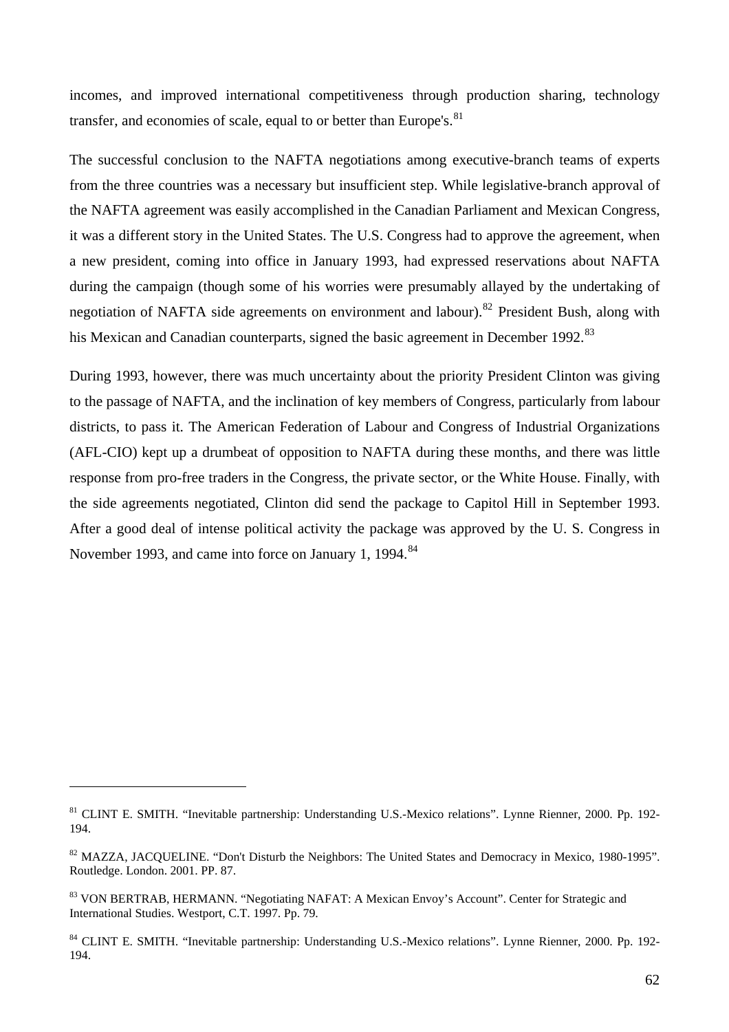incomes, and improved international competitiveness through production sharing, technology transfer, and economies of scale, equal to or better than Europe's.[81]

The successful conclusion to the NAFTA negotiations among executive-branch teams of experts from the three countries was a necessary but insufficient step. While legislative-branch approval of the NAFTA agreement was easily accomplished in the Canadian Parliament and Mexican Congress, it was a different story in the United States. The U.S. Congress had to approve the agreement, when a new president, coming into office in January 1993, had expressed reservations about NAFTA during the campaign (though some of his worries were presumably allayed by the undertaking of negotiation of NAFTA side agreements on environment and labour).[82] President Bush, along with his Mexican and Canadian counterparts, signed the basic agreement in December 1992.[83]

During 1993, however, there was much uncertainty about the priority President Clinton was giving to the passage of NAFTA, and the inclination of key members of Congress, particularly from labour districts, to pass it. The American Federation of Labour and Congress of Industrial Organizations (AFL-CIO) kept up a drumbeat of opposition to NAFTA during these months, and there was little response from pro-free traders in the Congress, the private sector, or the White House. Finally, with the side agreements negotiated, Clinton did send the package to Capitol Hill in September 1993. After a good deal of intense political activity the package was approved by the U. S. Congress in November 1993, and came into force on January 1, 1994.[84]

---

[81] CLINT E. SMITH. "Inevitable partnership: Understanding U.S.-Mexico relations". Lynne Rienner, 2000. Pp. 192-194.

[82] MAZZA, JACQUELINE. "Don't Disturb the Neighbors: The United States and Democracy in Mexico, 1980-1995". Routledge. London. 2001. PP. 87.

[83] VON BERTRAB, HERMANN. "Negotiating NAFAT: A Mexican Envoy's Account". Center for Strategic and International Studies. Westport, C.T. 1997. Pp. 79.

[84] CLINT E. SMITH. "Inevitable partnership: Understanding U.S.-Mexico relations". Lynne Rienner, 2000. Pp. 192-194.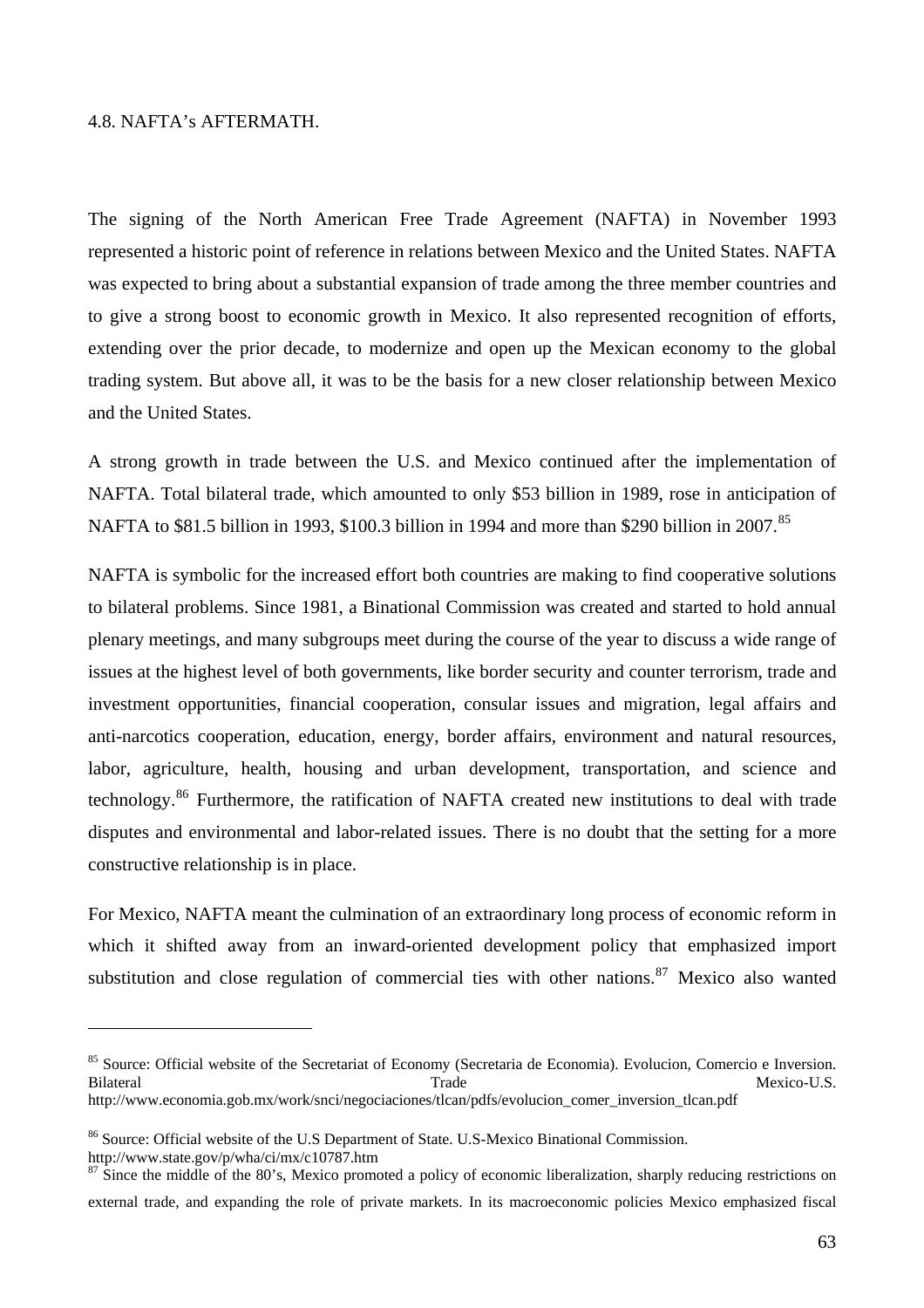## 4.8. NAFTA's AFTERMATH.

The signing of the North American Free Trade Agreement (NAFTA) in November 1993 represented a historic point of reference in relations between Mexico and the United States. NAFTA was expected to bring about a substantial expansion of trade among the three member countries and to give a strong boost to economic growth in Mexico. It also represented recognition of efforts, extending over the prior decade, to modernize and open up the Mexican economy to the global trading system. But above all, it was to be the basis for a new closer relationship between Mexico and the United States.

A strong growth in trade between the U.S. and Mexico continued after the implementation of NAFTA. Total bilateral trade, which amounted to only \$53 billion in 1989, rose in anticipation of NAFTA to \$81.5 billion in 1993, \$100.3 billion in 1994 and more than \$290 billion in 2007.[85]

NAFTA is symbolic for the increased effort both countries are making to find cooperative solutions to bilateral problems. Since 1981, a Binational Commission was created and started to hold annual plenary meetings, and many subgroups meet during the course of the year to discuss a wide range of issues at the highest level of both governments, like border security and counter terrorism, trade and investment opportunities, financial cooperation, consular issues and migration, legal affairs and anti-narcotics cooperation, education, energy, border affairs, environment and natural resources, labor, agriculture, health, housing and urban development, transportation, and science and technology.[86] Furthermore, the ratification of NAFTA created new institutions to deal with trade disputes and environmental and labor-related issues. There is no doubt that the setting for a more constructive relationship is in place.

For Mexico, NAFTA meant the culmination of an extraordinary long process of economic reform in which it shifted away from an inward-oriented development policy that emphasized import substitution and close regulation of commercial ties with other nations.[87] Mexico also wanted

---

[85] Source: Official website of the Secretariat of Economy (Secretaria de Economia). Evolucion, Comercio e Inversion. Bilateral Trade Mexico-U.S. http://www.economia.gob.mx/work/snci/negociaciones/tlcan/pdfs/evolucion_comer_inversion_tlcan.pdf

[86] Source: Official website of the U.S Department of State. U.S-Mexico Binational Commission. http://www.state.gov/p/wha/ci/mx/c10787.htm

[87] Since the middle of the 80's, Mexico promoted a policy of economic liberalization, sharply reducing restrictions on external trade, and expanding the role of private markets. In its macroeconomic policies Mexico emphasized fiscal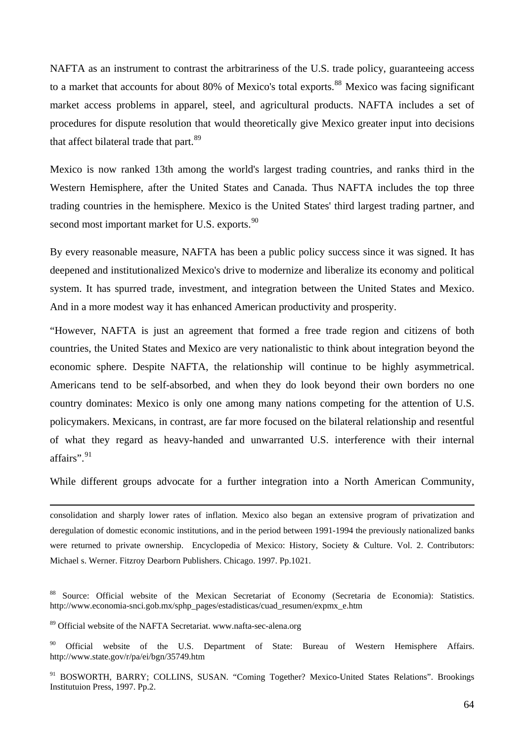NAFTA as an instrument to contrast the arbitrariness of the U.S. trade policy, guaranteeing access to a market that accounts for about 80% of Mexico's total exports.[88] Mexico was facing significant market access problems in apparel, steel, and agricultural products. NAFTA includes a set of procedures for dispute resolution that would theoretically give Mexico greater input into decisions that affect bilateral trade that part.[89]

Mexico is now ranked 13th among the world's largest trading countries, and ranks third in the Western Hemisphere, after the United States and Canada. Thus NAFTA includes the top three trading countries in the hemisphere. Mexico is the United States' third largest trading partner, and second most important market for U.S. exports.[90]

By every reasonable measure, NAFTA has been a public policy success since it was signed. It has deepened and institutionalized Mexico's drive to modernize and liberalize its economy and political system. It has spurred trade, investment, and integration between the United States and Mexico. And in a more modest way it has enhanced American productivity and prosperity.

"However, NAFTA is just an agreement that formed a free trade region and citizens of both countries, the United States and Mexico are very nationalistic to think about integration beyond the economic sphere. Despite NAFTA, the relationship will continue to be highly asymmetrical. Americans tend to be self-absorbed, and when they do look beyond their own borders no one country dominates: Mexico is only one among many nations competing for the attention of U.S. policymakers. Mexicans, in contrast, are far more focused on the bilateral relationship and resentful of what they regard as heavy-handed and unwarranted U.S. interference with their internal affairs".[91]

While different groups advocate for a further integration into a North American Community,

---

consolidation and sharply lower rates of inflation. Mexico also began an extensive program of privatization and deregulation of domestic economic institutions, and in the period between 1991-1994 the previously nationalized banks were returned to private ownership. Encyclopedia of Mexico: History, Society & Culture. Vol. 2. Contributors: Michael s. Werner. Fitzroy Dearborn Publishers. Chicago. 1997. Pp.1021.

[88] Source: Official website of the Mexican Secretariat of Economy (Secretaria de Economia): Statistics. http://www.economia-snci.gob.mx/sphp_pages/estadisticas/cuad_resumen/expmx_e.htm

[89] Official website of the NAFTA Secretariat. www.nafta-sec-alena.org

[90] Official website of the U.S. Department of State: Bureau of Western Hemisphere Affairs. http://www.state.gov/r/pa/ei/bgn/35749.htm

[91] BOSWORTH, BARRY; COLLINS, SUSAN. "Coming Together? Mexico-United States Relations". Brookings Institutuion Press, 1997. Pp.2.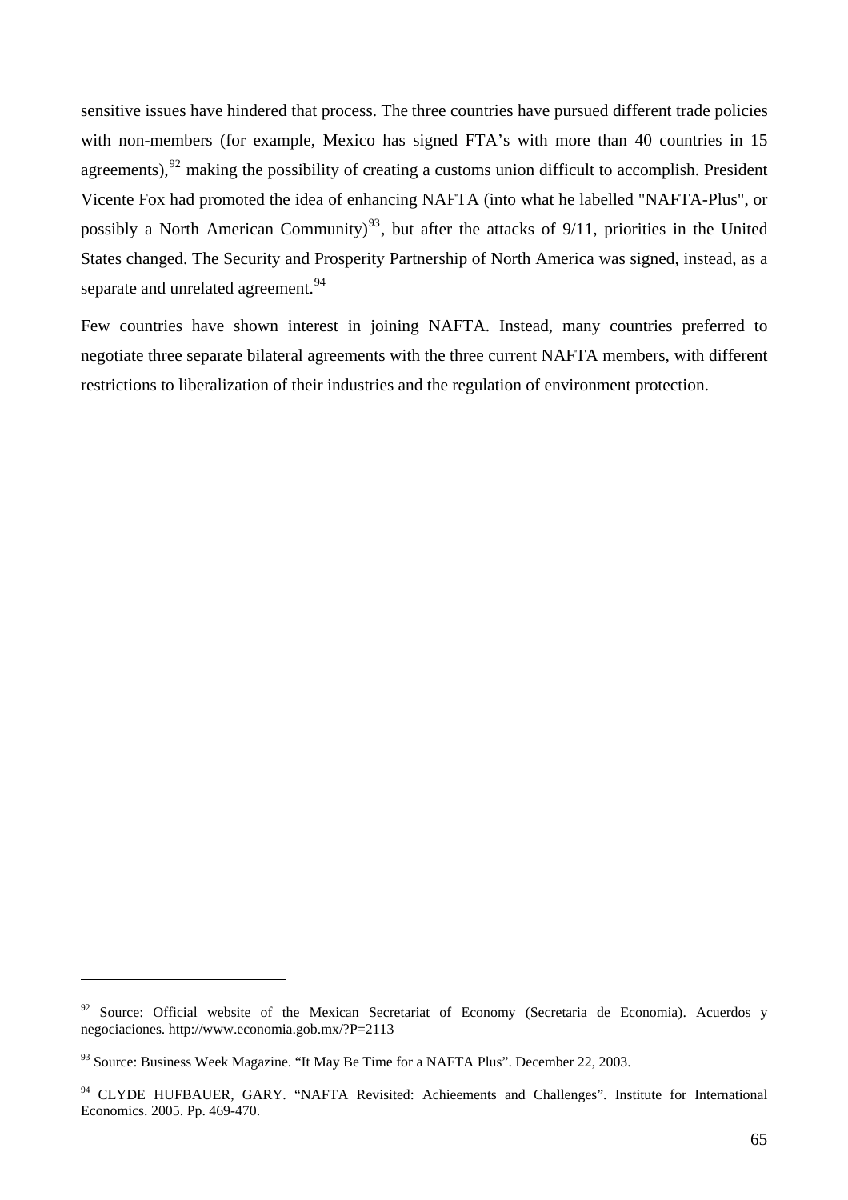sensitive issues have hindered that process. The three countries have pursued different trade policies with non-members (for example, Mexico has signed FTA's with more than 40 countries in 15 agreements),[92] making the possibility of creating a customs union difficult to accomplish. President Vicente Fox had promoted the idea of enhancing NAFTA (into what he labelled "NAFTA-Plus", or possibly a North American Community)[93], but after the attacks of 9/11, priorities in the United States changed. The Security and Prosperity Partnership of North America was signed, instead, as a separate and unrelated agreement.[94]

Few countries have shown interest in joining NAFTA. Instead, many countries preferred to negotiate three separate bilateral agreements with the three current NAFTA members, with different restrictions to liberalization of their industries and the regulation of environment protection.

---

[92] Source: Official website of the Mexican Secretariat of Economy (Secretaria de Economia). Acuerdos y negociaciones. http://www.economia.gob.mx/?P=2113

[93] Source: Business Week Magazine. "It May Be Time for a NAFTA Plus". December 22, 2003.

[94] CLYDE HUFBAUER, GARY. "NAFTA Revisited: Achieements and Challenges". Institute for International Economics. 2005. Pp. 469-470.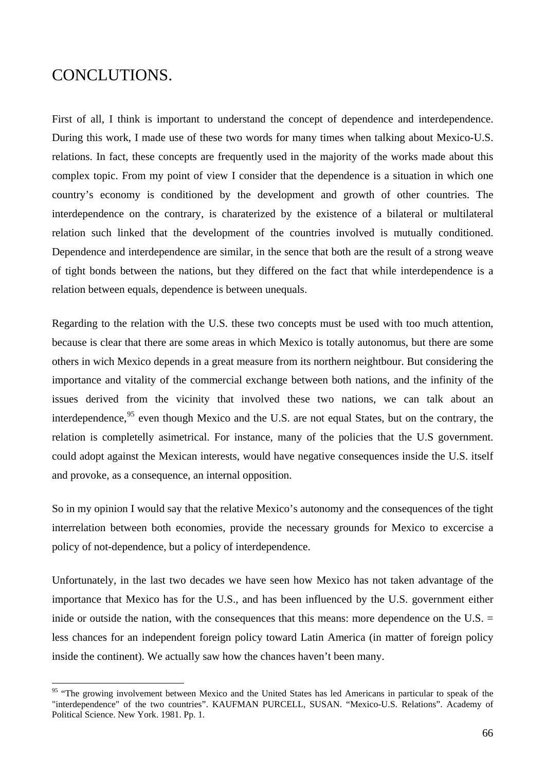# CONCLUTIONS.

First of all, I think is important to understand the concept of dependence and interdependence. During this work, I made use of these two words for many times when talking about Mexico-U.S. relations. In fact, these concepts are frequently used in the majority of the works made about this complex topic. From my point of view I consider that the dependence is a situation in which one country's economy is conditioned by the development and growth of other countries. The interdependence on the contrary, is charaterized by the existence of a bilateral or multilateral relation such linked that the development of the countries involved is mutually conditioned. Dependence and interdependence are similar, in the sence that both are the result of a strong weave of tight bonds between the nations, but they differed on the fact that while interdependence is a relation between equals, dependence is between unequals.

Regarding to the relation with the U.S. these two concepts must be used with too much attention, because is clear that there are some areas in which Mexico is totally autonomus, but there are some others in wich Mexico depends in a great measure from its northern neightbour. But considering the importance and vitality of the commercial exchange between both nations, and the infinity of the issues derived from the vicinity that involved these two nations, we can talk about an interdependence,[95] even though Mexico and the U.S. are not equal States, but on the contrary, the relation is completelly asimetrical. For instance, many of the policies that the U.S government. could adopt against the Mexican interests, would have negative consequences inside the U.S. itself and provoke, as a consequence, an internal opposition.

So in my opinion I would say that the relative Mexico's autonomy and the consequences of the tight interrelation between both economies, provide the necessary grounds for Mexico to excercise a policy of not-dependence, but a policy of interdependence.

Unfortunately, in the last two decades we have seen how Mexico has not taken advantage of the importance that Mexico has for the U.S., and has been influenced by the U.S. government either inide or outside the nation, with the consequences that this means: more dependence on the U.S. = less chances for an independent foreign policy toward Latin America (in matter of foreign policy inside the continent). We actually saw how the chances haven't been many.

---

[95] "The growing involvement between Mexico and the United States has led Americans in particular to speak of the "interdependence" of the two countries". KAUFMAN PURCELL, SUSAN. "Mexico-U.S. Relations". Academy of Political Science. New York. 1981. Pp. 1.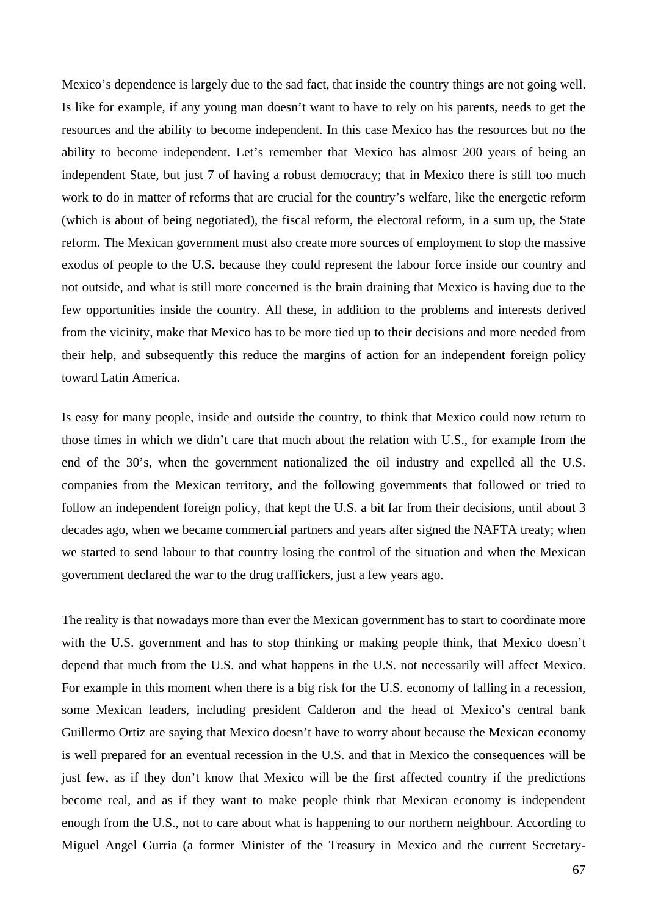Mexico's dependence is largely due to the sad fact, that inside the country things are not going well. Is like for example, if any young man doesn't want to have to rely on his parents, needs to get the resources and the ability to become independent. In this case Mexico has the resources but no the ability to become independent. Let's remember that Mexico has almost 200 years of being an independent State, but just 7 of having a robust democracy; that in Mexico there is still too much work to do in matter of reforms that are crucial for the country's welfare, like the energetic reform (which is about of being negotiated), the fiscal reform, the electoral reform, in a sum up, the State reform. The Mexican government must also create more sources of employment to stop the massive exodus of people to the U.S. because they could represent the labour force inside our country and not outside, and what is still more concerned is the brain draining that Mexico is having due to the few opportunities inside the country. All these, in addition to the problems and interests derived from the vicinity, make that Mexico has to be more tied up to their decisions and more needed from their help, and subsequently this reduce the margins of action for an independent foreign policy toward Latin America.

Is easy for many people, inside and outside the country, to think that Mexico could now return to those times in which we didn't care that much about the relation with U.S., for example from the end of the 30's, when the government nationalized the oil industry and expelled all the U.S. companies from the Mexican territory, and the following governments that followed or tried to follow an independent foreign policy, that kept the U.S. a bit far from their decisions, until about 3 decades ago, when we became commercial partners and years after signed the NAFTA treaty; when we started to send labour to that country losing the control of the situation and when the Mexican government declared the war to the drug traffickers, just a few years ago.

The reality is that nowadays more than ever the Mexican government has to start to coordinate more with the U.S. government and has to stop thinking or making people think, that Mexico doesn't depend that much from the U.S. and what happens in the U.S. not necessarily will affect Mexico. For example in this moment when there is a big risk for the U.S. economy of falling in a recession, some Mexican leaders, including president Calderon and the head of Mexico's central bank Guillermo Ortiz are saying that Mexico doesn't have to worry about because the Mexican economy is well prepared for an eventual recession in the U.S. and that in Mexico the consequences will be just few, as if they don't know that Mexico will be the first affected country if the predictions become real, and as if they want to make people think that Mexican economy is independent enough from the U.S., not to care about what is happening to our northern neighbour. According to Miguel Angel Gurria (a former Minister of the Treasury in Mexico and the current Secretary-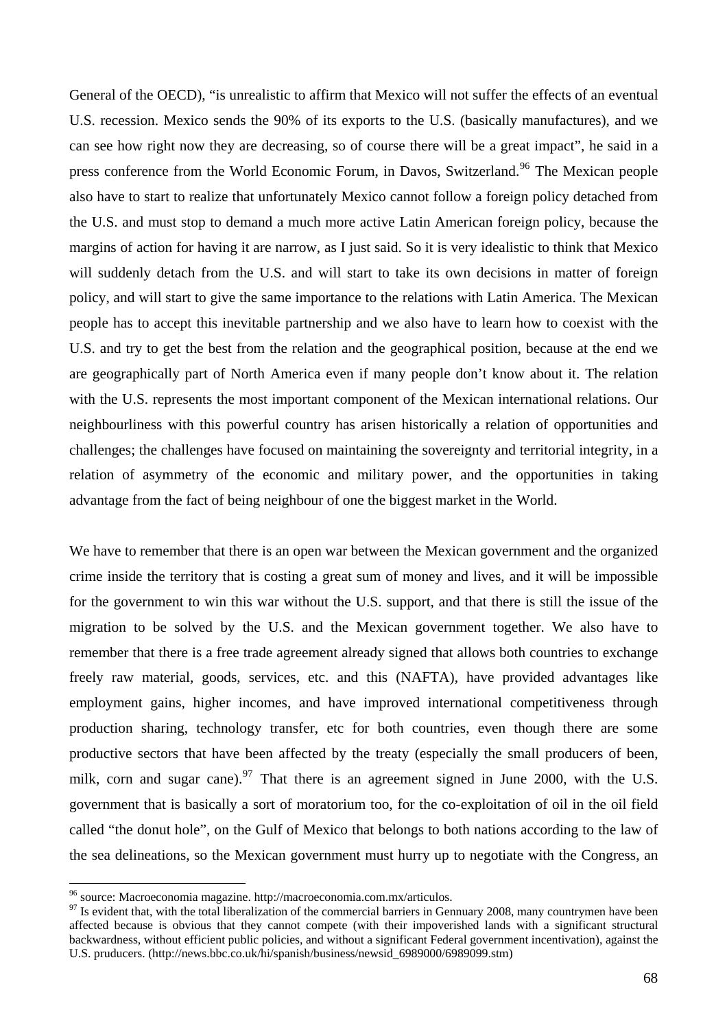General of the OECD), "is unrealistic to affirm that Mexico will not suffer the effects of an eventual U.S. recession. Mexico sends the 90% of its exports to the U.S. (basically manufactures), and we can see how right now they are decreasing, so of course there will be a great impact", he said in a press conference from the World Economic Forum, in Davos, Switzerland.[96] The Mexican people also have to start to realize that unfortunately Mexico cannot follow a foreign policy detached from the U.S. and must stop to demand a much more active Latin American foreign policy, because the margins of action for having it are narrow, as I just said. So it is very idealistic to think that Mexico will suddenly detach from the U.S. and will start to take its own decisions in matter of foreign policy, and will start to give the same importance to the relations with Latin America. The Mexican people has to accept this inevitable partnership and we also have to learn how to coexist with the U.S. and try to get the best from the relation and the geographical position, because at the end we are geographically part of North America even if many people don't know about it. The relation with the U.S. represents the most important component of the Mexican international relations. Our neighbourliness with this powerful country has arisen historically a relation of opportunities and challenges; the challenges have focused on maintaining the sovereignty and territorial integrity, in a relation of asymmetry of the economic and military power, and the opportunities in taking advantage from the fact of being neighbour of one the biggest market in the World.

We have to remember that there is an open war between the Mexican government and the organized crime inside the territory that is costing a great sum of money and lives, and it will be impossible for the government to win this war without the U.S. support, and that there is still the issue of the migration to be solved by the U.S. and the Mexican government together. We also have to remember that there is a free trade agreement already signed that allows both countries to exchange freely raw material, goods, services, etc. and this (NAFTA), have provided advantages like employment gains, higher incomes, and have improved international competitiveness through production sharing, technology transfer, etc for both countries, even though there are some productive sectors that have been affected by the treaty (especially the small producers of been, milk, corn and sugar cane).[97] That there is an agreement signed in June 2000, with the U.S. government that is basically a sort of moratorium too, for the co-exploitation of oil in the oil field called "the donut hole", on the Gulf of Mexico that belongs to both nations according to the law of the sea delineations, so the Mexican government must hurry up to negotiate with the Congress, an

---

[96] source: Macroeconomia magazine. http://macroeconomia.com.mx/articulos.

[97] Is evident that, with the total liberalization of the commercial barriers in Gennuary 2008, many countrymen have been affected because is obvious that they cannot compete (with their impoverished lands with a significant structural backwardness, without efficient public policies, and without a significant Federal government incentivation), against the U.S. pruducers. (http://news.bbc.co.uk/hi/spanish/business/newsid_6989000/6989099.stm)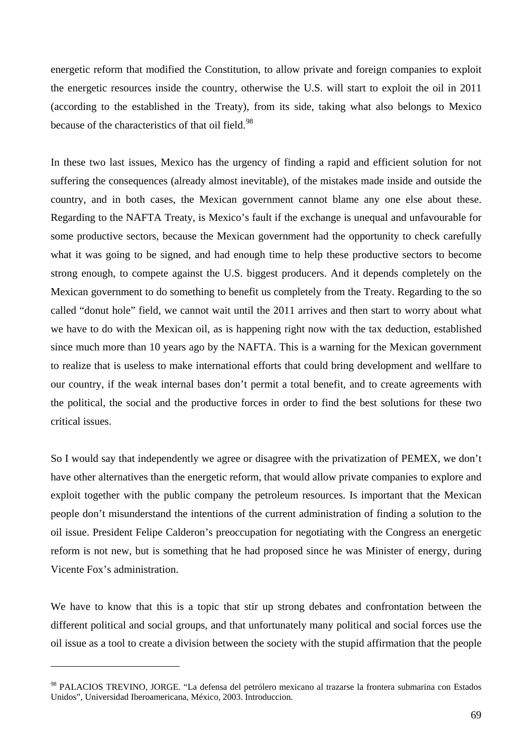energetic reform that modified the Constitution, to allow private and foreign companies to exploit the energetic resources inside the country, otherwise the U.S. will start to exploit the oil in 2011 (according to the established in the Treaty), from its side, taking what also belongs to Mexico because of the characteristics of that oil field.[98]

In these two last issues, Mexico has the urgency of finding a rapid and efficient solution for not suffering the consequences (already almost inevitable), of the mistakes made inside and outside the country, and in both cases, the Mexican government cannot blame any one else about these. Regarding to the NAFTA Treaty, is Mexico's fault if the exchange is unequal and unfavourable for some productive sectors, because the Mexican government had the opportunity to check carefully what it was going to be signed, and had enough time to help these productive sectors to become strong enough, to compete against the U.S. biggest producers. And it depends completely on the Mexican government to do something to benefit us completely from the Treaty. Regarding to the so called "donut hole" field, we cannot wait until the 2011 arrives and then start to worry about what we have to do with the Mexican oil, as is happening right now with the tax deduction, established since much more than 10 years ago by the NAFTA. This is a warning for the Mexican government to realize that is useless to make international efforts that could bring development and wellfare to our country, if the weak internal bases don't permit a total benefit, and to create agreements with the political, the social and the productive forces in order to find the best solutions for these two critical issues.

So I would say that independently we agree or disagree with the privatization of PEMEX, we don't have other alternatives than the energetic reform, that would allow private companies to explore and exploit together with the public company the petroleum resources. Is important that the Mexican people don't misunderstand the intentions of the current administration of finding a solution to the oil issue. President Felipe Calderon's preoccupation for negotiating with the Congress an energetic reform is not new, but is something that he had proposed since he was Minister of energy, during Vicente Fox's administration.

We have to know that this is a topic that stir up strong debates and confrontation between the different political and social groups, and that unfortunately many political and social forces use the oil issue as a tool to create a division between the society with the stupid affirmation that the people

---

[98] PALACIOS TREVINO, JORGE. "La defensa del petrólero mexicano al trazarse la frontera submarina con Estados Unidos", Universidad Iberoamericana, México, 2003. Introduccion.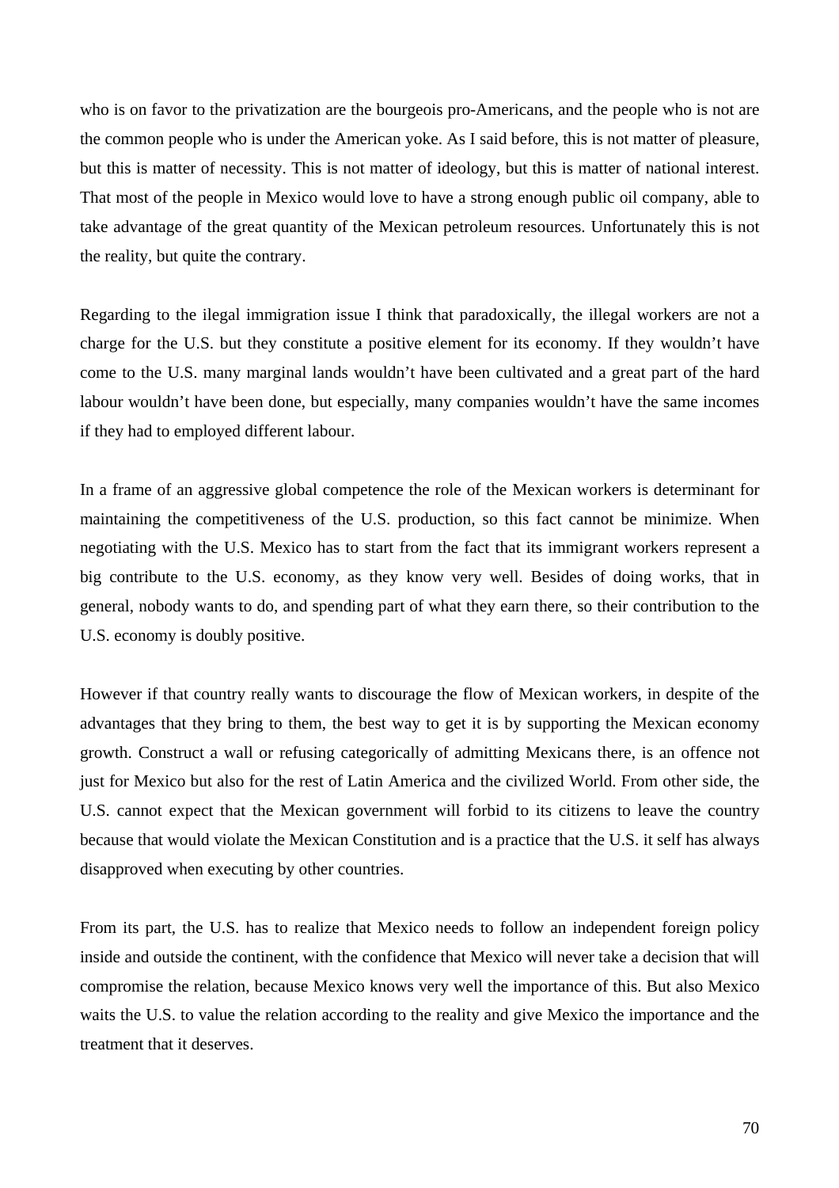who is on favor to the privatization are the bourgeois pro-Americans, and the people who is not are the common people who is under the American yoke. As I said before, this is not matter of pleasure, but this is matter of necessity. This is not matter of ideology, but this is matter of national interest. That most of the people in Mexico would love to have a strong enough public oil company, able to take advantage of the great quantity of the Mexican petroleum resources. Unfortunately this is not the reality, but quite the contrary.

Regarding to the ilegal immigration issue I think that paradoxically, the illegal workers are not a charge for the U.S. but they constitute a positive element for its economy. If they wouldn't have come to the U.S. many marginal lands wouldn't have been cultivated and a great part of the hard labour wouldn't have been done, but especially, many companies wouldn't have the same incomes if they had to employed different labour.

In a frame of an aggressive global competence the role of the Mexican workers is determinant for maintaining the competitiveness of the U.S. production, so this fact cannot be minimize. When negotiating with the U.S. Mexico has to start from the fact that its immigrant workers represent a big contribute to the U.S. economy, as they know very well. Besides of doing works, that in general, nobody wants to do, and spending part of what they earn there, so their contribution to the U.S. economy is doubly positive.

However if that country really wants to discourage the flow of Mexican workers, in despite of the advantages that they bring to them, the best way to get it is by supporting the Mexican economy growth. Construct a wall or refusing categorically of admitting Mexicans there, is an offence not just for Mexico but also for the rest of Latin America and the civilized World. From other side, the U.S. cannot expect that the Mexican government will forbid to its citizens to leave the country because that would violate the Mexican Constitution and is a practice that the U.S. it self has always disapproved when executing by other countries.

From its part, the U.S. has to realize that Mexico needs to follow an independent foreign policy inside and outside the continent, with the confidence that Mexico will never take a decision that will compromise the relation, because Mexico knows very well the importance of this. But also Mexico waits the U.S. to value the relation according to the reality and give Mexico the importance and the treatment that it deserves.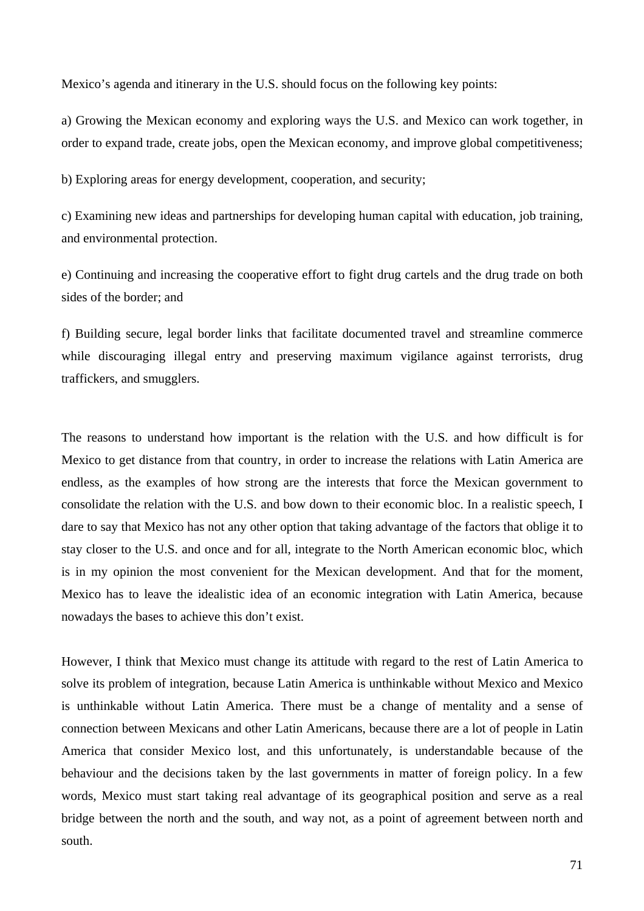Mexico’s agenda and itinerary in the U.S. should focus on the following key points:

a) Growing the Mexican economy and exploring ways the U.S. and Mexico can work together, in order to expand trade, create jobs, open the Mexican economy, and improve global competitiveness;

b) Exploring areas for energy development, cooperation, and security;

c) Examining new ideas and partnerships for developing human capital with education, job training, and environmental protection.

e) Continuing and increasing the cooperative effort to fight drug cartels and the drug trade on both sides of the border; and

f) Building secure, legal border links that facilitate documented travel and streamline commerce while discouraging illegal entry and preserving maximum vigilance against terrorists, drug traffickers, and smugglers.

The reasons to understand how important is the relation with the U.S. and how difficult is for Mexico to get distance from that country, in order to increase the relations with Latin America are endless, as the examples of how strong are the interests that force the Mexican government to consolidate the relation with the U.S. and bow down to their economic bloc. In a realistic speech, I dare to say that Mexico has not any other option that taking advantage of the factors that oblige it to stay closer to the U.S. and once and for all, integrate to the North American economic bloc, which is in my opinion the most convenient for the Mexican development. And that for the moment, Mexico has to leave the idealistic idea of an economic integration with Latin America, because nowadays the bases to achieve this don’t exist.

However, I think that Mexico must change its attitude with regard to the rest of Latin America to solve its problem of integration, because Latin America is unthinkable without Mexico and Mexico is unthinkable without Latin America. There must be a change of mentality and a sense of connection between Mexicans and other Latin Americans, because there are a lot of people in Latin America that consider Mexico lost, and this unfortunately, is understandable because of the behaviour and the decisions taken by the last governments in matter of foreign policy. In a few words, Mexico must start taking real advantage of its geographical position and serve as a real bridge between the north and the south, and way not, as a point of agreement between north and south.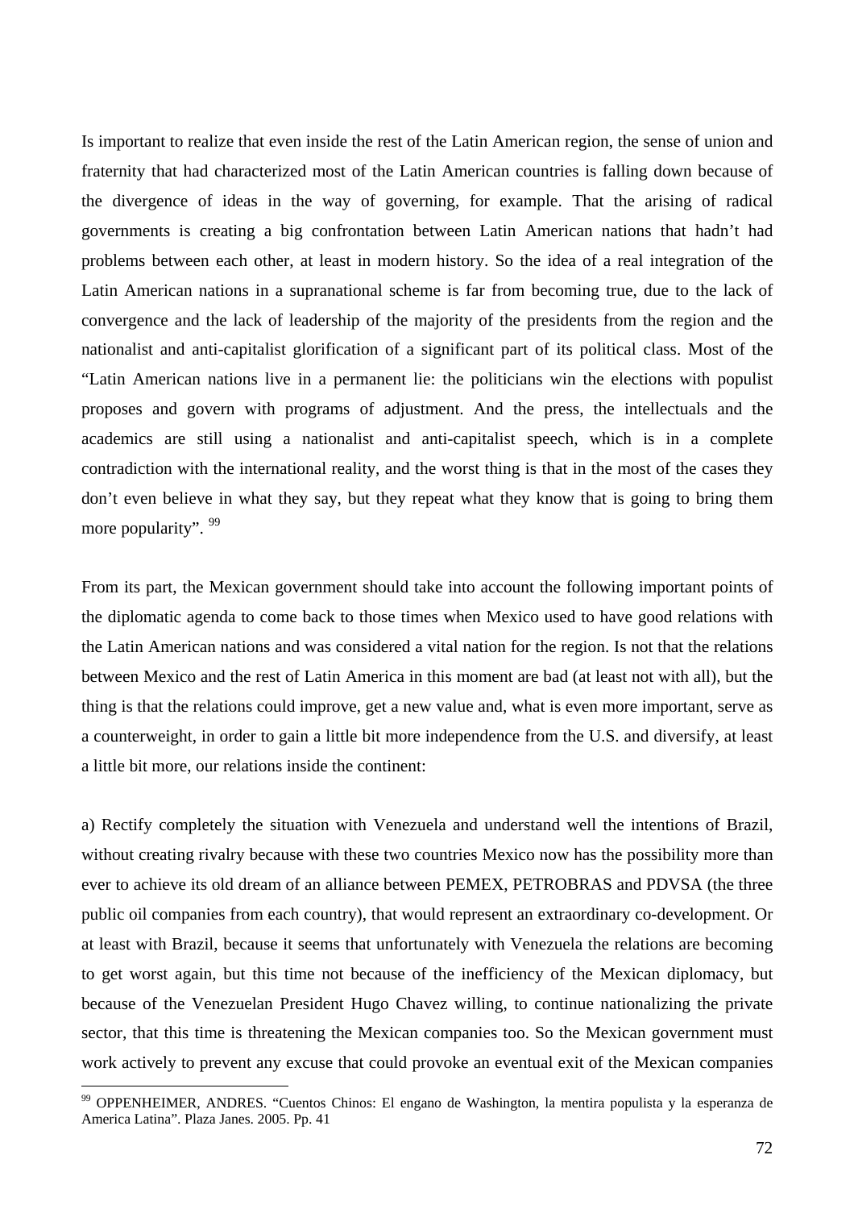Is important to realize that even inside the rest of the Latin American region, the sense of union and fraternity that had characterized most of the Latin American countries is falling down because of the divergence of ideas in the way of governing, for example. That the arising of radical governments is creating a big confrontation between Latin American nations that hadn't had problems between each other, at least in modern history. So the idea of a real integration of the Latin American nations in a supranational scheme is far from becoming true, due to the lack of convergence and the lack of leadership of the majority of the presidents from the region and the nationalist and anti-capitalist glorification of a significant part of its political class. Most of the "Latin American nations live in a permanent lie: the politicians win the elections with populist proposes and govern with programs of adjustment. And the press, the intellectuals and the academics are still using a nationalist and anti-capitalist speech, which is in a complete contradiction with the international reality, and the worst thing is that in the most of the cases they don't even believe in what they say, but they repeat what they know that is going to bring them more popularity". [99]

From its part, the Mexican government should take into account the following important points of the diplomatic agenda to come back to those times when Mexico used to have good relations with the Latin American nations and was considered a vital nation for the region. Is not that the relations between Mexico and the rest of Latin America in this moment are bad (at least not with all), but the thing is that the relations could improve, get a new value and, what is even more important, serve as a counterweight, in order to gain a little bit more independence from the U.S. and diversify, at least a little bit more, our relations inside the continent:

a) Rectify completely the situation with Venezuela and understand well the intentions of Brazil, without creating rivalry because with these two countries Mexico now has the possibility more than ever to achieve its old dream of an alliance between PEMEX, PETROBRAS and PDVSA (the three public oil companies from each country), that would represent an extraordinary co-development. Or at least with Brazil, because it seems that unfortunately with Venezuela the relations are becoming to get worst again, but this time not because of the inefficiency of the Mexican diplomacy, but because of the Venezuelan President Hugo Chavez willing, to continue nationalizing the private sector, that this time is threatening the Mexican companies too. So the Mexican government must work actively to prevent any excuse that could provoke an eventual exit of the Mexican companies

[99] OPPENHEIMER, ANDRES. "Cuentos Chinos: El engano de Washington, la mentira populista y la esperanza de America Latina". Plaza Janes. 2005. Pp. 41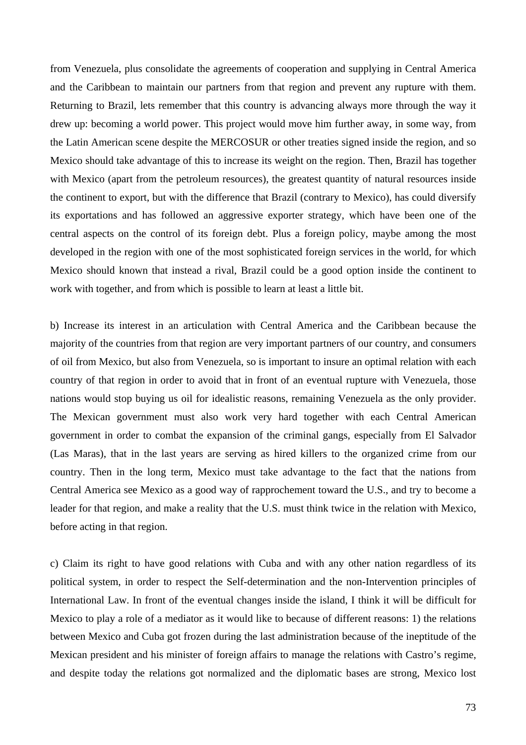from Venezuela, plus consolidate the agreements of cooperation and supplying in Central America and the Caribbean to maintain our partners from that region and prevent any rupture with them. Returning to Brazil, lets remember that this country is advancing always more through the way it drew up: becoming a world power. This project would move him further away, in some way, from the Latin American scene despite the MERCOSUR or other treaties signed inside the region, and so Mexico should take advantage of this to increase its weight on the region. Then, Brazil has together with Mexico (apart from the petroleum resources), the greatest quantity of natural resources inside the continent to export, but with the difference that Brazil (contrary to Mexico), has could diversify its exportations and has followed an aggressive exporter strategy, which have been one of the central aspects on the control of its foreign debt. Plus a foreign policy, maybe among the most developed in the region with one of the most sophisticated foreign services in the world, for which Mexico should known that instead a rival, Brazil could be a good option inside the continent to work with together, and from which is possible to learn at least a little bit.

b) Increase its interest in an articulation with Central America and the Caribbean because the majority of the countries from that region are very important partners of our country, and consumers of oil from Mexico, but also from Venezuela, so is important to insure an optimal relation with each country of that region in order to avoid that in front of an eventual rupture with Venezuela, those nations would stop buying us oil for idealistic reasons, remaining Venezuela as the only provider. The Mexican government must also work very hard together with each Central American government in order to combat the expansion of the criminal gangs, especially from El Salvador (Las Maras), that in the last years are serving as hired killers to the organized crime from our country. Then in the long term, Mexico must take advantage to the fact that the nations from Central America see Mexico as a good way of rapprochement toward the U.S., and try to become a leader for that region, and make a reality that the U.S. must think twice in the relation with Mexico, before acting in that region.

c) Claim its right to have good relations with Cuba and with any other nation regardless of its political system, in order to respect the Self-determination and the non-Intervention principles of International Law. In front of the eventual changes inside the island, I think it will be difficult for Mexico to play a role of a mediator as it would like to because of different reasons: 1) the relations between Mexico and Cuba got frozen during the last administration because of the ineptitude of the Mexican president and his minister of foreign affairs to manage the relations with Castro's regime, and despite today the relations got normalized and the diplomatic bases are strong, Mexico lost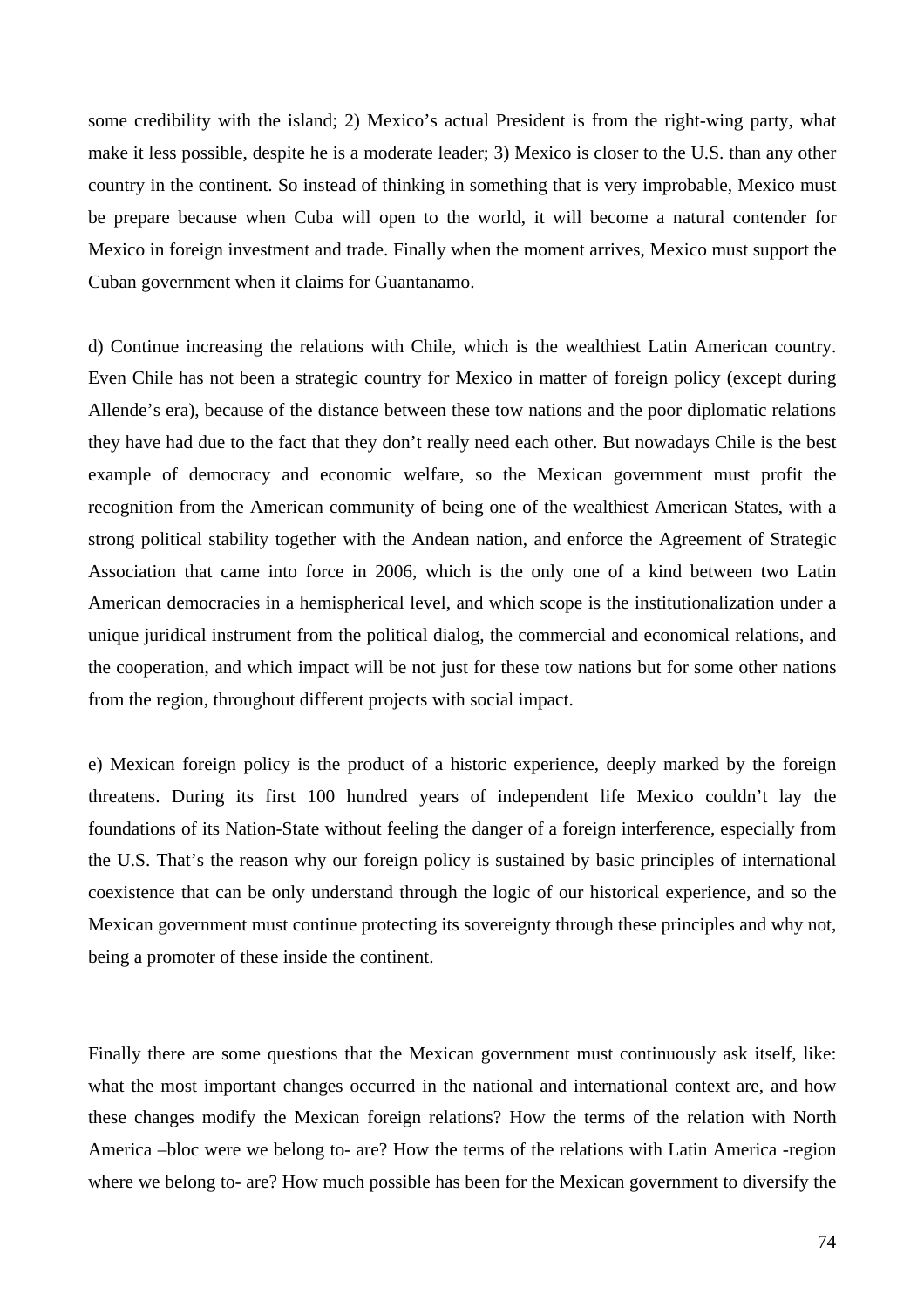some credibility with the island; 2) Mexico's actual President is from the right-wing party, what make it less possible, despite he is a moderate leader; 3) Mexico is closer to the U.S. than any other country in the continent. So instead of thinking in something that is very improbable, Mexico must be prepare because when Cuba will open to the world, it will become a natural contender for Mexico in foreign investment and trade. Finally when the moment arrives, Mexico must support the Cuban government when it claims for Guantanamo.

d) Continue increasing the relations with Chile, which is the wealthiest Latin American country. Even Chile has not been a strategic country for Mexico in matter of foreign policy (except during Allende's era), because of the distance between these tow nations and the poor diplomatic relations they have had due to the fact that they don't really need each other. But nowadays Chile is the best example of democracy and economic welfare, so the Mexican government must profit the recognition from the American community of being one of the wealthiest American States, with a strong political stability together with the Andean nation, and enforce the Agreement of Strategic Association that came into force in 2006, which is the only one of a kind between two Latin American democracies in a hemispherical level, and which scope is the institutionalization under a unique juridical instrument from the political dialog, the commercial and economical relations, and the cooperation, and which impact will be not just for these tow nations but for some other nations from the region, throughout different projects with social impact.

e) Mexican foreign policy is the product of a historic experience, deeply marked by the foreign threatens. During its first 100 hundred years of independent life Mexico couldn't lay the foundations of its Nation-State without feeling the danger of a foreign interference, especially from the U.S. That's the reason why our foreign policy is sustained by basic principles of international coexistence that can be only understand through the logic of our historical experience, and so the Mexican government must continue protecting its sovereignty through these principles and why not, being a promoter of these inside the continent.

Finally there are some questions that the Mexican government must continuously ask itself, like: what the most important changes occurred in the national and international context are, and how these changes modify the Mexican foreign relations? How the terms of the relation with North America –bloc were we belong to- are? How the terms of the relations with Latin America -region where we belong to- are? How much possible has been for the Mexican government to diversify the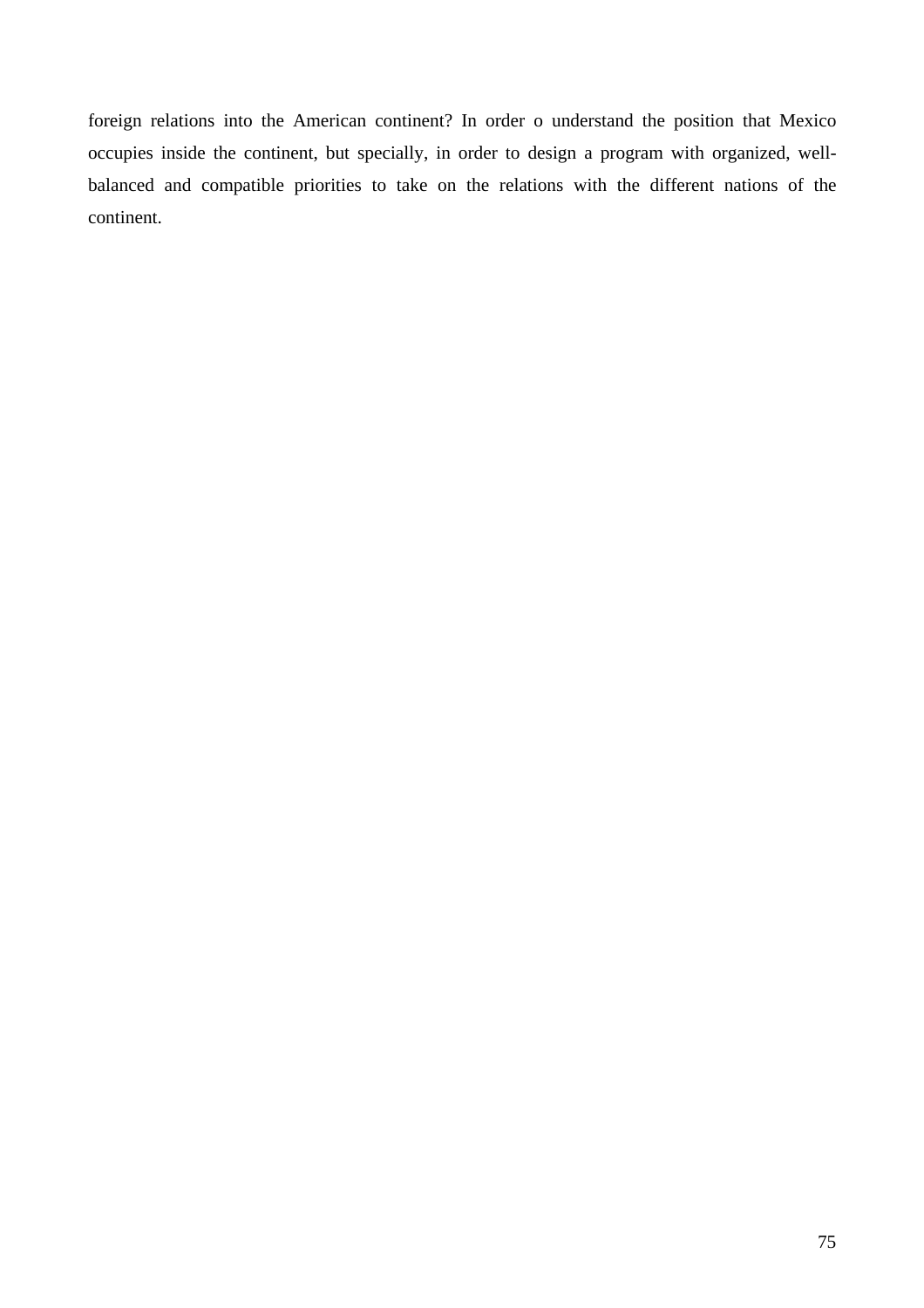foreign relations into the American continent? In order o understand the position that Mexico occupies inside the continent, but specially, in order to design a program with organized, well-balanced and compatible priorities to take on the relations with the different nations of the continent.